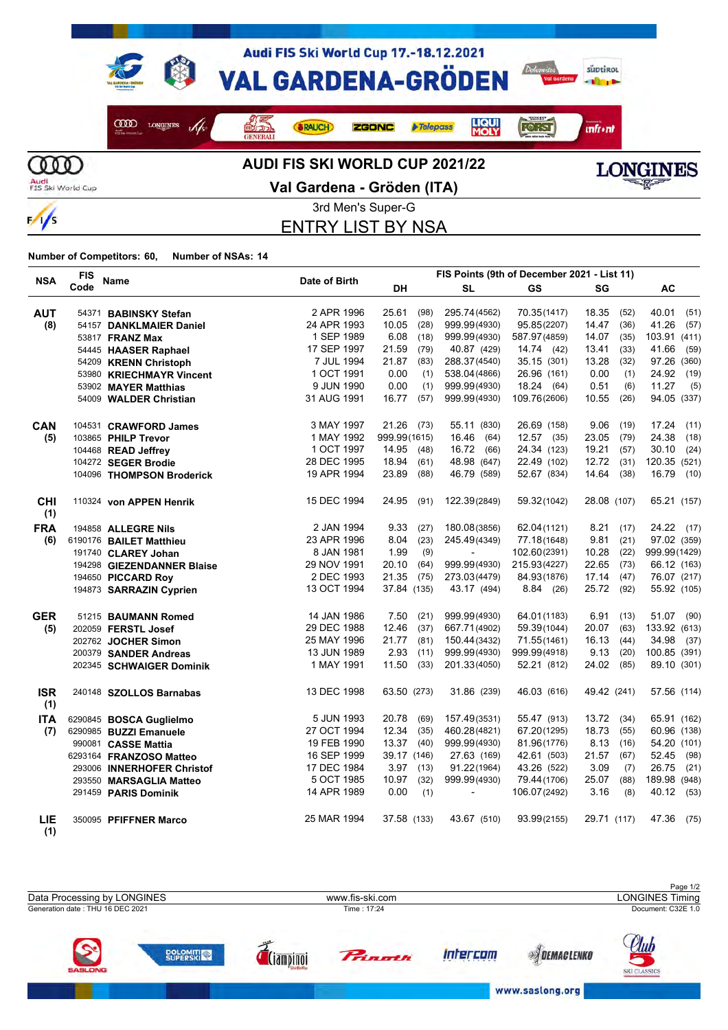# Audi FIS Ski World Cup 17.-18.12.2021

# VAL GARDENA-GRÖDEN

## AUDI FIS SKI WORLD CUP 2021/22

### Val Gardena - Gröden (ITA)

3rd Men's Super-G

## ENTRY LIST BY NSA

**Number of Competitors: 60, Number of NSAs: 14**

| NSA | FIS Code | Name | Date of Birth | FIS Points (9th of December 2021 - List 11) | | | | |
|---|---|---|---|---|---|---|---|---|
| | | | | DH | SL | GS | SG | AC |
| AUT (8) | 54371 | BABINSKY Stefan | 2 APR 1996 | 25.61 (98) | 295.74 (4562) | 70.35 (1417) | 18.35 (52) | 40.01 (51) |
| | 54157 | DANKLMAIER Daniel | 24 APR 1993 | 10.05 (28) | 999.99 (4930) | 95.85 (2207) | 14.47 (36) | 41.26 (57) |
| | 53817 | FRANZ Max | 1 SEP 1989 | 6.08 (18) | 999.99 (4930) | 587.97 (4859) | 14.07 (35) | 103.91 (411) |
| | 54445 | HAASER Raphael | 17 SEP 1997 | 21.59 (79) | 40.87 (429) | 14.74 (42) | 13.41 (33) | 41.66 (59) |
| | 54209 | KRENN Christoph | 7 JUL 1994 | 21.87 (83) | 288.37 (4540) | 35.15 (301) | 13.28 (32) | 97.26 (360) |
| | 53980 | KRIECHMAYR Vincent | 1 OCT 1991 | 0.00 (1) | 538.04 (4866) | 26.96 (161) | 0.00 (1) | 24.92 (19) |
| | 53902 | MAYER Matthias | 9 JUN 1990 | 0.00 (1) | 999.99 (4930) | 18.24 (64) | 0.51 (6) | 11.27 (5) |
| | 54009 | WALDER Christian | 31 AUG 1991 | 16.77 (57) | 999.99 (4930) | 109.76 (2606) | 10.55 (26) | 94.05 (337) |
| CAN (5) | 104531 | CRAWFORD James | 3 MAY 1997 | 21.26 (73) | 55.11 (830) | 26.69 (158) | 9.06 (19) | 17.24 (11) |
| | 103865 | PHILP Trevor | 1 MAY 1992 | 999.99 (1615) | 16.46 (64) | 12.57 (35) | 23.05 (79) | 24.38 (18) |
| | 104468 | READ Jeffrey | 1 OCT 1997 | 14.95 (48) | 16.72 (66) | 24.34 (123) | 19.21 (57) | 30.10 (24) |
| | 104272 | SEGER Brodie | 28 DEC 1995 | 18.94 (61) | 48.98 (647) | 22.49 (102) | 12.72 (31) | 120.35 (521) |
| | 104096 | THOMPSON Broderick | 19 APR 1994 | 23.89 (88) | 46.79 (589) | 52.67 (834) | 14.64 (38) | 16.79 (10) |
| CHI (1) | 110324 | von APPEN Henrik | 15 DEC 1994 | 24.95 (91) | 122.39 (2849) | 59.32 (1042) | 28.08 (107) | 65.21 (157) |
| FRA (6) | 194858 | ALLEGRE Nils | 2 JAN 1994 | 9.33 (27) | 180.08 (3856) | 62.04 (1121) | 8.21 (17) | 24.22 (17) |
| | 6190176 | BAILET Matthieu | 23 APR 1996 | 8.04 (23) | 245.49 (4349) | 77.18 (1648) | 9.81 (21) | 97.02 (359) |
| | 191740 | CLAREY Johan | 8 JAN 1981 | 1.99 (9) | - | 102.60 (2391) | 10.28 (22) | 999.99 (1429) |
| | 194298 | GIEZENDANNER Blaise | 29 NOV 1991 | 20.10 (64) | 999.99 (4930) | 215.93 (4227) | 22.65 (73) | 66.12 (163) |
| | 194650 | PICCARD Roy | 2 DEC 1993 | 21.35 (75) | 273.03 (4479) | 84.93 (1876) | 17.14 (47) | 76.07 (217) |
| | 194873 | SARRAZIN Cyprien | 13 OCT 1994 | 37.84 (135) | 43.17 (494) | 8.84 (26) | 25.72 (92) | 55.92 (105) |
| GER (5) | 51215 | BAUMANN Romed | 14 JAN 1986 | 7.50 (21) | 999.99 (4930) | 64.01 (1183) | 6.91 (13) | 51.07 (90) |
| | 202059 | FERSTL Josef | 29 DEC 1988 | 12.46 (37) | 667.71 (4902) | 59.39 (1044) | 20.07 (63) | 133.92 (613) |
| | 202762 | JOCHER Simon | 25 MAY 1996 | 21.77 (81) | 999.99 (4930) | 71.55 (1461) | 16.13 (44) | 34.98 (37) |
| | 200379 | SANDER Andreas | 13 JUN 1989 | 2.93 (11) | 999.99 (4930) | 999.99 (4918) | 9.13 (20) | 100.85 (391) |
| | 202345 | SCHWAIGER Dominik | 1 MAY 1991 | 11.50 (33) | 201.33 (4050) | 52.21 (812) | 24.02 (85) | 89.10 (301) |
| ISR (1) | 240148 | SZOLLOS Barnabas | 13 DEC 1998 | 63.50 (273) | 31.86 (239) | 46.03 (616) | 49.42 (241) | 57.56 (114) |
| ITA (7) | 6290845 | BOSCA Guglielmo | 5 JUN 1993 | 20.78 (69) | 157.49 (3531) | 55.47 (913) | 13.72 (34) | 65.91 (162) |
| | 6290985 | BUZZI Emanuele | 27 OCT 1994 | 12.34 (35) | 460.28 (4821) | 67.20 (1295) | 18.73 (55) | 60.96 (138) |
| | 990081 | CASSE Mattia | 19 FEB 1990 | 13.37 (40) | 999.99 (4930) | 81.96 (1776) | 8.13 (16) | 54.20 (101) |
| | 6293164 | FRANZOSO Matteo | 16 SEP 1999 | 39.17 (146) | 27.63 (169) | 42.61 (503) | 21.57 (67) | 52.45 (98) |
| | 293006 | INNERHOFER Christof | 17 DEC 1984 | 3.97 (13) | 91.22 (1964) | 43.26 (522) | 3.09 (7) | 26.75 (21) |
| | 293550 | MARSAGLIA Matteo | 5 OCT 1985 | 10.97 (32) | 999.99 (4930) | 79.44 (1706) | 25.07 (88) | 189.98 (948) |
| | 291459 | PARIS Dominik | 14 APR 1989 | 0.00 (1) | - | 106.07 (2492) | 3.16 (8) | 40.12 (53) |
| LIE (1) | 350095 | PFIFFNER Marco | 25 MAR 1994 | 37.58 (133) | 43.67 (510) | 93.99 (2155) | 29.71 (117) | 47.36 (75) |

Data Processing by LONGINES | www.fis-ski.com | LONGINES Timing

Generation date : THU 16 DEC 2021 | Time : 17:24 | Document: C32E 1.0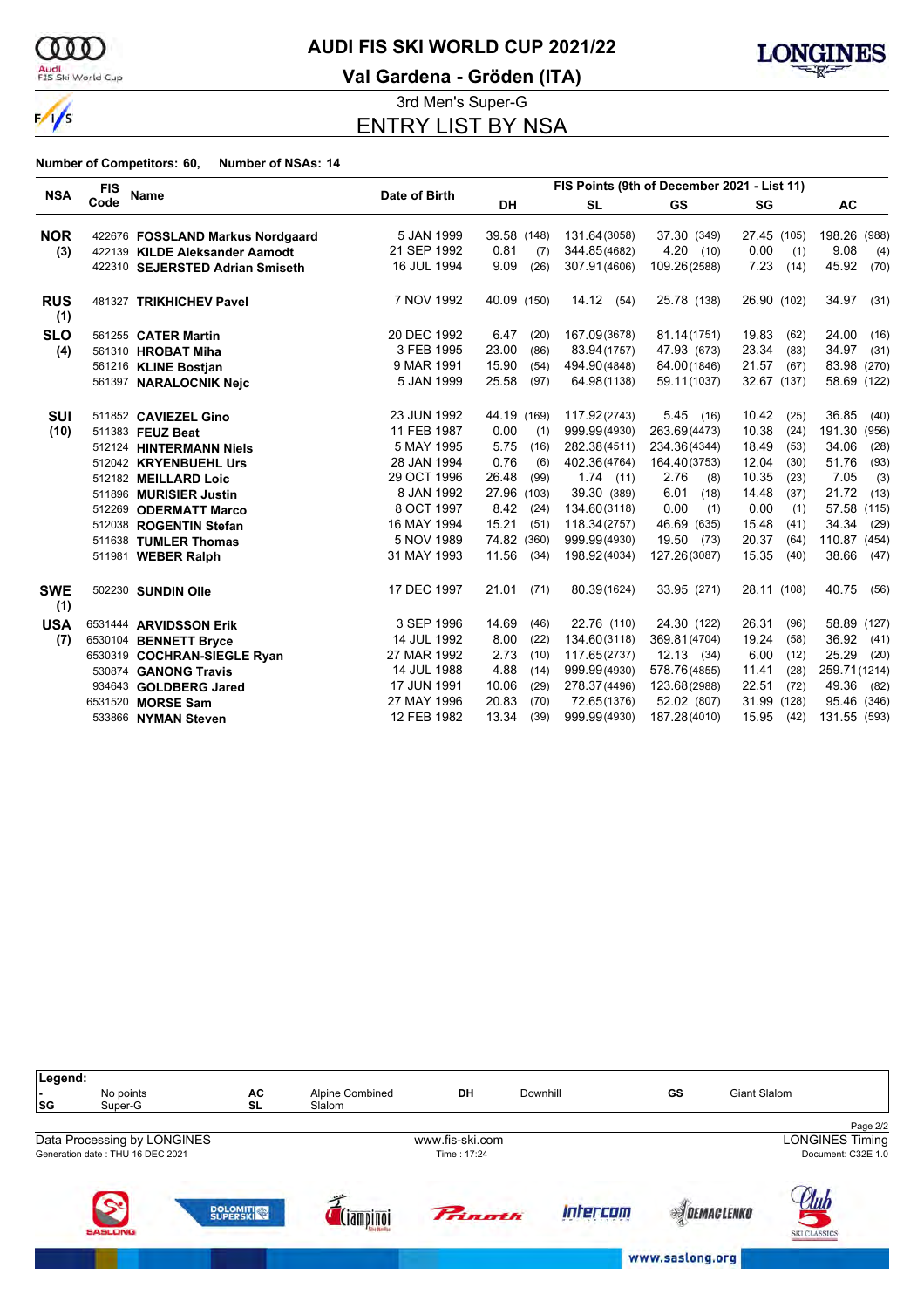# AUDI FIS SKI WORLD CUP 2021/22

## Val Gardena - Gröden (ITA)

### 3rd Men's Super-G

## ENTRY LIST BY NSA

**Number of Competitors: 60, Number of NSAs: 14**

| NSA | FIS Code | Name | Date of Birth | FIS Points (9th of December 2021 - List 11) DH | SL | GS | SG | AC |
|---|---|---|---|---|---|---|---|---|
| **NOR (3)** | 422676 | **FOSSLAND Markus Nordgaard** | 5 JAN 1999 | 39.58 (148) | 131.64 (3058) | 37.30 (349) | 27.45 (105) | 198.26 (988) |
| | 422139 | **KILDE Aleksander Aamodt** | 21 SEP 1992 | 0.81 (7) | 344.85 (4682) | 4.20 (10) | 0.00 (1) | 9.08 (4) |
| | 422310 | **SEJERSTED Adrian Smiseth** | 16 JUL 1994 | 9.09 (26) | 307.91 (4606) | 109.26 (2588) | 7.23 (14) | 45.92 (70) |
| **RUS (1)** | 481327 | **TRIKHICHEV Pavel** | 7 NOV 1992 | 40.09 (150) | 14.12 (54) | 25.78 (138) | 26.90 (102) | 34.97 (31) |
| **SLO (4)** | 561255 | **CATER Martin** | 20 DEC 1992 | 6.47 (20) | 167.09 (3678) | 81.14 (1751) | 19.83 (62) | 24.00 (16) |
| | 561310 | **HROBAT Miha** | 3 FEB 1995 | 23.00 (86) | 83.94 (1757) | 47.93 (673) | 23.34 (83) | 34.97 (31) |
| | 561216 | **KLINE Bostjan** | 9 MAR 1991 | 15.90 (54) | 494.90 (4848) | 84.00 (1846) | 21.57 (67) | 83.98 (270) |
| | 561397 | **NARALOCNIK Nejc** | 5 JAN 1999 | 25.58 (97) | 64.98 (1138) | 59.11 (1037) | 32.67 (137) | 58.69 (122) |
| **SUI (10)** | 511852 | **CAVIEZEL Gino** | 23 JUN 1992 | 44.19 (169) | 117.92 (2743) | 5.45 (16) | 10.42 (25) | 36.85 (40) |
| | 511383 | **FEUZ Beat** | 11 FEB 1987 | 0.00 (1) | 999.99 (4930) | 263.69 (4473) | 10.38 (24) | 191.30 (956) |
| | 512124 | **HINTERMANN Niels** | 5 MAY 1995 | 5.75 (16) | 282.38 (4511) | 234.36 (4344) | 18.49 (53) | 34.06 (28) |
| | 512042 | **KRYENBUEHL Urs** | 28 JAN 1994 | 0.76 (6) | 402.36 (4764) | 164.40 (3753) | 12.04 (30) | 51.76 (93) |
| | 512182 | **MEILLARD Loic** | 29 OCT 1996 | 26.48 (99) | 1.74 (11) | 2.76 (8) | 10.35 (23) | 7.05 (3) |
| | 511896 | **MURISIER Justin** | 8 JAN 1992 | 27.96 (103) | 39.30 (389) | 6.01 (18) | 14.48 (37) | 21.72 (13) |
| | 512269 | **ODERMATT Marco** | 8 OCT 1997 | 8.42 (24) | 134.60 (3118) | 0.00 (1) | 0.00 (1) | 57.58 (115) |
| | 512038 | **ROGENTIN Stefan** | 16 MAY 1994 | 15.21 (51) | 118.34 (2757) | 46.69 (635) | 15.48 (41) | 34.34 (29) |
| | 511638 | **TUMLER Thomas** | 5 NOV 1989 | 74.82 (360) | 999.99 (4930) | 19.50 (73) | 20.37 (64) | 110.87 (454) |
| | 511981 | **WEBER Ralph** | 31 MAY 1993 | 11.56 (34) | 198.92 (4034) | 127.26 (3087) | 15.35 (40) | 38.66 (47) |
| **SWE (1)** | 502230 | **SUNDIN Olle** | 17 DEC 1997 | 21.01 (71) | 80.39 (1624) | 33.95 (271) | 28.11 (108) | 40.75 (56) |
| **USA (7)** | 6531444 | **ARVIDSSON Erik** | 3 SEP 1996 | 14.69 (46) | 22.76 (110) | 24.30 (122) | 26.31 (96) | 58.89 (127) |
| | 6530104 | **BENNETT Bryce** | 14 JUL 1992 | 8.00 (22) | 134.60 (3118) | 369.81 (4704) | 19.24 (58) | 36.92 (41) |
| | 6530319 | **COCHRAN-SIEGLE Ryan** | 27 MAR 1992 | 2.73 (10) | 117.65 (2737) | 12.13 (34) | 6.00 (12) | 25.29 (20) |
| | 530874 | **GANONG Travis** | 14 JUL 1988 | 4.88 (14) | 999.99 (4930) | 578.76 (4855) | 11.41 (28) | 259.71 (1214) |
| | 934643 | **GOLDBERG Jared** | 17 JUN 1991 | 10.06 (29) | 278.37 (4496) | 123.68 (2988) | 22.51 (72) | 49.36 (82) |
| | 6531520 | **MORSE Sam** | 27 MAY 1996 | 20.83 (70) | 72.65 (1376) | 52.02 (807) | 31.99 (128) | 95.46 (346) |
| | 533866 | **NYMAN Steven** | 12 FEB 1982 | 13.34 (39) | 999.99 (4930) | 187.28 (4010) | 15.95 (42) | 131.55 (593) |

**Legend:**

| | | | | | |
|---|---|---|---|---|---|
| - | No points | AC | Alpine Combined | DH | Downhill |
| SG | Super-G | SL | Slalom | GS | Giant Slalom |

Data Processing by LONGINES — www.fis-ski.com — LONGINES Timing

Generation date : THU 16 DEC 2021 — Time : 17:24 — Document: C32E 1.0

www.saslong.org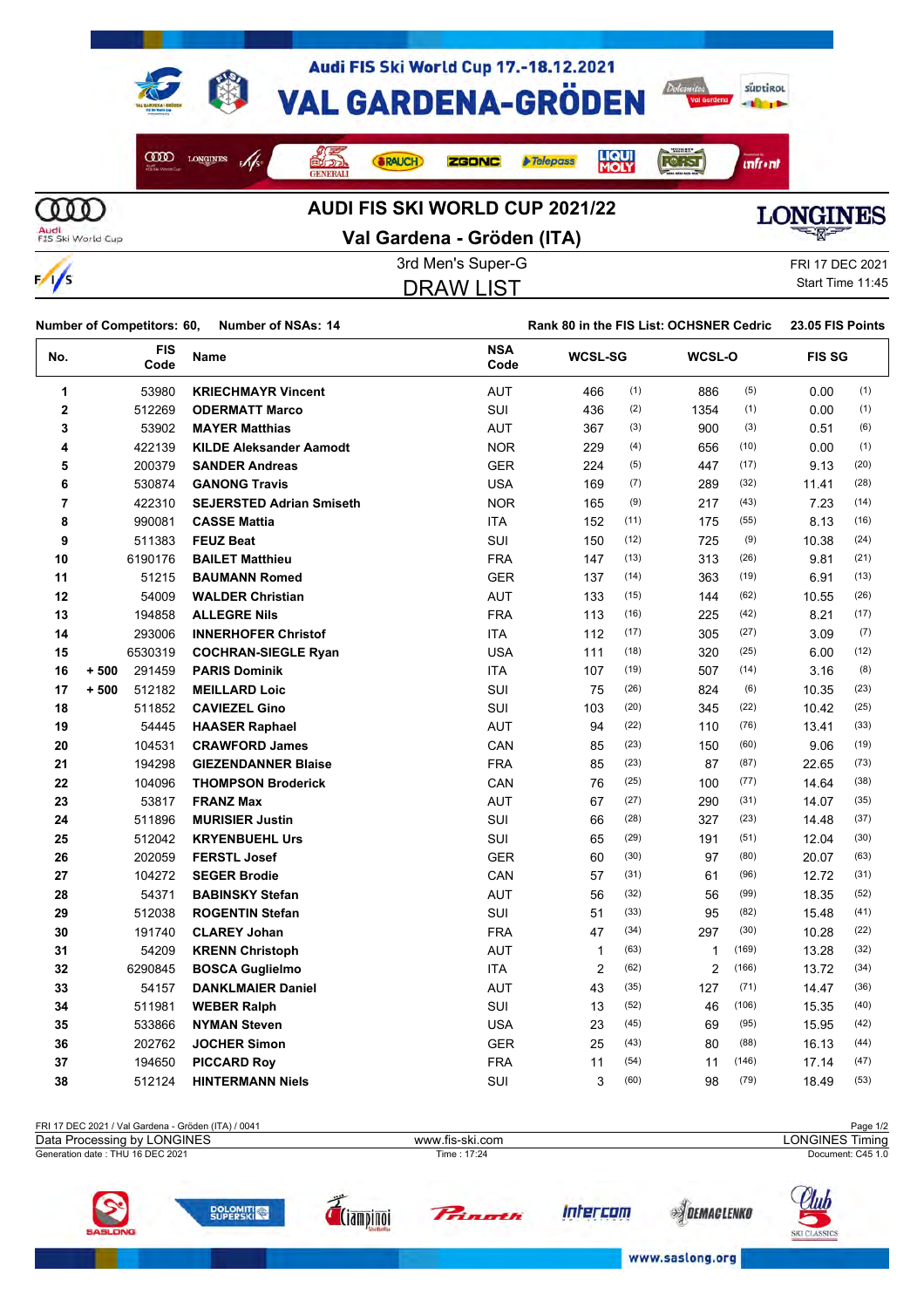# AUDI FIS SKI WORLD CUP 2021/22

## Val Gardena - Gröden (ITA)

3rd Men's Super-G

FRI 17 DEC 2021

Start Time 11:45

## DRAW LIST

**Number of Competitors: 60, Number of NSAs: 14**

**Rank 80 in the FIS List: OCHSNER Cedric 23.05 FIS Points**

| No. | | FIS Code | Name | NSA Code | WCSL-SG | | WCSL-O | | FIS SG | |
|---|---|---|---|---|---|---|---|---|---|---|
| 1 | | 53980 | **KRIECHMAYR Vincent** | AUT | 466 | (1) | 886 | (5) | 0.00 | (1) |
| 2 | | 512269 | **ODERMATT Marco** | SUI | 436 | (2) | 1354 | (1) | 0.00 | (1) |
| 3 | | 53902 | **MAYER Matthias** | AUT | 367 | (3) | 900 | (3) | 0.51 | (6) |
| 4 | | 422139 | **KILDE Aleksander Aamodt** | NOR | 229 | (4) | 656 | (10) | 0.00 | (1) |
| 5 | | 200379 | **SANDER Andreas** | GER | 224 | (5) | 447 | (17) | 9.13 | (20) |
| 6 | | 530874 | **GANONG Travis** | USA | 169 | (7) | 289 | (32) | 11.41 | (28) |
| 7 | | 422310 | **SEJERSTED Adrian Smiseth** | NOR | 165 | (9) | 217 | (43) | 7.23 | (14) |
| 8 | | 990081 | **CASSE Mattia** | ITA | 152 | (11) | 175 | (55) | 8.13 | (16) |
| 9 | | 511383 | **FEUZ Beat** | SUI | 150 | (12) | 725 | (9) | 10.38 | (24) |
| 10 | | 6190176 | **BAILET Matthieu** | FRA | 147 | (13) | 313 | (26) | 9.81 | (21) |
| 11 | | 51215 | **BAUMANN Romed** | GER | 137 | (14) | 363 | (19) | 6.91 | (13) |
| 12 | | 54009 | **WALDER Christian** | AUT | 133 | (15) | 144 | (62) | 10.55 | (26) |
| 13 | | 194858 | **ALLEGRE Nils** | FRA | 113 | (16) | 225 | (42) | 8.21 | (17) |
| 14 | | 293006 | **INNERHOFER Christof** | ITA | 112 | (17) | 305 | (27) | 3.09 | (7) |
| 15 | | 6530319 | **COCHRAN-SIEGLE Ryan** | USA | 111 | (18) | 320 | (25) | 6.00 | (12) |
| 16 | + 500 | 291459 | **PARIS Dominik** | ITA | 107 | (19) | 507 | (14) | 3.16 | (8) |
| 17 | + 500 | 512182 | **MEILLARD Loic** | SUI | 75 | (26) | 824 | (6) | 10.35 | (23) |
| 18 | | 511852 | **CAVIEZEL Gino** | SUI | 103 | (20) | 345 | (22) | 10.42 | (25) |
| 19 | | 54445 | **HAASER Raphael** | AUT | 94 | (22) | 110 | (76) | 13.41 | (33) |
| 20 | | 104531 | **CRAWFORD James** | CAN | 85 | (23) | 150 | (60) | 9.06 | (19) |
| 21 | | 194298 | **GIEZENDANNER Blaise** | FRA | 85 | (23) | 87 | (87) | 22.65 | (73) |
| 22 | | 104096 | **THOMPSON Broderick** | CAN | 76 | (25) | 100 | (77) | 14.64 | (38) |
| 23 | | 53817 | **FRANZ Max** | AUT | 67 | (27) | 290 | (31) | 14.07 | (35) |
| 24 | | 511896 | **MURISIER Justin** | SUI | 66 | (28) | 327 | (23) | 14.48 | (37) |
| 25 | | 512042 | **KRYENBUEHL Urs** | SUI | 65 | (29) | 191 | (51) | 12.04 | (30) |
| 26 | | 202059 | **FERSTL Josef** | GER | 60 | (30) | 97 | (80) | 20.07 | (63) |
| 27 | | 104272 | **SEGER Brodie** | CAN | 57 | (31) | 61 | (96) | 12.72 | (31) |
| 28 | | 54371 | **BABINSKY Stefan** | AUT | 56 | (32) | 56 | (99) | 18.35 | (52) |
| 29 | | 512038 | **ROGENTIN Stefan** | SUI | 51 | (33) | 95 | (82) | 15.48 | (41) |
| 30 | | 191740 | **CLAREY Johan** | FRA | 47 | (34) | 297 | (30) | 10.28 | (22) |
| 31 | | 54209 | **KRENN Christoph** | AUT | 1 | (63) | 1 | (169) | 13.28 | (32) |
| 32 | | 6290845 | **BOSCA Guglielmo** | ITA | 2 | (62) | 2 | (166) | 13.72 | (34) |
| 33 | | 54157 | **DANKLMAIER Daniel** | AUT | 43 | (35) | 127 | (71) | 14.47 | (36) |
| 34 | | 511981 | **WEBER Ralph** | SUI | 13 | (52) | 46 | (106) | 15.35 | (40) |
| 35 | | 533866 | **NYMAN Steven** | USA | 23 | (45) | 69 | (95) | 15.95 | (42) |
| 36 | | 202762 | **JOCHER Simon** | GER | 25 | (43) | 80 | (88) | 16.13 | (44) |
| 37 | | 194650 | **PICCARD Roy** | FRA | 11 | (54) | 11 | (146) | 17.14 | (47) |
| 38 | | 512124 | **HINTERMANN Niels** | SUI | 3 | (60) | 98 | (79) | 18.49 | (53) |

FRI 17 DEC 2021 / Val Gardena - Gröden (ITA) / 0041

Data Processing by LONGINES | www.fis-ski.com | LONGINES Timing

Generation date : THU 16 DEC 2021 | Time : 17:24 | Document: C45 1.0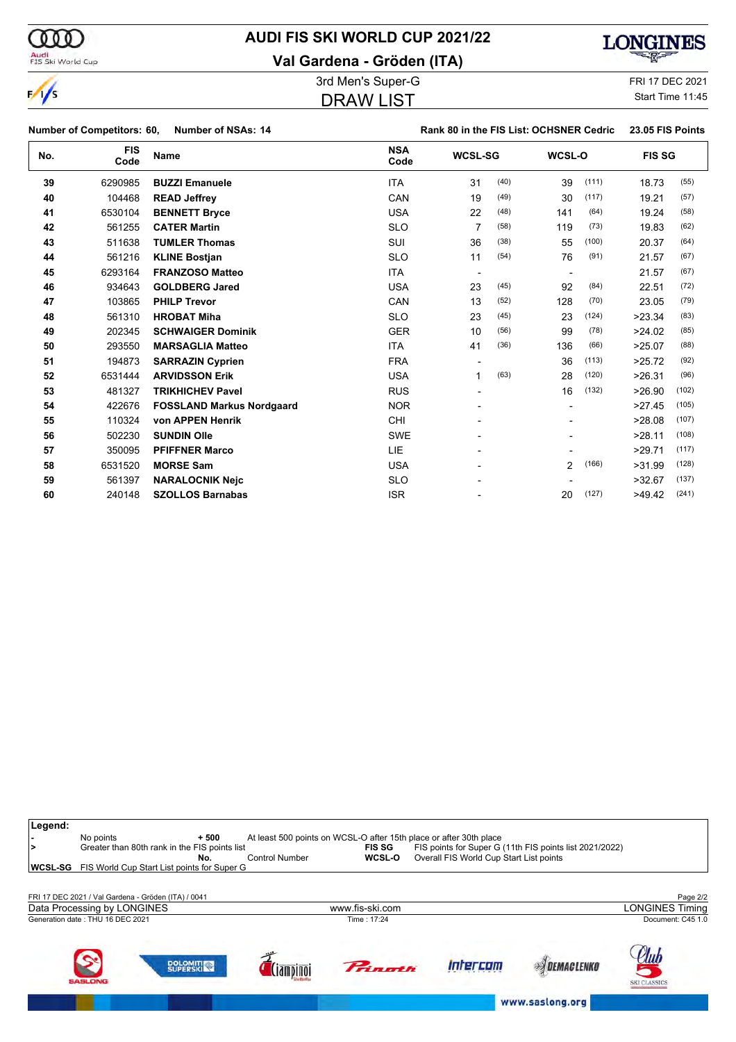# AUDI FIS SKI WORLD CUP 2021/22

## Val Gardena - Gröden (ITA)

3rd Men's Super-G

FRI 17 DEC 2021

Start Time 11:45

## DRAW LIST

**Number of Competitors: 60, Number of NSAs: 14** **Rank 80 in the FIS List: OCHSNER Cedric 23.05 FIS Points**

| No. | FIS Code | Name | NSA Code | WCSL-SG | | WCSL-O | | FIS SG | |
|---|---|---|---|---|---|---|---|---|---|
| 39 | 6290985 | **BUZZI Emanuele** | ITA | 31 | (40) | 39 | (111) | 18.73 | (55) |
| 40 | 104468 | **READ Jeffrey** | CAN | 19 | (49) | 30 | (117) | 19.21 | (57) |
| 41 | 6530104 | **BENNETT Bryce** | USA | 22 | (48) | 141 | (64) | 19.24 | (58) |
| 42 | 561255 | **CATER Martin** | SLO | 7 | (58) | 119 | (73) | 19.83 | (62) |
| 43 | 511638 | **TUMLER Thomas** | SUI | 36 | (38) | 55 | (100) | 20.37 | (64) |
| 44 | 561216 | **KLINE Bostjan** | SLO | 11 | (54) | 76 | (91) | 21.57 | (67) |
| 45 | 6293164 | **FRANZOSO Matteo** | ITA | - | | - | | 21.57 | (67) |
| 46 | 934643 | **GOLDBERG Jared** | USA | 23 | (45) | 92 | (84) | 22.51 | (72) |
| 47 | 103865 | **PHILP Trevor** | CAN | 13 | (52) | 128 | (70) | 23.05 | (79) |
| 48 | 561310 | **HROBAT Miha** | SLO | 23 | (45) | 23 | (124) | >23.34 | (83) |
| 49 | 202345 | **SCHWAIGER Dominik** | GER | 10 | (56) | 99 | (78) | >24.02 | (85) |
| 50 | 293550 | **MARSAGLIA Matteo** | ITA | 41 | (36) | 136 | (66) | >25.07 | (88) |
| 51 | 194873 | **SARRAZIN Cyprien** | FRA | - | | 36 | (113) | >25.72 | (92) |
| 52 | 6531444 | **ARVIDSSON Erik** | USA | 1 | (63) | 28 | (120) | >26.31 | (96) |
| 53 | 481327 | **TRIKHICHEV Pavel** | RUS | - | | 16 | (132) | >26.90 | (102) |
| 54 | 422676 | **FOSSLAND Markus Nordgaard** | NOR | - | | - | | >27.45 | (105) |
| 55 | 110324 | **von APPEN Henrik** | CHI | - | | - | | >28.08 | (107) |
| 56 | 502230 | **SUNDIN Olle** | SWE | - | | - | | >28.11 | (108) |
| 57 | 350095 | **PFIFFNER Marco** | LIE | - | | - | | >29.71 | (117) |
| 58 | 6531520 | **MORSE Sam** | USA | - | | 2 | (166) | >31.99 | (128) |
| 59 | 561397 | **NARALOCNIK Nejc** | SLO | - | | - | | >32.67 | (137) |
| 60 | 240148 | **SZOLLOS Barnabas** | ISR | - | | 20 | (127) | >49.42 | (241) |

**Legend:**

| | | | |
|---|---|---|---|
| **-** | No points | **+ 500** | At least 500 points on WCSL-O after 15th place or after 30th place |
| **>** | Greater than 80th rank in the FIS points list | **FIS SG** | FIS points for Super G (11th FIS points list 2021/2022) |
| **No.** | Control Number | **WCSL-O** | Overall FIS World Cup Start List points |
| **WCSL-SG** | FIS World Cup Start List points for Super G | | |

FRI 17 DEC 2021 / Val Gardena - Gröden (ITA) / 0041

Data Processing by LONGINES www.fis-ski.com LONGINES Timing

Generation date : THU 16 DEC 2021 Time : 17:24 Document: C45 1.0

www.saslong.org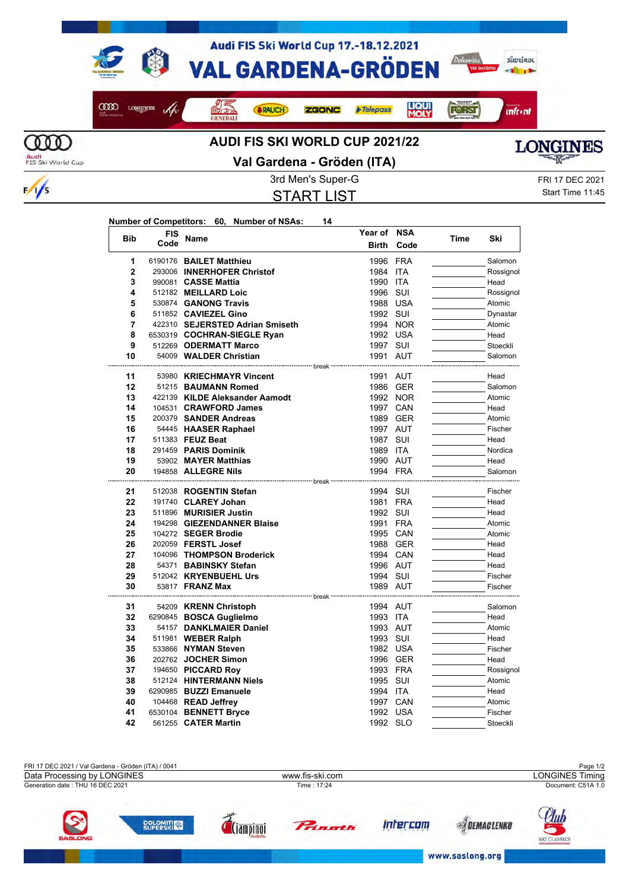# AUDI FIS SKI WORLD CUP 2021/22

## Val Gardena - Gröden (ITA)

3rd Men's Super-G

FRI 17 DEC 2021
Start Time 11:45

## START LIST

**Number of Competitors: 60, Number of NSAs: 14**

| Bib | FIS Code | Name | Year of Birth | NSA Code | Time | Ski |
|---|---|---|---|---|---|---|
| 1 | 6190176 | **BAILET Matthieu** | 1996 | FRA | | Salomon |
| 2 | 293006 | **INNERHOFER Christof** | 1984 | ITA | | Rossignol |
| 3 | 990081 | **CASSE Mattia** | 1990 | ITA | | Head |
| 4 | 512182 | **MEILLARD Loic** | 1996 | SUI | | Rossignol |
| 5 | 530874 | **GANONG Travis** | 1988 | USA | | Atomic |
| 6 | 511852 | **CAVIEZEL Gino** | 1992 | SUI | | Dynastar |
| 7 | 422310 | **SEJERSTED Adrian Smiseth** | 1994 | NOR | | Atomic |
| 8 | 6530319 | **COCHRAN-SIEGLE Ryan** | 1992 | USA | | Head |
| 9 | 512269 | **ODERMATT Marco** | 1997 | SUI | | Stoeckli |
| 10 | 54009 | **WALDER Christian** | 1991 | AUT | | Salomon |
| | | break | | | | |
| 11 | 53980 | **KRIECHMAYR Vincent** | 1991 | AUT | | Head |
| 12 | 51215 | **BAUMANN Romed** | 1986 | GER | | Salomon |
| 13 | 422139 | **KILDE Aleksander Aamodt** | 1992 | NOR | | Atomic |
| 14 | 104531 | **CRAWFORD James** | 1997 | CAN | | Head |
| 15 | 200379 | **SANDER Andreas** | 1989 | GER | | Atomic |
| 16 | 54445 | **HAASER Raphael** | 1997 | AUT | | Fischer |
| 17 | 511383 | **FEUZ Beat** | 1987 | SUI | | Head |
| 18 | 291459 | **PARIS Dominik** | 1989 | ITA | | Nordica |
| 19 | 53902 | **MAYER Matthias** | 1990 | AUT | | Head |
| 20 | 194858 | **ALLEGRE Nils** | 1994 | FRA | | Salomon |
| | | break | | | | |
| 21 | 512038 | **ROGENTIN Stefan** | 1994 | SUI | | Fischer |
| 22 | 191740 | **CLAREY Johan** | 1981 | FRA | | Head |
| 23 | 511896 | **MURISIER Justin** | 1992 | SUI | | Head |
| 24 | 194298 | **GIEZENDANNER Blaise** | 1991 | FRA | | Atomic |
| 25 | 104272 | **SEGER Brodie** | 1995 | CAN | | Atomic |
| 26 | 202059 | **FERSTL Josef** | 1988 | GER | | Head |
| 27 | 104096 | **THOMPSON Broderick** | 1994 | CAN | | Head |
| 28 | 54371 | **BABINSKY Stefan** | 1996 | AUT | | Head |
| 29 | 512042 | **KRYENBUEHL Urs** | 1994 | SUI | | Fischer |
| 30 | 53817 | **FRANZ Max** | 1989 | AUT | | Fischer |
| | | break | | | | |
| 31 | 54209 | **KRENN Christoph** | 1994 | AUT | | Salomon |
| 32 | 6290845 | **BOSCA Guglielmo** | 1993 | ITA | | Head |
| 33 | 54157 | **DANKLMAIER Daniel** | 1993 | AUT | | Atomic |
| 34 | 511981 | **WEBER Ralph** | 1993 | SUI | | Head |
| 35 | 533866 | **NYMAN Steven** | 1982 | USA | | Fischer |
| 36 | 202762 | **JOCHER Simon** | 1996 | GER | | Head |
| 37 | 194650 | **PICCARD Roy** | 1993 | FRA | | Rossignol |
| 38 | 512124 | **HINTERMANN Niels** | 1995 | SUI | | Atomic |
| 39 | 6290985 | **BUZZI Emanuele** | 1994 | ITA | | Head |
| 40 | 104468 | **READ Jeffrey** | 1997 | CAN | | Atomic |
| 41 | 6530104 | **BENNETT Bryce** | 1992 | USA | | Fischer |
| 42 | 561255 | **CATER Martin** | 1992 | SLO | | Stoeckli |

FRI 17 DEC 2021 / Val Gardena - Gröden (ITA) / 0041
Data Processing by LONGINES — www.fis-ski.com — LONGINES Timing
Generation date : THU 16 DEC 2021 — Time : 17:24 — Document: C51A 1.0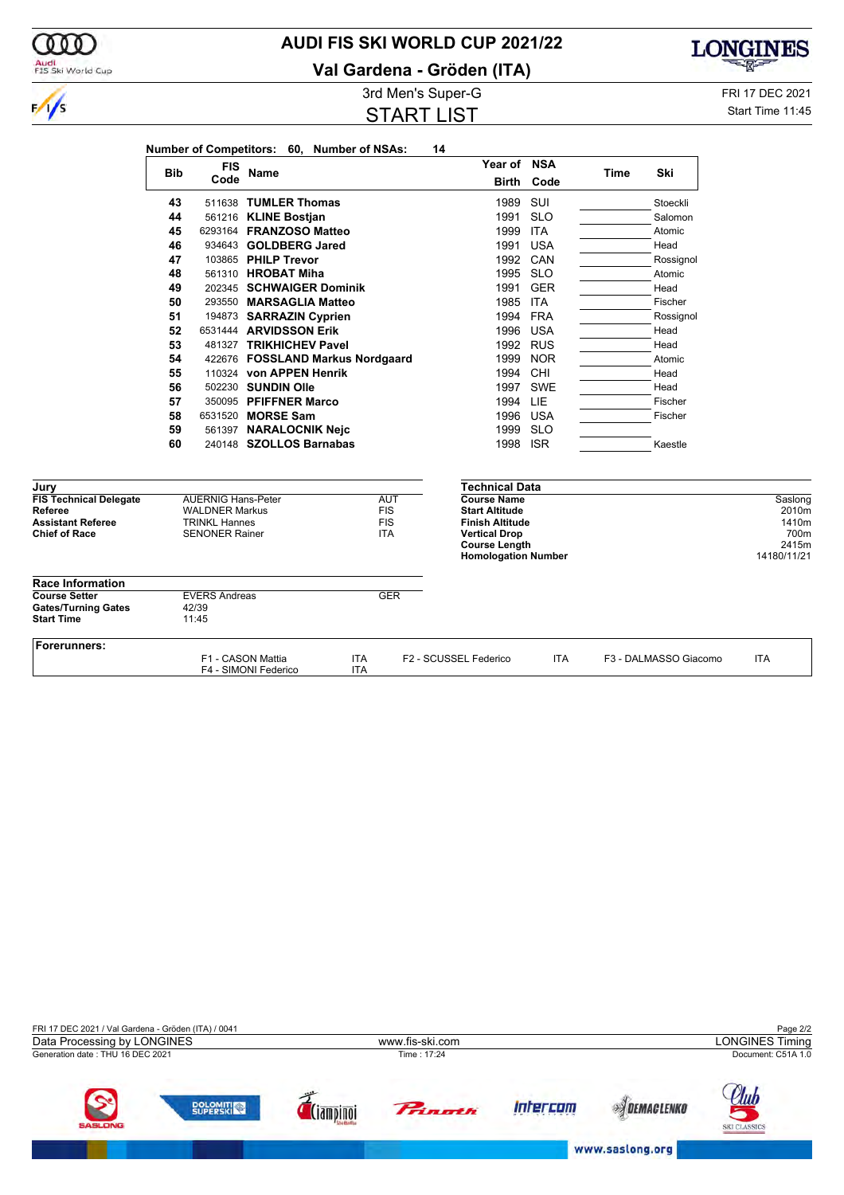# AUDI FIS SKI WORLD CUP 2021/22

## Val Gardena - Gröden (ITA)

### 3rd Men's Super-G

### START LIST

FRI 17 DEC 2021
Start Time 11:45

**Number of Competitors: 60, Number of NSAs: 14**

| Bib | FIS Code | Name | Year of Birth | NSA Code | Time | Ski |
|---|---|---|---|---|---|---|
| 43 | 511638 | **TUMLER Thomas** | 1989 | SUI | | Stoeckli |
| 44 | 561216 | **KLINE Bostjan** | 1991 | SLO | | Salomon |
| 45 | 6293164 | **FRANZOSO Matteo** | 1999 | ITA | | Atomic |
| 46 | 934643 | **GOLDBERG Jared** | 1991 | USA | | Head |
| 47 | 103865 | **PHILP Trevor** | 1992 | CAN | | Rossignol |
| 48 | 561310 | **HROBAT Miha** | 1995 | SLO | | Atomic |
| 49 | 202345 | **SCHWAIGER Dominik** | 1991 | GER | | Head |
| 50 | 293550 | **MARSAGLIA Matteo** | 1985 | ITA | | Fischer |
| 51 | 194873 | **SARRAZIN Cyprien** | 1994 | FRA | | Rossignol |
| 52 | 6531444 | **ARVIDSSON Erik** | 1996 | USA | | Head |
| 53 | 481327 | **TRIKHICHEV Pavel** | 1992 | RUS | | Head |
| 54 | 422676 | **FOSSLAND Markus Nordgaard** | 1999 | NOR | | Atomic |
| 55 | 110324 | **von APPEN Henrik** | 1994 | CHI | | Head |
| 56 | 502230 | **SUNDIN Olle** | 1997 | SWE | | Head |
| 57 | 350095 | **PFIFFNER Marco** | 1994 | LIE | | Fischer |
| 58 | 6531520 | **MORSE Sam** | 1996 | USA | | Fischer |
| 59 | 561397 | **NARALOCNIK Nejc** | 1999 | SLO | | |
| 60 | 240148 | **SZOLLOS Barnabas** | 1998 | ISR | | Kaestle |

**Jury**

| | | |
|---|---|---|
| **FIS Technical Delegate** | AUERNIG Hans-Peter | AUT |
| **Referee** | WALDNER Markus | FIS |
| **Assistant Referee** | TRINKL Hannes | FIS |
| **Chief of Race** | SENONER Rainer | ITA |

**Technical Data**

| | |
|---|---|
| **Course Name** | Saslong |
| **Start Altitude** | 2010m |
| **Finish Altitude** | 1410m |
| **Vertical Drop** | 700m |
| **Course Length** | 2415m |
| **Homologation Number** | 14180/11/21 |

**Race Information**

| | | |
|---|---|---|
| **Course Setter** | EVERS Andreas | GER |
| **Gates/Turning Gates** | 42/39 | |
| **Start Time** | 11:45 | |

**Forerunners:**

| | | | | | |
|---|---|---|---|---|---|
| F1 - CASON Mattia | ITA | F2 - SCUSSEL Federico | ITA | F3 - DALMASSO Giacomo | ITA |
| F4 - SIMONI Federico | ITA | | | | |

FRI 17 DEC 2021 / Val Gardena - Gröden (ITA) / 0041
Data Processing by LONGINES — www.fis-ski.com — LONGINES Timing
Generation date : THU 16 DEC 2021 — Time : 17:24 — Document: C51A 1.0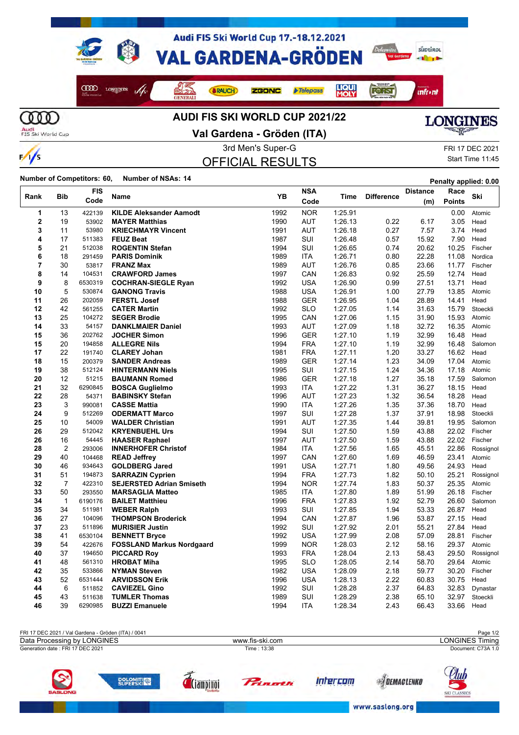Audi FIS Ski World Cup 17.-18.12.2021

# VAL GARDENA-GRÖDEN

## AUDI FIS SKI WORLD CUP 2021/22

## Val Gardena - Gröden (ITA)

3rd Men's Super-G

FRI 17 DEC 2021

Start Time 11:45

## OFFICIAL RESULTS

**Number of Competitors: 60, Number of NSAs: 14**

**Penalty applied: 0.00**

| Rank | Bib | FIS Code | Name | YB | NSA Code | Time | Difference | Distance (m) | Race Points | Ski |
|---|---|---|---|---|---|---|---|---|---|---|
| 1 | 13 | 422139 | **KILDE Aleksander Aamodt** | 1992 | NOR | 1:25.91 | | | 0.00 | Atomic |
| 2 | 19 | 53902 | **MAYER Matthias** | 1990 | AUT | 1:26.13 | 0.22 | 6.17 | 3.05 | Head |
| 3 | 11 | 53980 | **KRIECHMAYR Vincent** | 1991 | AUT | 1:26.18 | 0.27 | 7.57 | 3.74 | Head |
| 4 | 17 | 511383 | **FEUZ Beat** | 1987 | SUI | 1:26.48 | 0.57 | 15.92 | 7.90 | Head |
| 5 | 21 | 512038 | **ROGENTIN Stefan** | 1994 | SUI | 1:26.65 | 0.74 | 20.62 | 10.25 | Fischer |
| 6 | 18 | 291459 | **PARIS Dominik** | 1989 | ITA | 1:26.71 | 0.80 | 22.28 | 11.08 | Nordica |
| 7 | 30 | 53817 | **FRANZ Max** | 1989 | AUT | 1:26.76 | 0.85 | 23.66 | 11.77 | Fischer |
| 8 | 14 | 104531 | **CRAWFORD James** | 1997 | CAN | 1:26.83 | 0.92 | 25.59 | 12.74 | Head |
| 9 | 8 | 6530319 | **COCHRAN-SIEGLE Ryan** | 1992 | USA | 1:26.90 | 0.99 | 27.51 | 13.71 | Head |
| 10 | 5 | 530874 | **GANONG Travis** | 1988 | USA | 1:26.91 | 1.00 | 27.79 | 13.85 | Atomic |
| 11 | 26 | 202059 | **FERSTL Josef** | 1988 | GER | 1:26.95 | 1.04 | 28.89 | 14.41 | Head |
| 12 | 42 | 561255 | **CATER Martin** | 1992 | SLO | 1:27.05 | 1.14 | 31.63 | 15.79 | Stoeckli |
| 13 | 25 | 104272 | **SEGER Brodie** | 1995 | CAN | 1:27.06 | 1.15 | 31.90 | 15.93 | Atomic |
| 14 | 33 | 54157 | **DANKLMAIER Daniel** | 1993 | AUT | 1:27.09 | 1.18 | 32.72 | 16.35 | Atomic |
| 15 | 36 | 202762 | **JOCHER Simon** | 1996 | GER | 1:27.10 | 1.19 | 32.99 | 16.48 | Head |
| 15 | 20 | 194858 | **ALLEGRE Nils** | 1994 | FRA | 1:27.10 | 1.19 | 32.99 | 16.48 | Salomon |
| 17 | 22 | 191740 | **CLAREY Johan** | 1981 | FRA | 1:27.11 | 1.20 | 33.27 | 16.62 | Head |
| 18 | 15 | 200379 | **SANDER Andreas** | 1989 | GER | 1:27.14 | 1.23 | 34.09 | 17.04 | Atomic |
| 19 | 38 | 512124 | **HINTERMANN Niels** | 1995 | SUI | 1:27.15 | 1.24 | 34.36 | 17.18 | Atomic |
| 20 | 12 | 51215 | **BAUMANN Romed** | 1986 | GER | 1:27.18 | 1.27 | 35.18 | 17.59 | Salomon |
| 21 | 32 | 6290845 | **BOSCA Guglielmo** | 1993 | ITA | 1:27.22 | 1.31 | 36.27 | 18.15 | Head |
| 22 | 28 | 54371 | **BABINSKY Stefan** | 1996 | AUT | 1:27.23 | 1.32 | 36.54 | 18.28 | Head |
| 23 | 3 | 990081 | **CASSE Mattia** | 1990 | ITA | 1:27.26 | 1.35 | 37.36 | 18.70 | Head |
| 24 | 9 | 512269 | **ODERMATT Marco** | 1997 | SUI | 1:27.28 | 1.37 | 37.91 | 18.98 | Stoeckli |
| 25 | 10 | 54009 | **WALDER Christian** | 1991 | AUT | 1:27.35 | 1.44 | 39.81 | 19.95 | Salomon |
| 26 | 29 | 512042 | **KRYENBUEHL Urs** | 1994 | SUI | 1:27.50 | 1.59 | 43.88 | 22.02 | Fischer |
| 26 | 16 | 54445 | **HAASER Raphael** | 1997 | AUT | 1:27.50 | 1.59 | 43.88 | 22.02 | Fischer |
| 28 | 2 | 293006 | **INNERHOFER Christof** | 1984 | ITA | 1:27.56 | 1.65 | 45.51 | 22.86 | Rossignol |
| 29 | 40 | 104468 | **READ Jeffrey** | 1997 | CAN | 1:27.60 | 1.69 | 46.59 | 23.41 | Atomic |
| 30 | 46 | 934643 | **GOLDBERG Jared** | 1991 | USA | 1:27.71 | 1.80 | 49.56 | 24.93 | Head |
| 31 | 51 | 194873 | **SARRAZIN Cyprien** | 1994 | FRA | 1:27.73 | 1.82 | 50.10 | 25.21 | Rossignol |
| 32 | 7 | 422310 | **SEJERSTED Adrian Smiseth** | 1994 | NOR | 1:27.74 | 1.83 | 50.37 | 25.35 | Atomic |
| 33 | 50 | 293550 | **MARSAGLIA Matteo** | 1985 | ITA | 1:27.80 | 1.89 | 51.99 | 26.18 | Fischer |
| 34 | 1 | 6190176 | **BAILET Matthieu** | 1996 | FRA | 1:27.83 | 1.92 | 52.79 | 26.60 | Salomon |
| 35 | 34 | 511981 | **WEBER Ralph** | 1993 | SUI | 1:27.85 | 1.94 | 53.33 | 26.87 | Head |
| 36 | 27 | 104096 | **THOMPSON Broderick** | 1994 | CAN | 1:27.87 | 1.96 | 53.87 | 27.15 | Head |
| 37 | 23 | 511896 | **MURISIER Justin** | 1992 | SUI | 1:27.92 | 2.01 | 55.21 | 27.84 | Head |
| 38 | 41 | 6530104 | **BENNETT Bryce** | 1992 | USA | 1:27.99 | 2.08 | 57.09 | 28.81 | Fischer |
| 39 | 54 | 422676 | **FOSSLAND Markus Nordgaard** | 1999 | NOR | 1:28.03 | 2.12 | 58.16 | 29.37 | Atomic |
| 40 | 37 | 194650 | **PICCARD Roy** | 1993 | FRA | 1:28.04 | 2.13 | 58.43 | 29.50 | Rossignol |
| 41 | 48 | 561310 | **HROBAT Miha** | 1995 | SLO | 1:28.05 | 2.14 | 58.70 | 29.64 | Atomic |
| 42 | 35 | 533866 | **NYMAN Steven** | 1982 | USA | 1:28.09 | 2.18 | 59.77 | 30.20 | Fischer |
| 43 | 52 | 6531444 | **ARVIDSSON Erik** | 1996 | USA | 1:28.13 | 2.22 | 60.83 | 30.75 | Head |
| 44 | 6 | 511852 | **CAVIEZEL Gino** | 1992 | SUI | 1:28.28 | 2.37 | 64.83 | 32.83 | Dynastar |
| 45 | 43 | 511638 | **TUMLER Thomas** | 1989 | SUI | 1:28.29 | 2.38 | 65.10 | 32.97 | Stoeckli |
| 46 | 39 | 6290985 | **BUZZI Emanuele** | 1994 | ITA | 1:28.34 | 2.43 | 66.43 | 33.66 | Head |

FRI 17 DEC 2021 / Val Gardena - Gröden (ITA) / 0041

Data Processing by LONGINES — www.fis-ski.com — LONGINES Timing

Generation date : FRI 17 DEC 2021 — Time : 13:38 — Document: C73A 1.0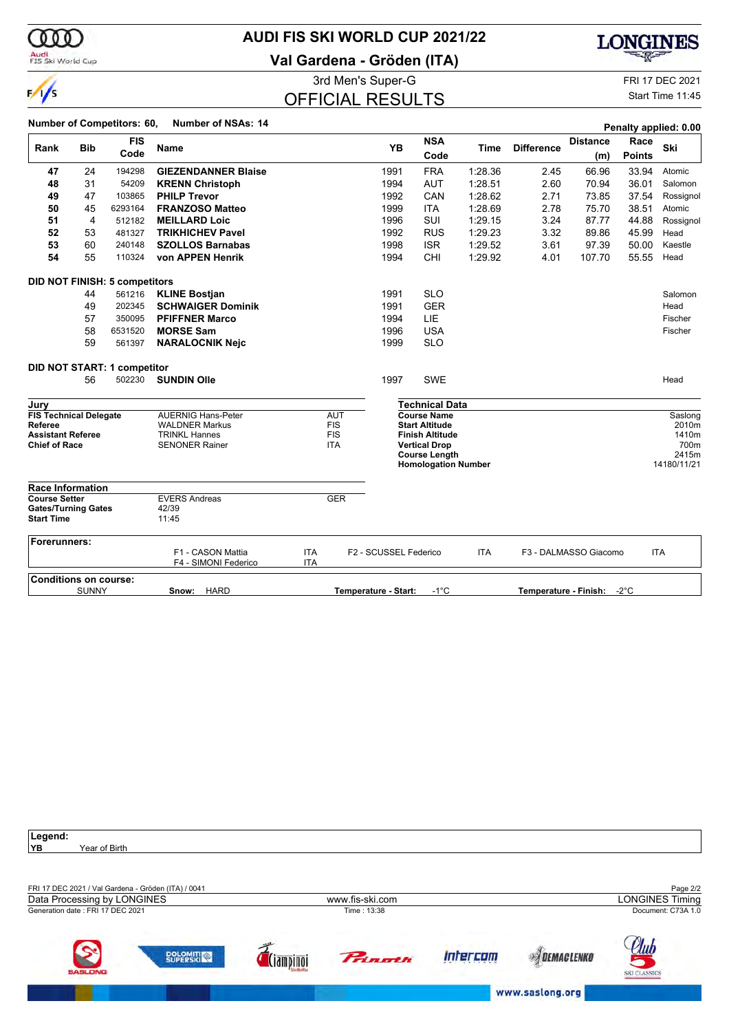# AUDI FIS SKI WORLD CUP 2021/22

## Val Gardena - Gröden (ITA)

3rd Men's Super-G

FRI 17 DEC 2021

## OFFICIAL RESULTS

Start Time 11:45

**Number of Competitors: 60, Number of NSAs: 14**

**Penalty applied: 0.00**

| Rank | Bib | FIS Code | Name | YB | NSA Code | Time | Difference | Distance (m) | Race Points | Ski |
|---|---|---|---|---|---|---|---|---|---|---|
| 47 | 24 | 194298 | **GIEZENDANNER Blaise** | 1991 | FRA | 1:28.36 | 2.45 | 66.96 | 33.94 | Atomic |
| 48 | 31 | 54209 | **KRENN Christoph** | 1994 | AUT | 1:28.51 | 2.60 | 70.94 | 36.01 | Salomon |
| 49 | 47 | 103865 | **PHILP Trevor** | 1992 | CAN | 1:28.62 | 2.71 | 73.85 | 37.54 | Rossignol |
| 50 | 45 | 6293164 | **FRANZOSO Matteo** | 1999 | ITA | 1:28.69 | 2.78 | 75.70 | 38.51 | Atomic |
| 51 | 4 | 512182 | **MEILLARD Loic** | 1996 | SUI | 1:29.15 | 3.24 | 87.77 | 44.88 | Rossignol |
| 52 | 53 | 481327 | **TRIKHICHEV Pavel** | 1992 | RUS | 1:29.23 | 3.32 | 89.86 | 45.99 | Head |
| 53 | 60 | 240148 | **SZOLLOS Barnabas** | 1998 | ISR | 1:29.52 | 3.61 | 97.39 | 50.00 | Kaestle |
| 54 | 55 | 110324 | **von APPEN Henrik** | 1994 | CHI | 1:29.92 | 4.01 | 107.70 | 55.55 | Head |

**DID NOT FINISH: 5 competitors**

| Rank | Bib | FIS Code | Name | YB | NSA Code | Time | Difference | Distance (m) | Race Points | Ski |
|---|---|---|---|---|---|---|---|---|---|---|
| | 44 | 561216 | **KLINE Bostjan** | 1991 | SLO | | | | | Salomon |
| | 49 | 202345 | **SCHWAIGER Dominik** | 1991 | GER | | | | | Head |
| | 57 | 350095 | **PFIFFNER Marco** | 1994 | LIE | | | | | Fischer |
| | 58 | 6531520 | **MORSE Sam** | 1996 | USA | | | | | Fischer |
| | 59 | 561397 | **NARALOCNIK Nejc** | 1999 | SLO | | | | | |

**DID NOT START: 1 competitor**

| Rank | Bib | FIS Code | Name | YB | NSA Code | Time | Difference | Distance (m) | Race Points | Ski |
|---|---|---|---|---|---|---|---|---|---|---|
| | 56 | 502230 | **SUNDIN Olle** | 1997 | SWE | | | | | Head |

**Jury**

| | | |
|---|---|---|
| **FIS Technical Delegate** | AUERNIG Hans-Peter | AUT |
| **Referee** | WALDNER Markus | FIS |
| **Assistant Referee** | TRINKL Hannes | FIS |
| **Chief of Race** | SENONER Rainer | ITA |

**Technical Data**

| | |
|---|---|
| **Course Name** | Saslong |
| **Start Altitude** | 2010m |
| **Finish Altitude** | 1410m |
| **Vertical Drop** | 700m |
| **Course Length** | 2415m |
| **Homologation Number** | 14180/11/21 |

**Race Information**

| | | |
|---|---|---|
| **Course Setter** | EVERS Andreas | GER |
| **Gates/Turning Gates** | 42/39 | |
| **Start Time** | 11:45 | |

**Forerunners:**

F1 - CASON Mattia (ITA), F2 - SCUSSEL Federico (ITA), F3 - DALMASSO Giacomo (ITA), F4 - SIMONI Federico (ITA)

**Conditions on course:**

SUNNY — **Snow:** HARD — **Temperature - Start:** -1°C — **Temperature - Finish:** -2°C

**Legend:**
**YB** Year of Birth

FRI 17 DEC 2021 / Val Gardena - Gröden (ITA) / 0041

Data Processing by LONGINES — www.fis-ski.com — LONGINES Timing

Generation date : FRI 17 DEC 2021 — Time : 13:38 — Document: C73A 1.0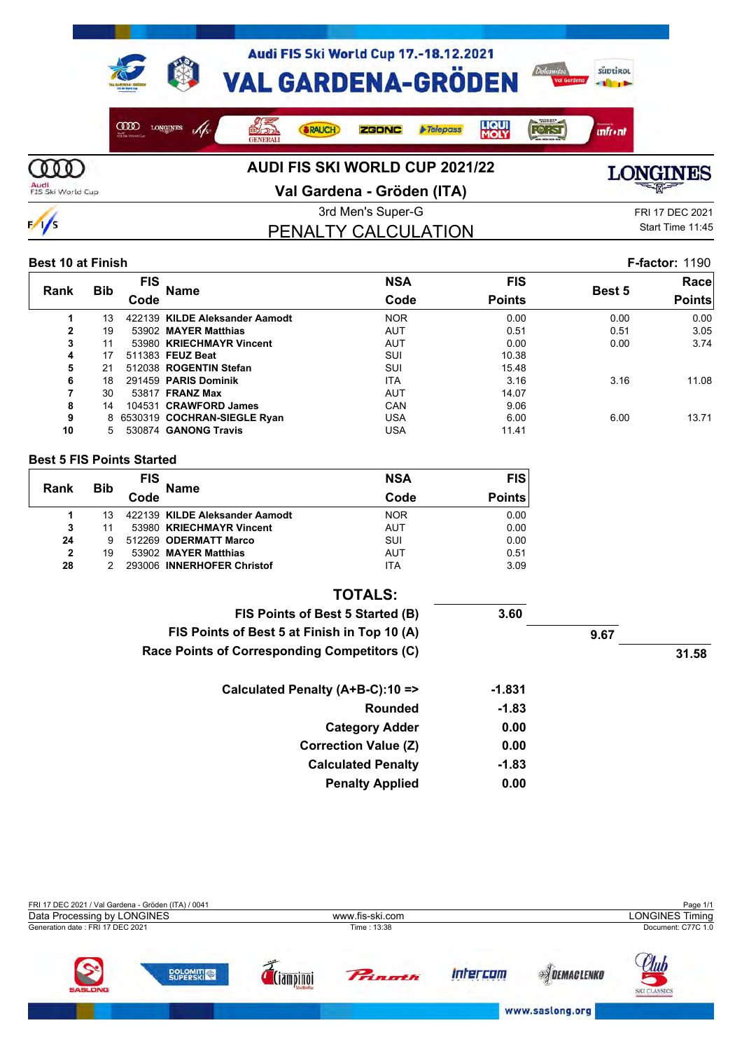# AUDI FIS SKI WORLD CUP 2021/22

## Val Gardena - Gröden (ITA)

3rd Men's Super-G

FRI 17 DEC 2021
Start Time 11:45

## PENALTY CALCULATION

**Best 10 at Finish** — **F-factor:** 1190

| Rank | Bib | FIS Code | Name | NSA Code | FIS Points | Best 5 | Race Points |
|---|---|---|---|---|---|---|---|
| 1 | 13 | 422139 | **KILDE Aleksander Aamodt** | NOR | 0.00 | 0.00 | 0.00 |
| 2 | 19 | 53902 | **MAYER Matthias** | AUT | 0.51 | 0.51 | 3.05 |
| 3 | 11 | 53980 | **KRIECHMAYR Vincent** | AUT | 0.00 | 0.00 | 3.74 |
| 4 | 17 | 511383 | **FEUZ Beat** | SUI | 10.38 | | |
| 5 | 21 | 512038 | **ROGENTIN Stefan** | SUI | 15.48 | | |
| 6 | 18 | 291459 | **PARIS Dominik** | ITA | 3.16 | 3.16 | 11.08 |
| 7 | 30 | 53817 | **FRANZ Max** | AUT | 14.07 | | |
| 8 | 14 | 104531 | **CRAWFORD James** | CAN | 9.06 | | |
| 9 | 8 | 6530319 | **COCHRAN-SIEGLE Ryan** | USA | 6.00 | 6.00 | 13.71 |
| 10 | 5 | 530874 | **GANONG Travis** | USA | 11.41 | | |

**Best 5 FIS Points Started**

| Rank | Bib | FIS Code | Name | NSA Code | FIS Points |
|---|---|---|---|---|---|
| 1 | 13 | 422139 | **KILDE Aleksander Aamodt** | NOR | 0.00 |
| 3 | 11 | 53980 | **KRIECHMAYR Vincent** | AUT | 0.00 |
| 24 | 9 | 512269 | **ODERMATT Marco** | SUI | 0.00 |
| 2 | 19 | 53902 | **MAYER Matthias** | AUT | 0.51 |
| 28 | 2 | 293006 | **INNERHOFER Christof** | ITA | 3.09 |

**TOTALS:**

| | | | |
|---|---|---|---|
| **FIS Points of Best 5 Started (B)** | **3.60** | | |
| **FIS Points of Best 5 at Finish in Top 10 (A)** | | **9.67** | |
| **Race Points of Corresponding Competitors (C)** | | | **31.58** |

| | |
|---|---|
| **Calculated Penalty (A+B-C):10 =>** | **-1.831** |
| **Rounded** | **-1.83** |
| **Category Adder** | **0.00** |
| **Correction Value (Z)** | **0.00** |
| **Calculated Penalty** | **-1.83** |
| **Penalty Applied** | **0.00** |

FRI 17 DEC 2021 / Val Gardena - Gröden (ITA) / 0041
Data Processing by LONGINES — www.fis-ski.com — LONGINES Timing
Generation date : FRI 17 DEC 2021 — Time : 13:38 — Document: C77C 1.0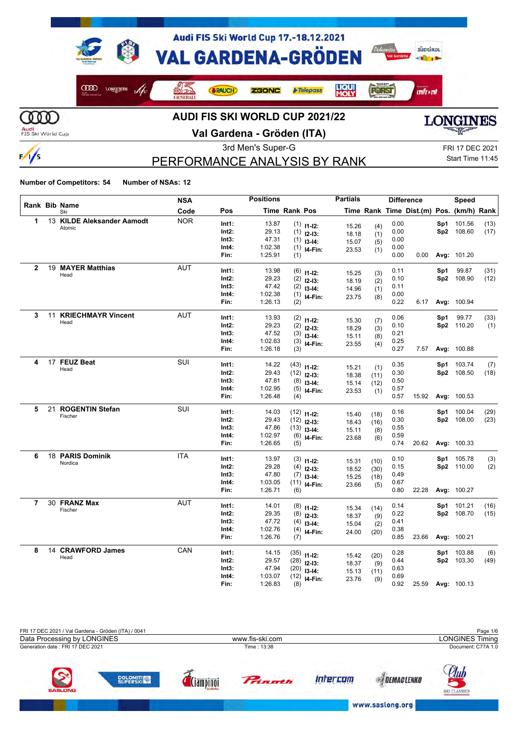# AUDI FIS SKI WORLD CUP 2021/22

## Val Gardena - Gröden (ITA)

3rd Men's Super-G

FRI 17 DEC 2021
Start Time 11:45

# PERFORMANCE ANALYSIS BY RANK

**Number of Competitors: 54** **Number of NSAs: 12**

| Rank | Bib | Name / Ski | NSA Code | Pos | Time | Rank | Pos | Time | Rank | Time | Dist.(m) | Pos. | Speed (km/h) | Rank |
|---|---|---|---|---|---|---|---|---|---|---|---|---|---|---|
| | | | | Positions | | | Partials | | | Difference | | Speed | | |
| 1 | 13 | **KILDE Aleksander Aamodt** Atomic | NOR | Int1: | 13.87 | (1) | I1-I2: | 15.26 | (4) | 0.00 | | Sp1 | 101.56 | (13) |
| | | | | Int2: | 29.13 | (1) | I2-I3: | 18.18 | (1) | 0.00 | | Sp2 | 108.60 | (17) |
| | | | | Int3: | 47.31 | (1) | I3-I4: | 15.07 | (5) | 0.00 | | | | |
| | | | | Int4: | 1:02.38 | (1) | I4-Fin: | 23.53 | (1) | 0.00 | | | | |
| | | | | Fin: | 1:25.91 | (1) | | | | 0.00 | 0.00 | Avg: | 101.20 | |
| 2 | 19 | **MAYER Matthias** Head | AUT | Int1: | 13.98 | (6) | I1-I2: | 15.25 | (3) | 0.11 | | Sp1 | 99.87 | (31) |
| | | | | Int2: | 29.23 | (2) | I2-I3: | 18.19 | (2) | 0.10 | | Sp2 | 108.90 | (12) |
| | | | | Int3: | 47.42 | (2) | I3-I4: | 14.96 | (1) | 0.11 | | | | |
| | | | | Int4: | 1:02.38 | (1) | I4-Fin: | 23.75 | (8) | 0.00 | | | | |
| | | | | Fin: | 1:26.13 | (2) | | | | 0.22 | 6.17 | Avg: | 100.94 | |
| 3 | 11 | **KRIECHMAYR Vincent** Head | AUT | Int1: | 13.93 | (2) | I1-I2: | 15.30 | (7) | 0.06 | | Sp1 | 99.77 | (33) |
| | | | | Int2: | 29.23 | (2) | I2-I3: | 18.29 | (3) | 0.10 | | Sp2 | 110.20 | (1) |
| | | | | Int3: | 47.52 | (3) | I3-I4: | 15.11 | (8) | 0.21 | | | | |
| | | | | Int4: | 1:02.63 | (3) | I4-Fin: | 23.55 | (4) | 0.25 | | | | |
| | | | | Fin: | 1:26.18 | (3) | | | | 0.27 | 7.57 | Avg: | 100.88 | |
| 4 | 17 | **FEUZ Beat** Head | SUI | Int1: | 14.22 | (43) | I1-I2: | 15.21 | (1) | 0.35 | | Sp1 | 103.74 | (7) |
| | | | | Int2: | 29.43 | (12) | I2-I3: | 18.38 | (11) | 0.30 | | Sp2 | 108.50 | (18) |
| | | | | Int3: | 47.81 | (8) | I3-I4: | 15.14 | (12) | 0.50 | | | | |
| | | | | Int4: | 1:02.95 | (5) | I4-Fin: | 23.53 | (1) | 0.57 | | | | |
| | | | | Fin: | 1:26.48 | (4) | | | | 0.57 | 15.92 | Avg: | 100.53 | |
| 5 | 21 | **ROGENTIN Stefan** Fischer | SUI | Int1: | 14.03 | (12) | I1-I2: | 15.40 | (18) | 0.16 | | Sp1 | 100.04 | (29) |
| | | | | Int2: | 29.43 | (12) | I2-I3: | 18.43 | (16) | 0.30 | | Sp2 | 108.00 | (23) |
| | | | | Int3: | 47.86 | (13) | I3-I4: | 15.11 | (8) | 0.55 | | | | |
| | | | | Int4: | 1:02.97 | (6) | I4-Fin: | 23.68 | (6) | 0.59 | | | | |
| | | | | Fin: | 1:26.65 | (5) | | | | 0.74 | 20.62 | Avg: | 100.33 | |
| 6 | 18 | **PARIS Dominik** Nordica | ITA | Int1: | 13.97 | (3) | I1-I2: | 15.31 | (10) | 0.10 | | Sp1 | 105.78 | (3) |
| | | | | Int2: | 29.28 | (4) | I2-I3: | 18.52 | (30) | 0.15 | | Sp2 | 110.00 | (2) |
| | | | | Int3: | 47.80 | (7) | I3-I4: | 15.25 | (18) | 0.49 | | | | |
| | | | | Int4: | 1:03.05 | (11) | I4-Fin: | 23.66 | (5) | 0.67 | | | | |
| | | | | Fin: | 1:26.71 | (6) | | | | 0.80 | 22.28 | Avg: | 100.27 | |
| 7 | 30 | **FRANZ Max** Fischer | AUT | Int1: | 14.01 | (8) | I1-I2: | 15.34 | (14) | 0.14 | | Sp1 | 101.21 | (16) |
| | | | | Int2: | 29.35 | (8) | I2-I3: | 18.37 | (9) | 0.22 | | Sp2 | 108.70 | (15) |
| | | | | Int3: | 47.72 | (4) | I3-I4: | 15.04 | (2) | 0.41 | | | | |
| | | | | Int4: | 1:02.76 | (4) | I4-Fin: | 24.00 | (20) | 0.38 | | | | |
| | | | | Fin: | 1:26.76 | (7) | | | | 0.85 | 23.66 | Avg: | 100.21 | |
| 8 | 14 | **CRAWFORD James** Head | CAN | Int1: | 14.15 | (35) | I1-I2: | 15.42 | (20) | 0.28 | | Sp1 | 103.88 | (6) |
| | | | | Int2: | 29.57 | (28) | I2-I3: | 18.37 | (9) | 0.44 | | Sp2 | 103.30 | (49) |
| | | | | Int3: | 47.94 | (20) | I3-I4: | 15.13 | (11) | 0.63 | | | | |
| | | | | Int4: | 1:03.07 | (12) | I4-Fin: | 23.76 | (9) | 0.69 | | | | |
| | | | | Fin: | 1:26.83 | (8) | | | | 0.92 | 25.59 | Avg: | 100.13 | |

FRI 17 DEC 2021 / Val Gardena - Gröden (ITA) / 0041
Data Processing by LONGINES — www.fis-ski.com — LONGINES Timing
Generation date : FRI 17 DEC 2021 — Time : 13:38 — Document: C77A 1.0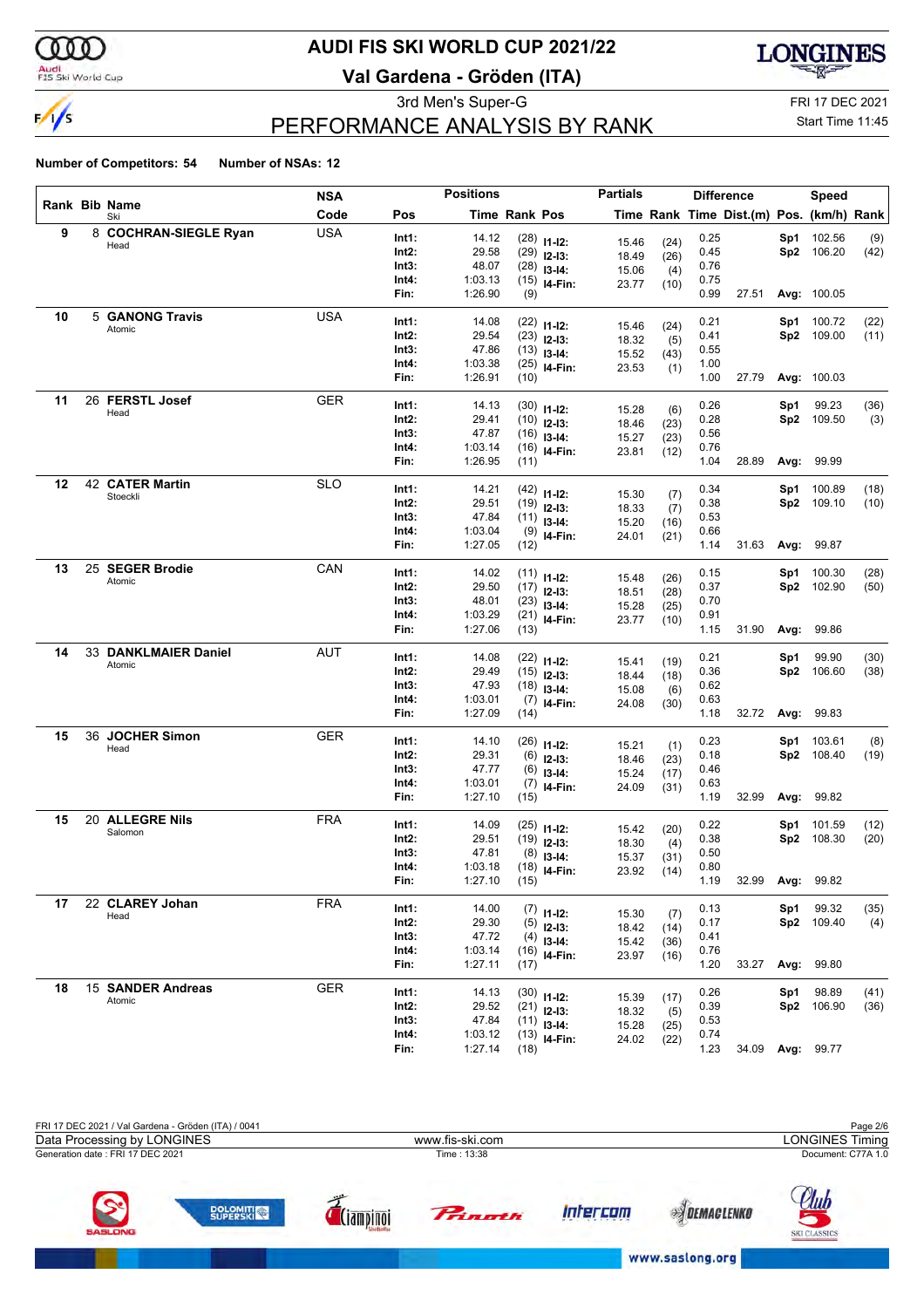# AUDI FIS SKI WORLD CUP 2021/22

## Val Gardena - Gröden (ITA)

3rd Men's Super-G

FRI 17 DEC 2021

Start Time 11:45

## PERFORMANCE ANALYSIS BY RANK

**Number of Competitors: 54** **Number of NSAs: 12**

| Rank | Bib | Name / Ski | NSA Code | Pos | Time | Rank | Pos | Partials Time | Rank | Difference Time | Dist.(m) | Speed Pos. | (km/h) | Rank |
|---|---|---|---|---|---|---|---|---|---|---|---|---|---|---|
| 9 | 8 | **COCHRAN-SIEGLE Ryan** | USA | Int1: | 14.12 | (28) | I1-I2: | 15.46 | (24) | 0.25 | | Sp1 | 102.56 | (9) |
| | | Head | | Int2: | 29.58 | (29) | I2-I3: | 18.49 | (26) | 0.45 | | Sp2 | 106.20 | (42) |
| | | | | Int3: | 48.07 | (28) | I3-I4: | 15.06 | (4) | 0.76 | | | | |
| | | | | Int4: | 1:03.13 | (15) | I4-Fin: | 23.77 | (10) | 0.75 | | | | |
| | | | | Fin: | 1:26.90 | (9) | | | | 0.99 | 27.51 | Avg: | 100.05 | |
| 10 | 5 | **GANONG Travis** | USA | Int1: | 14.08 | (22) | I1-I2: | 15.46 | (24) | 0.21 | | Sp1 | 100.72 | (22) |
| | | Atomic | | Int2: | 29.54 | (23) | I2-I3: | 18.32 | (5) | 0.41 | | Sp2 | 109.00 | (11) |
| | | | | Int3: | 47.86 | (13) | I3-I4: | 15.52 | (43) | 0.55 | | | | |
| | | | | Int4: | 1:03.38 | (25) | I4-Fin: | 23.53 | (1) | 1.00 | | | | |
| | | | | Fin: | 1:26.91 | (10) | | | | 1.00 | 27.79 | Avg: | 100.03 | |
| 11 | 26 | **FERSTL Josef** | GER | Int1: | 14.13 | (30) | I1-I2: | 15.28 | (6) | 0.26 | | Sp1 | 99.23 | (36) |
| | | Head | | Int2: | 29.41 | (10) | I2-I3: | 18.46 | (23) | 0.28 | | Sp2 | 109.50 | (3) |
| | | | | Int3: | 47.87 | (16) | I3-I4: | 15.27 | (23) | 0.56 | | | | |
| | | | | Int4: | 1:03.14 | (16) | I4-Fin: | 23.81 | (12) | 0.76 | | | | |
| | | | | Fin: | 1:26.95 | (11) | | | | 1.04 | 28.89 | Avg: | 99.99 | |
| 12 | 42 | **CATER Martin** | SLO | Int1: | 14.21 | (42) | I1-I2: | 15.30 | (7) | 0.34 | | Sp1 | 100.89 | (18) |
| | | Stoeckli | | Int2: | 29.51 | (19) | I2-I3: | 18.33 | (7) | 0.38 | | Sp2 | 109.10 | (10) |
| | | | | Int3: | 47.84 | (11) | I3-I4: | 15.20 | (16) | 0.53 | | | | |
| | | | | Int4: | 1:03.04 | (9) | I4-Fin: | 24.01 | (21) | 0.66 | | | | |
| | | | | Fin: | 1:27.05 | (12) | | | | 1.14 | 31.63 | Avg: | 99.87 | |
| 13 | 25 | **SEGER Brodie** | CAN | Int1: | 14.02 | (11) | I1-I2: | 15.48 | (26) | 0.15 | | Sp1 | 100.30 | (28) |
| | | Atomic | | Int2: | 29.50 | (17) | I2-I3: | 18.51 | (28) | 0.37 | | Sp2 | 102.90 | (50) |
| | | | | Int3: | 48.01 | (23) | I3-I4: | 15.28 | (25) | 0.70 | | | | |
| | | | | Int4: | 1:03.29 | (21) | I4-Fin: | 23.77 | (10) | 0.91 | | | | |
| | | | | Fin: | 1:27.06 | (13) | | | | 1.15 | 31.90 | Avg: | 99.86 | |
| 14 | 33 | **DANKLMAIER Daniel** | AUT | Int1: | 14.08 | (22) | I1-I2: | 15.41 | (19) | 0.21 | | Sp1 | 99.90 | (30) |
| | | Atomic | | Int2: | 29.49 | (15) | I2-I3: | 18.44 | (18) | 0.36 | | Sp2 | 106.60 | (38) |
| | | | | Int3: | 47.93 | (18) | I3-I4: | 15.08 | (6) | 0.62 | | | | |
| | | | | Int4: | 1:03.01 | (7) | I4-Fin: | 24.08 | (30) | 0.63 | | | | |
| | | | | Fin: | 1:27.09 | (14) | | | | 1.18 | 32.72 | Avg: | 99.83 | |
| 15 | 36 | **JOCHER Simon** | GER | Int1: | 14.10 | (26) | I1-I2: | 15.21 | (1) | 0.23 | | Sp1 | 103.61 | (8) |
| | | Head | | Int2: | 29.31 | (6) | I2-I3: | 18.46 | (23) | 0.18 | | Sp2 | 108.40 | (19) |
| | | | | Int3: | 47.77 | (6) | I3-I4: | 15.24 | (17) | 0.46 | | | | |
| | | | | Int4: | 1:03.01 | (7) | I4-Fin: | 24.09 | (31) | 0.63 | | | | |
| | | | | Fin: | 1:27.10 | (15) | | | | 1.19 | 32.99 | Avg: | 99.82 | |
| 15 | 20 | **ALLEGRE Nils** | FRA | Int1: | 14.09 | (25) | I1-I2: | 15.42 | (20) | 0.22 | | Sp1 | 101.59 | (12) |
| | | Salomon | | Int2: | 29.51 | (19) | I2-I3: | 18.30 | (4) | 0.38 | | Sp2 | 108.30 | (20) |
| | | | | Int3: | 47.81 | (8) | I3-I4: | 15.37 | (31) | 0.50 | | | | |
| | | | | Int4: | 1:03.18 | (18) | I4-Fin: | 23.92 | (14) | 0.80 | | | | |
| | | | | Fin: | 1:27.10 | (15) | | | | 1.19 | 32.99 | Avg: | 99.82 | |
| 17 | 22 | **CLAREY Johan** | FRA | Int1: | 14.00 | (7) | I1-I2: | 15.30 | (7) | 0.13 | | Sp1 | 99.32 | (35) |
| | | Head | | Int2: | 29.30 | (5) | I2-I3: | 18.42 | (14) | 0.17 | | Sp2 | 109.40 | (4) |
| | | | | Int3: | 47.72 | (4) | I3-I4: | 15.42 | (36) | 0.41 | | | | |
| | | | | Int4: | 1:03.14 | (16) | I4-Fin: | 23.97 | (16) | 0.76 | | | | |
| | | | | Fin: | 1:27.11 | (17) | | | | 1.20 | 33.27 | Avg: | 99.80 | |
| 18 | 15 | **SANDER Andreas** | GER | Int1: | 14.13 | (30) | I1-I2: | 15.39 | (17) | 0.26 | | Sp1 | 98.89 | (41) |
| | | Atomic | | Int2: | 29.52 | (21) | I2-I3: | 18.32 | (5) | 0.39 | | Sp2 | 106.90 | (36) |
| | | | | Int3: | 47.84 | (11) | I3-I4: | 15.28 | (25) | 0.53 | | | | |
| | | | | Int4: | 1:03.12 | (13) | I4-Fin: | 24.02 | (22) | 0.74 | | | | |
| | | | | Fin: | 1:27.14 | (18) | | | | 1.23 | 34.09 | Avg: | 99.77 | |

FRI 17 DEC 2021 / Val Gardena - Gröden (ITA) / 0041

Data Processing by LONGINES — www.fis-ski.com — LONGINES Timing

Generation date : FRI 17 DEC 2021 — Time : 13:38 — Document: C77A 1.0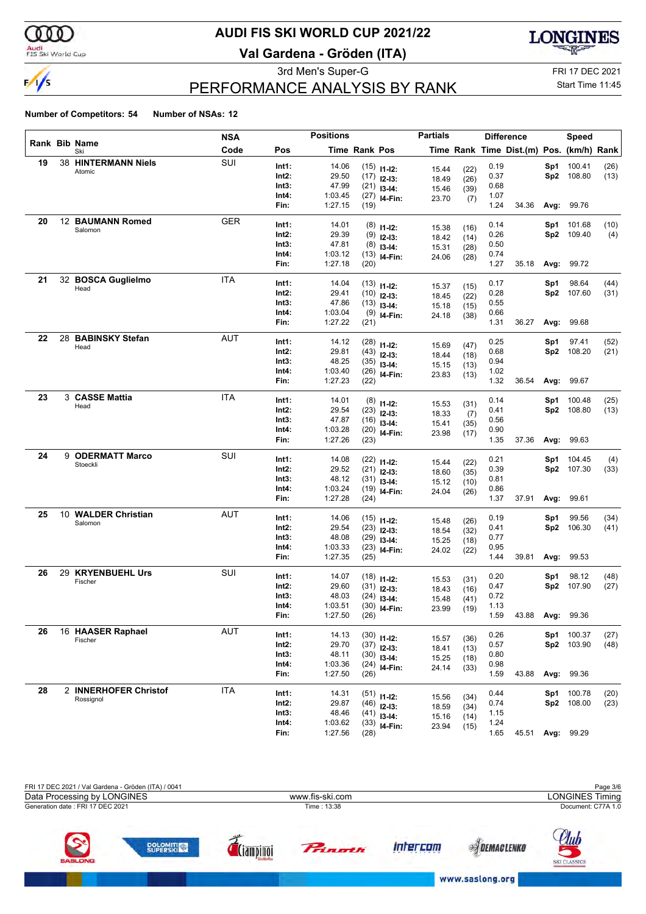# AUDI FIS SKI WORLD CUP 2021/22

## Val Gardena - Gröden (ITA)

3rd Men's Super-G

FRI 17 DEC 2021

Start Time 11:45

## PERFORMANCE ANALYSIS BY RANK

**Number of Competitors: 54** **Number of NSAs: 12**

| Rank | Bib | Name / Ski | NSA Code | Pos | Time | Rank | Pos | Partials Time | Rank | Difference Time | Dist.(m) | Pos. | Speed (km/h) | Rank |
|---|---|---|---|---|---|---|---|---|---|---|---|---|---|---|
| 19 | 38 | **HINTERMANN Niels** Atomic | SUI | Int1: | 14.06 | (15) | I1-I2: | 15.44 | (22) | 0.19 | | Sp1 | 100.41 | (26) |
| | | | | Int2: | 29.50 | (17) | I2-I3: | 18.49 | (26) | 0.37 | | Sp2 | 108.80 | (13) |
| | | | | Int3: | 47.99 | (21) | I3-I4: | 15.46 | (39) | 0.68 | | | | |
| | | | | Int4: | 1:03.45 | (27) | I4-Fin: | 23.70 | (7) | 1.07 | | | | |
| | | | | Fin: | 1:27.15 | (19) | | | | 1.24 | 34.36 | Avg: | 99.76 | |
| 20 | 12 | **BAUMANN Romed** Salomon | GER | Int1: | 14.01 | (8) | I1-I2: | 15.38 | (16) | 0.14 | | Sp1 | 101.68 | (10) |
| | | | | Int2: | 29.39 | (9) | I2-I3: | 18.42 | (14) | 0.26 | | Sp2 | 109.40 | (4) |
| | | | | Int3: | 47.81 | (8) | I3-I4: | 15.31 | (28) | 0.50 | | | | |
| | | | | Int4: | 1:03.12 | (13) | I4-Fin: | 24.06 | (28) | 0.74 | | | | |
| | | | | Fin: | 1:27.18 | (20) | | | | 1.27 | 35.18 | Avg: | 99.72 | |
| 21 | 32 | **BOSCA Guglielmo** Head | ITA | Int1: | 14.04 | (13) | I1-I2: | 15.37 | (15) | 0.17 | | Sp1 | 98.64 | (44) |
| | | | | Int2: | 29.41 | (10) | I2-I3: | 18.45 | (22) | 0.28 | | Sp2 | 107.60 | (31) |
| | | | | Int3: | 47.86 | (13) | I3-I4: | 15.18 | (15) | 0.55 | | | | |
| | | | | Int4: | 1:03.04 | (9) | I4-Fin: | 24.18 | (38) | 0.66 | | | | |
| | | | | Fin: | 1:27.22 | (21) | | | | 1.31 | 36.27 | Avg: | 99.68 | |
| 22 | 28 | **BABINSKY Stefan** Head | AUT | Int1: | 14.12 | (28) | I1-I2: | 15.69 | (47) | 0.25 | | Sp1 | 97.41 | (52) |
| | | | | Int2: | 29.81 | (43) | I2-I3: | 18.44 | (18) | 0.68 | | Sp2 | 108.20 | (21) |
| | | | | Int3: | 48.25 | (35) | I3-I4: | 15.15 | (13) | 0.94 | | | | |
| | | | | Int4: | 1:03.40 | (26) | I4-Fin: | 23.83 | (13) | 1.02 | | | | |
| | | | | Fin: | 1:27.23 | (22) | | | | 1.32 | 36.54 | Avg: | 99.67 | |
| 23 | 3 | **CASSE Mattia** Head | ITA | Int1: | 14.01 | (8) | I1-I2: | 15.53 | (31) | 0.14 | | Sp1 | 100.48 | (25) |
| | | | | Int2: | 29.54 | (23) | I2-I3: | 18.33 | (7) | 0.41 | | Sp2 | 108.80 | (13) |
| | | | | Int3: | 47.87 | (16) | I3-I4: | 15.41 | (35) | 0.56 | | | | |
| | | | | Int4: | 1:03.28 | (20) | I4-Fin: | 23.98 | (17) | 0.90 | | | | |
| | | | | Fin: | 1:27.26 | (23) | | | | 1.35 | 37.36 | Avg: | 99.63 | |
| 24 | 9 | **ODERMATT Marco** Stoeckli | SUI | Int1: | 14.08 | (22) | I1-I2: | 15.44 | (22) | 0.21 | | Sp1 | 104.45 | (4) |
| | | | | Int2: | 29.52 | (21) | I2-I3: | 18.60 | (35) | 0.39 | | Sp2 | 107.30 | (33) |
| | | | | Int3: | 48.12 | (31) | I3-I4: | 15.12 | (10) | 0.81 | | | | |
| | | | | Int4: | 1:03.24 | (19) | I4-Fin: | 24.04 | (26) | 0.86 | | | | |
| | | | | Fin: | 1:27.28 | (24) | | | | 1.37 | 37.91 | Avg: | 99.61 | |
| 25 | 10 | **WALDER Christian** Salomon | AUT | Int1: | 14.06 | (15) | I1-I2: | 15.48 | (26) | 0.19 | | Sp1 | 99.56 | (34) |
| | | | | Int2: | 29.54 | (23) | I2-I3: | 18.54 | (32) | 0.41 | | Sp2 | 106.30 | (41) |
| | | | | Int3: | 48.08 | (29) | I3-I4: | 15.25 | (18) | 0.77 | | | | |
| | | | | Int4: | 1:03.33 | (23) | I4-Fin: | 24.02 | (22) | 0.95 | | | | |
| | | | | Fin: | 1:27.35 | (25) | | | | 1.44 | 39.81 | Avg: | 99.53 | |
| 26 | 29 | **KRYENBUEHL Urs** Fischer | SUI | Int1: | 14.07 | (18) | I1-I2: | 15.53 | (31) | 0.20 | | Sp1 | 98.12 | (48) |
| | | | | Int2: | 29.60 | (31) | I2-I3: | 18.43 | (16) | 0.47 | | Sp2 | 107.90 | (27) |
| | | | | Int3: | 48.03 | (24) | I3-I4: | 15.48 | (41) | 0.72 | | | | |
| | | | | Int4: | 1:03.51 | (30) | I4-Fin: | 23.99 | (19) | 1.13 | | | | |
| | | | | Fin: | 1:27.50 | (26) | | | | 1.59 | 43.88 | Avg: | 99.36 | |
| 26 | 16 | **HAASER Raphael** Fischer | AUT | Int1: | 14.13 | (30) | I1-I2: | 15.57 | (36) | 0.26 | | Sp1 | 100.37 | (27) |
| | | | | Int2: | 29.70 | (37) | I2-I3: | 18.41 | (13) | 0.57 | | Sp2 | 103.90 | (48) |
| | | | | Int3: | 48.11 | (30) | I3-I4: | 15.25 | (18) | 0.80 | | | | |
| | | | | Int4: | 1:03.36 | (24) | I4-Fin: | 24.14 | (33) | 0.98 | | | | |
| | | | | Fin: | 1:27.50 | (26) | | | | 1.59 | 43.88 | Avg: | 99.36 | |
| 28 | 2 | **INNERHOFER Christof** Rossignol | ITA | Int1: | 14.31 | (51) | I1-I2: | 15.56 | (34) | 0.44 | | Sp1 | 100.78 | (20) |
| | | | | Int2: | 29.87 | (46) | I2-I3: | 18.59 | (34) | 0.74 | | Sp2 | 108.00 | (23) |
| | | | | Int3: | 48.46 | (41) | I3-I4: | 15.16 | (14) | 1.15 | | | | |
| | | | | Int4: | 1:03.62 | (33) | I4-Fin: | 23.94 | (15) | 1.24 | | | | |
| | | | | Fin: | 1:27.56 | (28) | | | | 1.65 | 45.51 | Avg: | 99.29 | |

FRI 17 DEC 2021 / Val Gardena - Gröden (ITA) / 0041

Data Processing by LONGINES — www.fis-ski.com — LONGINES Timing

Generation date : FRI 17 DEC 2021 — Time : 13:38 — Document: C77A 1.0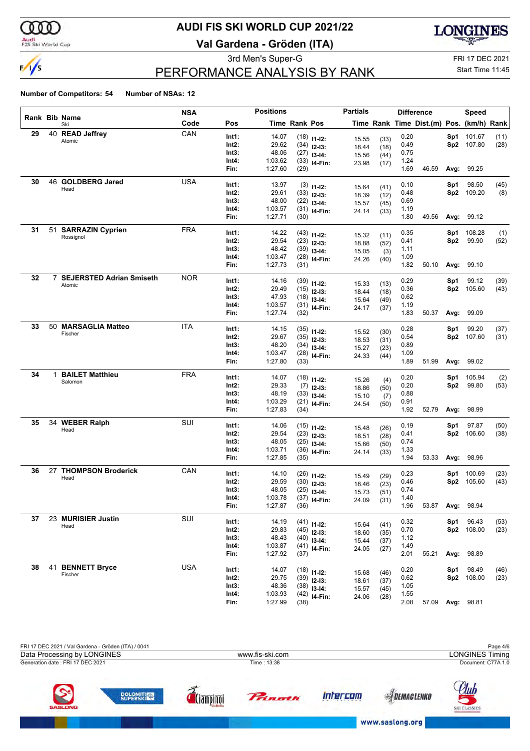# AUDI FIS SKI WORLD CUP 2021/22

## Val Gardena - Gröden (ITA)

3rd Men's Super-G

FRI 17 DEC 2021

Start Time 11:45

## PERFORMANCE ANALYSIS BY RANK

**Number of Competitors: 54** **Number of NSAs: 12**

| Rank | Bib | Name / Ski | NSA Code | Pos | Time | Rank | Pos | Partial Time | Rank | Diff. Time | Dist.(m) | Speed Pos. | km/h | Rank |
|---|---|---|---|---|---|---|---|---|---|---|---|---|---|---|
| 29 | 40 | **READ Jeffrey** Atomic | CAN | Int1: | 14.07 | (18) | I1-I2: | 15.55 | (33) | 0.20 | | Sp1 | 101.67 | (11) |
| | | | | Int2: | 29.62 | (34) | I2-I3: | 18.44 | (18) | 0.49 | | Sp2 | 107.80 | (28) |
| | | | | Int3: | 48.06 | (27) | I3-I4: | 15.56 | (44) | 0.75 | | | | |
| | | | | Int4: | 1:03.62 | (33) | I4-Fin: | 23.98 | (17) | 1.24 | | | | |
| | | | | Fin: | 1:27.60 | (29) | | | | 1.69 | 46.59 | Avg: | 99.25 | |
| 30 | 46 | **GOLDBERG Jared** Head | USA | Int1: | 13.97 | (3) | I1-I2: | 15.64 | (41) | 0.10 | | Sp1 | 98.50 | (45) |
| | | | | Int2: | 29.61 | (33) | I2-I3: | 18.39 | (12) | 0.48 | | Sp2 | 109.20 | (8) |
| | | | | Int3: | 48.00 | (22) | I3-I4: | 15.57 | (45) | 0.69 | | | | |
| | | | | Int4: | 1:03.57 | (31) | I4-Fin: | 24.14 | (33) | 1.19 | | | | |
| | | | | Fin: | 1:27.71 | (30) | | | | 1.80 | 49.56 | Avg: | 99.12 | |
| 31 | 51 | **SARRAZIN Cyprien** Rossignol | FRA | Int1: | 14.22 | (43) | I1-I2: | 15.32 | (11) | 0.35 | | Sp1 | 108.28 | (1) |
| | | | | Int2: | 29.54 | (23) | I2-I3: | 18.88 | (52) | 0.41 | | Sp2 | 99.90 | (52) |
| | | | | Int3: | 48.42 | (39) | I3-I4: | 15.05 | (3) | 1.11 | | | | |
| | | | | Int4: | 1:03.47 | (28) | I4-Fin: | 24.26 | (40) | 1.09 | | | | |
| | | | | Fin: | 1:27.73 | (31) | | | | 1.82 | 50.10 | Avg: | 99.10 | |
| 32 | 7 | **SEJERSTED Adrian Smiseth** Atomic | NOR | Int1: | 14.16 | (39) | I1-I2: | 15.33 | (13) | 0.29 | | Sp1 | 99.12 | (39) |
| | | | | Int2: | 29.49 | (15) | I2-I3: | 18.44 | (18) | 0.36 | | Sp2 | 105.60 | (43) |
| | | | | Int3: | 47.93 | (18) | I3-I4: | 15.64 | (49) | 0.62 | | | | |
| | | | | Int4: | 1:03.57 | (31) | I4-Fin: | 24.17 | (37) | 1.19 | | | | |
| | | | | Fin: | 1:27.74 | (32) | | | | 1.83 | 50.37 | Avg: | 99.09 | |
| 33 | 50 | **MARSAGLIA Matteo** Fischer | ITA | Int1: | 14.15 | (35) | I1-I2: | 15.52 | (30) | 0.28 | | Sp1 | 99.20 | (37) |
| | | | | Int2: | 29.67 | (35) | I2-I3: | 18.53 | (31) | 0.54 | | Sp2 | 107.60 | (31) |
| | | | | Int3: | 48.20 | (34) | I3-I4: | 15.27 | (23) | 0.89 | | | | |
| | | | | Int4: | 1:03.47 | (28) | I4-Fin: | 24.33 | (44) | 1.09 | | | | |
| | | | | Fin: | 1:27.80 | (33) | | | | 1.89 | 51.99 | Avg: | 99.02 | |
| 34 | 1 | **BAILET Matthieu** Salomon | FRA | Int1: | 14.07 | (18) | I1-I2: | 15.26 | (4) | 0.20 | | Sp1 | 105.94 | (2) |
| | | | | Int2: | 29.33 | (7) | I2-I3: | 18.86 | (50) | 0.20 | | Sp2 | 99.80 | (53) |
| | | | | Int3: | 48.19 | (33) | I3-I4: | 15.10 | (7) | 0.88 | | | | |
| | | | | Int4: | 1:03.29 | (21) | I4-Fin: | 24.54 | (50) | 0.91 | | | | |
| | | | | Fin: | 1:27.83 | (34) | | | | 1.92 | 52.79 | Avg: | 98.99 | |
| 35 | 34 | **WEBER Ralph** Head | SUI | Int1: | 14.06 | (15) | I1-I2: | 15.48 | (26) | 0.19 | | Sp1 | 97.87 | (50) |
| | | | | Int2: | 29.54 | (23) | I2-I3: | 18.51 | (28) | 0.41 | | Sp2 | 106.60 | (38) |
| | | | | Int3: | 48.05 | (25) | I3-I4: | 15.66 | (50) | 0.74 | | | | |
| | | | | Int4: | 1:03.71 | (36) | I4-Fin: | 24.14 | (33) | 1.33 | | | | |
| | | | | Fin: | 1:27.85 | (35) | | | | 1.94 | 53.33 | Avg: | 98.96 | |
| 36 | 27 | **THOMPSON Broderick** Head | CAN | Int1: | 14.10 | (26) | I1-I2: | 15.49 | (29) | 0.23 | | Sp1 | 100.69 | (23) |
| | | | | Int2: | 29.59 | (30) | I2-I3: | 18.46 | (23) | 0.46 | | Sp2 | 105.60 | (43) |
| | | | | Int3: | 48.05 | (25) | I3-I4: | 15.73 | (51) | 0.74 | | | | |
| | | | | Int4: | 1:03.78 | (37) | I4-Fin: | 24.09 | (31) | 1.40 | | | | |
| | | | | Fin: | 1:27.87 | (36) | | | | 1.96 | 53.87 | Avg: | 98.94 | |
| 37 | 23 | **MURISIER Justin** Head | SUI | Int1: | 14.19 | (41) | I1-I2: | 15.64 | (41) | 0.32 | | Sp1 | 96.43 | (53) |
| | | | | Int2: | 29.83 | (45) | I2-I3: | 18.60 | (35) | 0.70 | | Sp2 | 108.00 | (23) |
| | | | | Int3: | 48.43 | (40) | I3-I4: | 15.44 | (37) | 1.12 | | | | |
| | | | | Int4: | 1:03.87 | (41) | I4-Fin: | 24.05 | (27) | 1.49 | | | | |
| | | | | Fin: | 1:27.92 | (37) | | | | 2.01 | 55.21 | Avg: | 98.89 | |
| 38 | 41 | **BENNETT Bryce** Fischer | USA | Int1: | 14.07 | (18) | I1-I2: | 15.68 | (46) | 0.20 | | Sp1 | 98.49 | (46) |
| | | | | Int2: | 29.75 | (39) | I2-I3: | 18.61 | (37) | 0.62 | | Sp2 | 108.00 | (23) |
| | | | | Int3: | 48.36 | (38) | I3-I4: | 15.57 | (45) | 1.05 | | | | |
| | | | | Int4: | 1:03.93 | (42) | I4-Fin: | 24.06 | (28) | 1.55 | | | | |
| | | | | Fin: | 1:27.99 | (38) | | | | 2.08 | 57.09 | Avg: | 98.81 | |

FRI 17 DEC 2021 / Val Gardena - Gröden (ITA) / 0041

Data Processing by LONGINES — www.fis-ski.com — LONGINES Timing

Generation date : FRI 17 DEC 2021 — Time : 13:38 — Document: C77A 1.0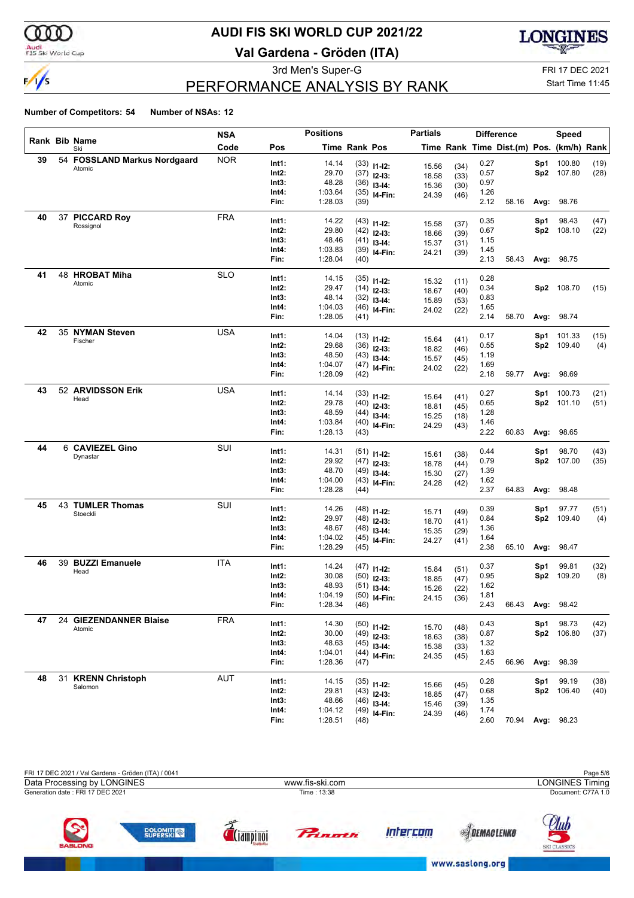# AUDI FIS SKI WORLD CUP 2021/22

## Val Gardena - Gröden (ITA)

3rd Men's Super-G

FRI 17 DEC 2021

Start Time 11:45

## PERFORMANCE ANALYSIS BY RANK

**Number of Competitors: 54** **Number of NSAs: 12**

| Rank | Bib | Name / Ski | NSA Code | Pos | Time | Rank | Pos | Partial Time | Partial Rank | Diff. Time | Dist.(m) | Speed Pos. | Speed (km/h) | Speed Rank |
|---|---|---|---|---|---|---|---|---|---|---|---|---|---|---|
| 39 | 54 | **FOSSLAND Markus Nordgaard** Atomic | NOR | Int1: | 14.14 | (33) | I1-I2: | 15.56 | (34) | 0.27 | | Sp1 | 100.80 | (19) |
| | | | | Int2: | 29.70 | (37) | I2-I3: | 18.58 | (33) | 0.57 | | Sp2 | 107.80 | (28) |
| | | | | Int3: | 48.28 | (36) | I3-I4: | 15.36 | (30) | 0.97 | | | | |
| | | | | Int4: | 1:03.64 | (35) | I4-Fin: | 24.39 | (46) | 1.26 | | | | |
| | | | | Fin: | 1:28.03 | (39) | | | | 2.12 | 58.16 | Avg: | 98.76 | |
| 40 | 37 | **PICCARD Roy** Rossignol | FRA | Int1: | 14.22 | (43) | I1-I2: | 15.58 | (37) | 0.35 | | Sp1 | 98.43 | (47) |
| | | | | Int2: | 29.80 | (42) | I2-I3: | 18.66 | (39) | 0.67 | | Sp2 | 108.10 | (22) |
| | | | | Int3: | 48.46 | (41) | I3-I4: | 15.37 | (31) | 1.15 | | | | |
| | | | | Int4: | 1:03.83 | (39) | I4-Fin: | 24.21 | (39) | 1.45 | | | | |
| | | | | Fin: | 1:28.04 | (40) | | | | 2.13 | 58.43 | Avg: | 98.75 | |
| 41 | 48 | **HROBAT Miha** Atomic | SLO | Int1: | 14.15 | (35) | I1-I2: | 15.32 | (11) | 0.28 | | | | |
| | | | | Int2: | 29.47 | (14) | I2-I3: | 18.67 | (40) | 0.34 | | Sp2 | 108.70 | (15) |
| | | | | Int3: | 48.14 | (32) | I3-I4: | 15.89 | (53) | 0.83 | | | | |
| | | | | Int4: | 1:04.03 | (46) | I4-Fin: | 24.02 | (22) | 1.65 | | | | |
| | | | | Fin: | 1:28.05 | (41) | | | | 2.14 | 58.70 | Avg: | 98.74 | |
| 42 | 35 | **NYMAN Steven** Fischer | USA | Int1: | 14.04 | (13) | I1-I2: | 15.64 | (41) | 0.17 | | Sp1 | 101.33 | (15) |
| | | | | Int2: | 29.68 | (36) | I2-I3: | 18.82 | (46) | 0.55 | | Sp2 | 109.40 | (4) |
| | | | | Int3: | 48.50 | (43) | I3-I4: | 15.57 | (45) | 1.19 | | | | |
| | | | | Int4: | 1:04.07 | (47) | I4-Fin: | 24.02 | (22) | 1.69 | | | | |
| | | | | Fin: | 1:28.09 | (42) | | | | 2.18 | 59.77 | Avg: | 98.69 | |
| 43 | 52 | **ARVIDSSON Erik** Head | USA | Int1: | 14.14 | (33) | I1-I2: | 15.64 | (41) | 0.27 | | Sp1 | 100.73 | (21) |
| | | | | Int2: | 29.78 | (40) | I2-I3: | 18.81 | (45) | 0.65 | | Sp2 | 101.10 | (51) |
| | | | | Int3: | 48.59 | (44) | I3-I4: | 15.25 | (18) | 1.28 | | | | |
| | | | | Int4: | 1:03.84 | (40) | I4-Fin: | 24.29 | (43) | 1.46 | | | | |
| | | | | Fin: | 1:28.13 | (43) | | | | 2.22 | 60.83 | Avg: | 98.65 | |
| 44 | 6 | **CAVIEZEL Gino** Dynastar | SUI | Int1: | 14.31 | (51) | I1-I2: | 15.61 | (38) | 0.44 | | Sp1 | 98.70 | (43) |
| | | | | Int2: | 29.92 | (47) | I2-I3: | 18.78 | (44) | 0.79 | | Sp2 | 107.00 | (35) |
| | | | | Int3: | 48.70 | (49) | I3-I4: | 15.30 | (27) | 1.39 | | | | |
| | | | | Int4: | 1:04.00 | (43) | I4-Fin: | 24.28 | (42) | 1.62 | | | | |
| | | | | Fin: | 1:28.28 | (44) | | | | 2.37 | 64.83 | Avg: | 98.48 | |
| 45 | 43 | **TUMLER Thomas** Stoeckli | SUI | Int1: | 14.26 | (48) | I1-I2: | 15.71 | (49) | 0.39 | | Sp1 | 97.77 | (51) |
| | | | | Int2: | 29.97 | (48) | I2-I3: | 18.70 | (41) | 0.84 | | Sp2 | 109.40 | (4) |
| | | | | Int3: | 48.67 | (48) | I3-I4: | 15.35 | (29) | 1.36 | | | | |
| | | | | Int4: | 1:04.02 | (45) | I4-Fin: | 24.27 | (41) | 1.64 | | | | |
| | | | | Fin: | 1:28.29 | (45) | | | | 2.38 | 65.10 | Avg: | 98.47 | |
| 46 | 39 | **BUZZI Emanuele** Head | ITA | Int1: | 14.24 | (47) | I1-I2: | 15.84 | (51) | 0.37 | | Sp1 | 99.81 | (32) |
| | | | | Int2: | 30.08 | (50) | I2-I3: | 18.85 | (47) | 0.95 | | Sp2 | 109.20 | (8) |
| | | | | Int3: | 48.93 | (51) | I3-I4: | 15.26 | (22) | 1.62 | | | | |
| | | | | Int4: | 1:04.19 | (50) | I4-Fin: | 24.15 | (36) | 1.81 | | | | |
| | | | | Fin: | 1:28.34 | (46) | | | | 2.43 | 66.43 | Avg: | 98.42 | |
| 47 | 24 | **GIEZENDANNER Blaise** Atomic | FRA | Int1: | 14.30 | (50) | I1-I2: | 15.70 | (48) | 0.43 | | Sp1 | 98.73 | (42) |
| | | | | Int2: | 30.00 | (49) | I2-I3: | 18.63 | (38) | 0.87 | | Sp2 | 106.80 | (37) |
| | | | | Int3: | 48.63 | (45) | I3-I4: | 15.38 | (33) | 1.32 | | | | |
| | | | | Int4: | 1:04.01 | (44) | I4-Fin: | 24.35 | (45) | 1.63 | | | | |
| | | | | Fin: | 1:28.36 | (47) | | | | 2.45 | 66.96 | Avg: | 98.39 | |
| 48 | 31 | **KRENN Christoph** Salomon | AUT | Int1: | 14.15 | (35) | I1-I2: | 15.66 | (45) | 0.28 | | Sp1 | 99.19 | (38) |
| | | | | Int2: | 29.81 | (43) | I2-I3: | 18.85 | (47) | 0.68 | | Sp2 | 106.40 | (40) |
| | | | | Int3: | 48.66 | (46) | I3-I4: | 15.46 | (39) | 1.35 | | | | |
| | | | | Int4: | 1:04.12 | (49) | I4-Fin: | 24.39 | (46) | 1.74 | | | | |
| | | | | Fin: | 1:28.51 | (48) | | | | 2.60 | 70.94 | Avg: | 98.23 | |

FRI 17 DEC 2021 / Val Gardena - Gröden (ITA) / 0041

Data Processing by LONGINES — www.fis-ski.com — LONGINES Timing

Generation date : FRI 17 DEC 2021 — Time : 13:38 — Document: C77A 1.0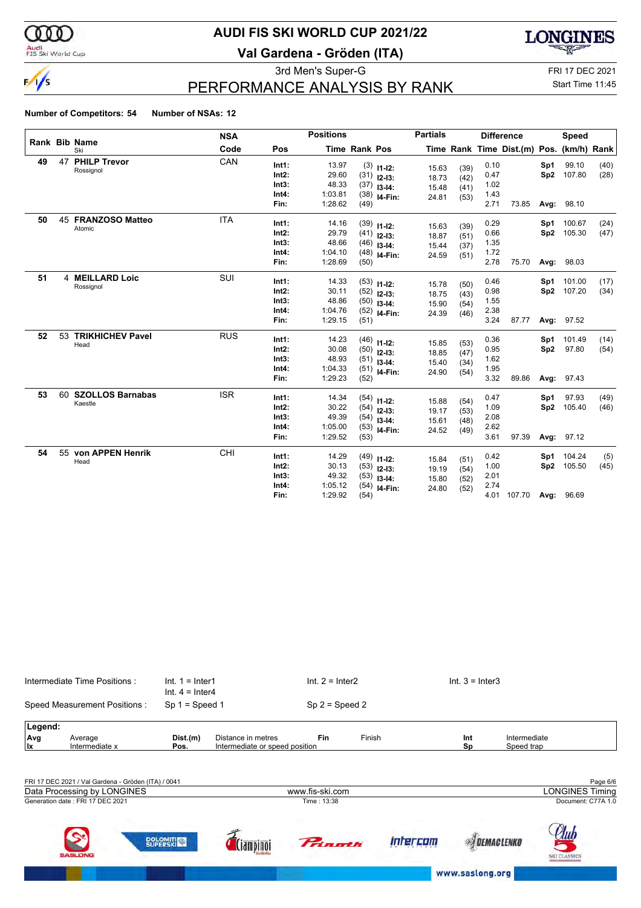# AUDI FIS SKI WORLD CUP 2021/22

## Val Gardena - Gröden (ITA)

3rd Men's Super-G

FRI 17 DEC 2021

Start Time 11:45

## PERFORMANCE ANALYSIS BY RANK

**Number of Competitors: 54** **Number of NSAs: 12**

| Rank | Bib | Name / Ski | NSA Code | Pos | Time | Rank | Pos | Partial Time | Partial Rank | Diff. Time | Dist.(m) | Pos. | Speed (km/h) | Speed Rank |
|---|---|---|---|---|---|---|---|---|---|---|---|---|---|---|
| 49 | 47 | **PHILP Trevor** Rossignol | CAN | Int1: | 13.97 | (3) | I1-I2: | 15.63 | (39) | 0.10 | | Sp1 | 99.10 | (40) |
| | | | | Int2: | 29.60 | (31) | I2-I3: | 18.73 | (42) | 0.47 | | Sp2 | 107.80 | (28) |
| | | | | Int3: | 48.33 | (37) | I3-I4: | 15.48 | (41) | 1.02 | | | | |
| | | | | Int4: | 1:03.81 | (38) | I4-Fin: | 24.81 | (53) | 1.43 | | | | |
| | | | | Fin: | 1:28.62 | (49) | | | | 2.71 | 73.85 | Avg: | 98.10 | |
| 50 | 45 | **FRANZOSO Matteo** Atomic | ITA | Int1: | 14.16 | (39) | I1-I2: | 15.63 | (39) | 0.29 | | Sp1 | 100.67 | (24) |
| | | | | Int2: | 29.79 | (41) | I2-I3: | 18.87 | (51) | 0.66 | | Sp2 | 105.30 | (47) |
| | | | | Int3: | 48.66 | (46) | I3-I4: | 15.44 | (37) | 1.35 | | | | |
| | | | | Int4: | 1:04.10 | (48) | I4-Fin: | 24.59 | (51) | 1.72 | | | | |
| | | | | Fin: | 1:28.69 | (50) | | | | 2.78 | 75.70 | Avg: | 98.03 | |
| 51 | 4 | **MEILLARD Loic** Rossignol | SUI | Int1: | 14.33 | (53) | I1-I2: | 15.78 | (50) | 0.46 | | Sp1 | 101.00 | (17) |
| | | | | Int2: | 30.11 | (52) | I2-I3: | 18.75 | (43) | 0.98 | | Sp2 | 107.20 | (34) |
| | | | | Int3: | 48.86 | (50) | I3-I4: | 15.90 | (54) | 1.55 | | | | |
| | | | | Int4: | 1:04.76 | (52) | I4-Fin: | 24.39 | (46) | 2.38 | | | | |
| | | | | Fin: | 1:29.15 | (51) | | | | 3.24 | 87.77 | Avg: | 97.52 | |
| 52 | 53 | **TRIKHICHEV Pavel** Head | RUS | Int1: | 14.23 | (46) | I1-I2: | 15.85 | (53) | 0.36 | | Sp1 | 101.49 | (14) |
| | | | | Int2: | 30.08 | (50) | I2-I3: | 18.85 | (47) | 0.95 | | Sp2 | 97.80 | (54) |
| | | | | Int3: | 48.93 | (51) | I3-I4: | 15.40 | (34) | 1.62 | | | | |
| | | | | Int4: | 1:04.33 | (51) | I4-Fin: | 24.90 | (54) | 1.95 | | | | |
| | | | | Fin: | 1:29.23 | (52) | | | | 3.32 | 89.86 | Avg: | 97.43 | |
| 53 | 60 | **SZOLLOS Barnabas** Kaestle | ISR | Int1: | 14.34 | (54) | I1-I2: | 15.88 | (54) | 0.47 | | Sp1 | 97.93 | (49) |
| | | | | Int2: | 30.22 | (54) | I2-I3: | 19.17 | (53) | 1.09 | | Sp2 | 105.40 | (46) |
| | | | | Int3: | 49.39 | (54) | I3-I4: | 15.61 | (48) | 2.08 | | | | |
| | | | | Int4: | 1:05.00 | (53) | I4-Fin: | 24.52 | (49) | 2.62 | | | | |
| | | | | Fin: | 1:29.52 | (53) | | | | 3.61 | 97.39 | Avg: | 97.12 | |
| 54 | 55 | **von APPEN Henrik** Head | CHI | Int1: | 14.29 | (49) | I1-I2: | 15.84 | (51) | 0.42 | | Sp1 | 104.24 | (5) |
| | | | | Int2: | 30.13 | (53) | I2-I3: | 19.19 | (54) | 1.00 | | Sp2 | 105.50 | (45) |
| | | | | Int3: | 49.32 | (53) | I3-I4: | 15.80 | (52) | 2.01 | | | | |
| | | | | Int4: | 1:05.12 | (54) | I4-Fin: | 24.80 | (52) | 2.74 | | | | |
| | | | | Fin: | 1:29.92 | (54) | | | | 4.01 | 107.70 | Avg: | 96.69 | |

Intermediate Time Positions : Int. 1 = Inter1, Int. 2 = Inter2, Int. 3 = Inter3, Int. 4 = Inter4

Speed Measurement Positions : Sp 1 = Speed 1, Sp 2 = Speed 2

**Legend:**

| | | | | | | | |
|---|---|---|---|---|---|---|---|
| Avg | Average | Dist.(m) | Distance in metres | Fin | Finish | Int | Intermediate |
| Ix | Intermediate x | Pos. | Intermediate or speed position | | | Sp | Speed trap |

FRI 17 DEC 2021 / Val Gardena - Gröden (ITA) / 0041

Data Processing by LONGINES — www.fis-ski.com — LONGINES Timing

Generation date : FRI 17 DEC 2021 — Time : 13:38 — Document: C77A 1.0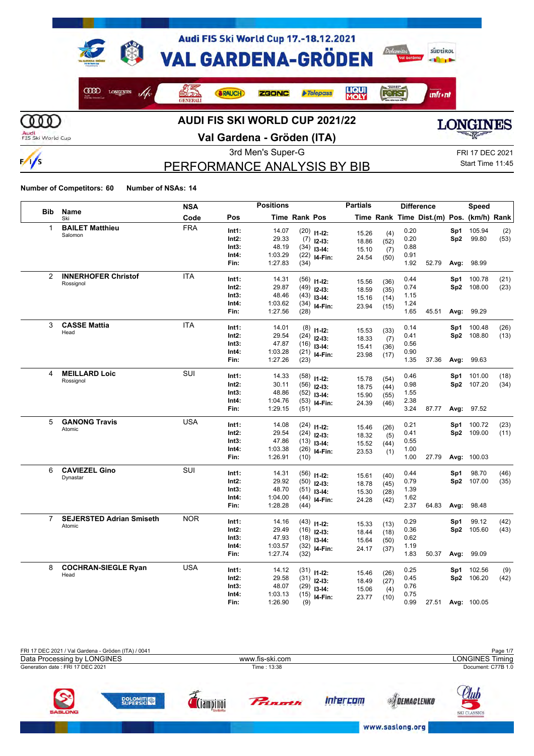# Audi FIS Ski World Cup 17.-18.12.2021

# VAL GARDENA-GRÖDEN

## AUDI FIS SKI WORLD CUP 2021/22

### Val Gardena - Gröden (ITA)

3rd Men's Super-G

FRI 17 DEC 2021
Start Time 11:45

## PERFORMANCE ANALYSIS BY BIB

**Number of Competitors: 60** **Number of NSAs: 14**

| Bib | Name / Ski | NSA Code | Pos | Time | Rank | Pos | Time | Rank | Time | Dist.(m) | Pos. | (km/h) | Rank |
|---|---|---|---|---|---|---|---|---|---|---|---|---|---|
| | | | Positions | | | Partials | | | Difference | | Speed | | |
| 1 | **BAILET Matthieu** Salomon | FRA | Int1: | 14.07 | (20) | I1-I2: | 15.26 | (4) | 0.20 | | Sp1 | 105.94 | (2) |
| | | | Int2: | 29.33 | (7) | I2-I3: | 18.86 | (52) | 0.20 | | Sp2 | 99.80 | (53) |
| | | | Int3: | 48.19 | (34) | I3-I4: | 15.10 | (7) | 0.88 | | | | |
| | | | Int4: | 1:03.29 | (22) | I4-Fin: | 24.54 | (50) | 0.91 | | | | |
| | | | Fin: | 1:27.83 | (34) | | | | 1.92 | 52.79 | Avg: | 98.99 | |
| 2 | **INNERHOFER Christof** Rossignol | ITA | Int1: | 14.31 | (56) | I1-I2: | 15.56 | (36) | 0.44 | | Sp1 | 100.78 | (21) |
| | | | Int2: | 29.87 | (49) | I2-I3: | 18.59 | (35) | 0.74 | | Sp2 | 108.00 | (23) |
| | | | Int3: | 48.46 | (43) | I3-I4: | 15.16 | (14) | 1.15 | | | | |
| | | | Int4: | 1:03.62 | (34) | I4-Fin: | 23.94 | (15) | 1.24 | | | | |
| | | | Fin: | 1:27.56 | (28) | | | | 1.65 | 45.51 | Avg: | 99.29 | |
| 3 | **CASSE Mattia** Head | ITA | Int1: | 14.01 | (8) | I1-I2: | 15.53 | (33) | 0.14 | | Sp1 | 100.48 | (26) |
| | | | Int2: | 29.54 | (24) | I2-I3: | 18.33 | (7) | 0.41 | | Sp2 | 108.80 | (13) |
| | | | Int3: | 47.87 | (16) | I3-I4: | 15.41 | (36) | 0.56 | | | | |
| | | | Int4: | 1:03.28 | (21) | I4-Fin: | 23.98 | (17) | 0.90 | | | | |
| | | | Fin: | 1:27.26 | (23) | | | | 1.35 | 37.36 | Avg: | 99.63 | |
| 4 | **MEILLARD Loic** Rossignol | SUI | Int1: | 14.33 | (58) | I1-I2: | 15.78 | (54) | 0.46 | | Sp1 | 101.00 | (18) |
| | | | Int2: | 30.11 | (56) | I2-I3: | 18.75 | (44) | 0.98 | | Sp2 | 107.20 | (34) |
| | | | Int3: | 48.86 | (52) | I3-I4: | 15.90 | (55) | 1.55 | | | | |
| | | | Int4: | 1:04.76 | (53) | I4-Fin: | 24.39 | (46) | 2.38 | | | | |
| | | | Fin: | 1:29.15 | (51) | | | | 3.24 | 87.77 | Avg: | 97.52 | |
| 5 | **GANONG Travis** Atomic | USA | Int1: | 14.08 | (24) | I1-I2: | 15.46 | (26) | 0.21 | | Sp1 | 100.72 | (23) |
| | | | Int2: | 29.54 | (24) | I2-I3: | 18.32 | (5) | 0.41 | | Sp2 | 109.00 | (11) |
| | | | Int3: | 47.86 | (13) | I3-I4: | 15.52 | (44) | 0.55 | | | | |
| | | | Int4: | 1:03.38 | (26) | I4-Fin: | 23.53 | (1) | 1.00 | | | | |
| | | | Fin: | 1:26.91 | (10) | | | | 1.00 | 27.79 | Avg: | 100.03 | |
| 6 | **CAVIEZEL Gino** Dynastar | SUI | Int1: | 14.31 | (56) | I1-I2: | 15.61 | (40) | 0.44 | | Sp1 | 98.70 | (46) |
| | | | Int2: | 29.92 | (50) | I2-I3: | 18.78 | (45) | 0.79 | | Sp2 | 107.00 | (35) |
| | | | Int3: | 48.70 | (51) | I3-I4: | 15.30 | (28) | 1.39 | | | | |
| | | | Int4: | 1:04.00 | (44) | I4-Fin: | 24.28 | (42) | 1.62 | | | | |
| | | | Fin: | 1:28.28 | (44) | | | | 2.37 | 64.83 | Avg: | 98.48 | |
| 7 | **SEJERSTED Adrian Smiseth** Atomic | NOR | Int1: | 14.16 | (43) | I1-I2: | 15.33 | (13) | 0.29 | | Sp1 | 99.12 | (42) |
| | | | Int2: | 29.49 | (16) | I2-I3: | 18.44 | (18) | 0.36 | | Sp2 | 105.60 | (43) |
| | | | Int3: | 47.93 | (18) | I3-I4: | 15.64 | (50) | 0.62 | | | | |
| | | | Int4: | 1:03.57 | (32) | I4-Fin: | 24.17 | (37) | 1.19 | | | | |
| | | | Fin: | 1:27.74 | (32) | | | | 1.83 | 50.37 | Avg: | 99.09 | |
| 8 | **COCHRAN-SIEGLE Ryan** Head | USA | Int1: | 14.12 | (31) | I1-I2: | 15.46 | (26) | 0.25 | | Sp1 | 102.56 | (9) |
| | | | Int2: | 29.58 | (31) | I2-I3: | 18.49 | (27) | 0.45 | | Sp2 | 106.20 | (42) |
| | | | Int3: | 48.07 | (29) | I3-I4: | 15.06 | (4) | 0.76 | | | | |
| | | | Int4: | 1:03.13 | (15) | I4-Fin: | 23.77 | (10) | 0.75 | | | | |
| | | | Fin: | 1:26.90 | (9) | | | | 0.99 | 27.51 | Avg: | 100.05 | |

FRI 17 DEC 2021 / Val Gardena - Gröden (ITA) / 0041
Data Processing by LONGINES — www.fis-ski.com — LONGINES Timing
Generation date : FRI 17 DEC 2021 — Time : 13:38 — Document: C77B 1.0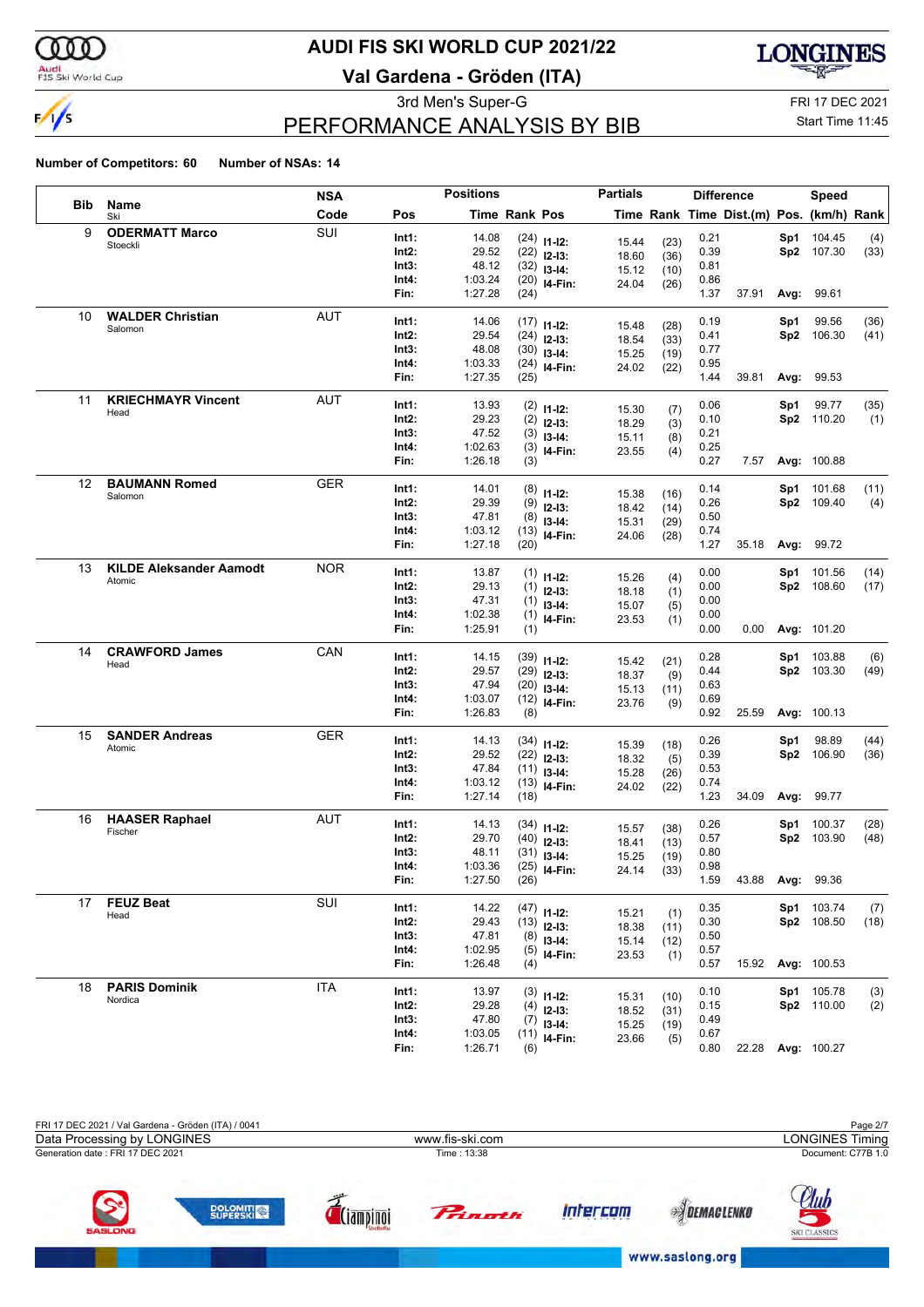# AUDI FIS SKI WORLD CUP 2021/22

**Val Gardena - Gröden (ITA)**

3rd Men's Super-G

FRI 17 DEC 2021

Start Time 11:45

## PERFORMANCE ANALYSIS BY BIB

**Number of Competitors: 60    Number of NSAs: 14**

| Bib | Name / Ski | NSA Code | Pos | Time | Rank | Pos | Partial Time | Partial Rank | Diff. Time | Dist.(m) | Speed Pos. | (km/h) | Rank |
|---|---|---|---|---|---|---|---|---|---|---|---|---|---|
| 9 | **ODERMATT Marco** Stoeckli | SUI | Int1: | 14.08 | (24) | I1-I2: | 15.44 | (23) | 0.21 | | Sp1 | 104.45 | (4) |
| | | | Int2: | 29.52 | (22) | I2-I3: | 18.60 | (36) | 0.39 | | Sp2 | 107.30 | (33) |
| | | | Int3: | 48.12 | (32) | I3-I4: | 15.12 | (10) | 0.81 | | | | |
| | | | Int4: | 1:03.24 | (20) | I4-Fin: | 24.04 | (26) | 0.86 | | | | |
| | | | Fin: | 1:27.28 | (24) | | | | 1.37 | 37.91 | Avg: | 99.61 | |
| 10 | **WALDER Christian** Salomon | AUT | Int1: | 14.06 | (17) | I1-I2: | 15.48 | (28) | 0.19 | | Sp1 | 99.56 | (36) |
| | | | Int2: | 29.54 | (24) | I2-I3: | 18.54 | (33) | 0.41 | | Sp2 | 106.30 | (41) |
| | | | Int3: | 48.08 | (30) | I3-I4: | 15.25 | (19) | 0.77 | | | | |
| | | | Int4: | 1:03.33 | (24) | I4-Fin: | 24.02 | (22) | 0.95 | | | | |
| | | | Fin: | 1:27.35 | (25) | | | | 1.44 | 39.81 | Avg: | 99.53 | |
| 11 | **KRIECHMAYR Vincent** Head | AUT | Int1: | 13.93 | (2) | I1-I2: | 15.30 | (7) | 0.06 | | Sp1 | 99.77 | (35) |
| | | | Int2: | 29.23 | (2) | I2-I3: | 18.29 | (3) | 0.10 | | Sp2 | 110.20 | (1) |
| | | | Int3: | 47.52 | (3) | I3-I4: | 15.11 | (8) | 0.21 | | | | |
| | | | Int4: | 1:02.63 | (3) | I4-Fin: | 23.55 | (4) | 0.25 | | | | |
| | | | Fin: | 1:26.18 | (3) | | | | 0.27 | 7.57 | Avg: | 100.88 | |
| 12 | **BAUMANN Romed** Salomon | GER | Int1: | 14.01 | (8) | I1-I2: | 15.38 | (16) | 0.14 | | Sp1 | 101.68 | (11) |
| | | | Int2: | 29.39 | (9) | I2-I3: | 18.42 | (14) | 0.26 | | Sp2 | 109.40 | (4) |
| | | | Int3: | 47.81 | (8) | I3-I4: | 15.31 | (29) | 0.50 | | | | |
| | | | Int4: | 1:03.12 | (13) | I4-Fin: | 24.06 | (28) | 0.74 | | | | |
| | | | Fin: | 1:27.18 | (20) | | | | 1.27 | 35.18 | Avg: | 99.72 | |
| 13 | **KILDE Aleksander Aamodt** Atomic | NOR | Int1: | 13.87 | (1) | I1-I2: | 15.26 | (4) | 0.00 | | Sp1 | 101.56 | (14) |
| | | | Int2: | 29.13 | (1) | I2-I3: | 18.18 | (1) | 0.00 | | Sp2 | 108.60 | (17) |
| | | | Int3: | 47.31 | (1) | I3-I4: | 15.07 | (5) | 0.00 | | | | |
| | | | Int4: | 1:02.38 | (1) | I4-Fin: | 23.53 | (1) | 0.00 | | | | |
| | | | Fin: | 1:25.91 | (1) | | | | 0.00 | 0.00 | Avg: | 101.20 | |
| 14 | **CRAWFORD James** Head | CAN | Int1: | 14.15 | (39) | I1-I2: | 15.42 | (21) | 0.28 | | Sp1 | 103.88 | (6) |
| | | | Int2: | 29.57 | (29) | I2-I3: | 18.37 | (9) | 0.44 | | Sp2 | 103.30 | (49) |
| | | | Int3: | 47.94 | (20) | I3-I4: | 15.13 | (11) | 0.63 | | | | |
| | | | Int4: | 1:03.07 | (12) | I4-Fin: | 23.76 | (9) | 0.69 | | | | |
| | | | Fin: | 1:26.83 | (8) | | | | 0.92 | 25.59 | Avg: | 100.13 | |
| 15 | **SANDER Andreas** Atomic | GER | Int1: | 14.13 | (34) | I1-I2: | 15.39 | (18) | 0.26 | | Sp1 | 98.89 | (44) |
| | | | Int2: | 29.52 | (22) | I2-I3: | 18.32 | (5) | 0.39 | | Sp2 | 106.90 | (36) |
| | | | Int3: | 47.84 | (11) | I3-I4: | 15.28 | (26) | 0.53 | | | | |
| | | | Int4: | 1:03.12 | (13) | I4-Fin: | 24.02 | (22) | 0.74 | | | | |
| | | | Fin: | 1:27.14 | (18) | | | | 1.23 | 34.09 | Avg: | 99.77 | |
| 16 | **HAASER Raphael** Fischer | AUT | Int1: | 14.13 | (34) | I1-I2: | 15.57 | (38) | 0.26 | | Sp1 | 100.37 | (28) |
| | | | Int2: | 29.70 | (40) | I2-I3: | 18.41 | (13) | 0.57 | | Sp2 | 103.90 | (48) |
| | | | Int3: | 48.11 | (31) | I3-I4: | 15.25 | (19) | 0.80 | | | | |
| | | | Int4: | 1:03.36 | (25) | I4-Fin: | 24.14 | (33) | 0.98 | | | | |
| | | | Fin: | 1:27.50 | (26) | | | | 1.59 | 43.88 | Avg: | 99.36 | |
| 17 | **FEUZ Beat** Head | SUI | Int1: | 14.22 | (47) | I1-I2: | 15.21 | (1) | 0.35 | | Sp1 | 103.74 | (7) |
| | | | Int2: | 29.43 | (13) | I2-I3: | 18.38 | (11) | 0.30 | | Sp2 | 108.50 | (18) |
| | | | Int3: | 47.81 | (8) | I3-I4: | 15.14 | (12) | 0.50 | | | | |
| | | | Int4: | 1:02.95 | (5) | I4-Fin: | 23.53 | (1) | 0.57 | | | | |
| | | | Fin: | 1:26.48 | (4) | | | | 0.57 | 15.92 | Avg: | 100.53 | |
| 18 | **PARIS Dominik** Nordica | ITA | Int1: | 13.97 | (3) | I1-I2: | 15.31 | (10) | 0.10 | | Sp1 | 105.78 | (3) |
| | | | Int2: | 29.28 | (4) | I2-I3: | 18.52 | (31) | 0.15 | | Sp2 | 110.00 | (2) |
| | | | Int3: | 47.80 | (7) | I3-I4: | 15.25 | (19) | 0.49 | | | | |
| | | | Int4: | 1:03.05 | (11) | I4-Fin: | 23.66 | (5) | 0.67 | | | | |
| | | | Fin: | 1:26.71 | (6) | | | | 0.80 | 22.28 | Avg: | 100.27 | |

FRI 17 DEC 2021 / Val Gardena - Gröden (ITA) / 0041

Data Processing by LONGINES    www.fis-ski.com    LONGINES Timing

Generation date : FRI 17 DEC 2021    Time : 13:38    Document: C77B 1.0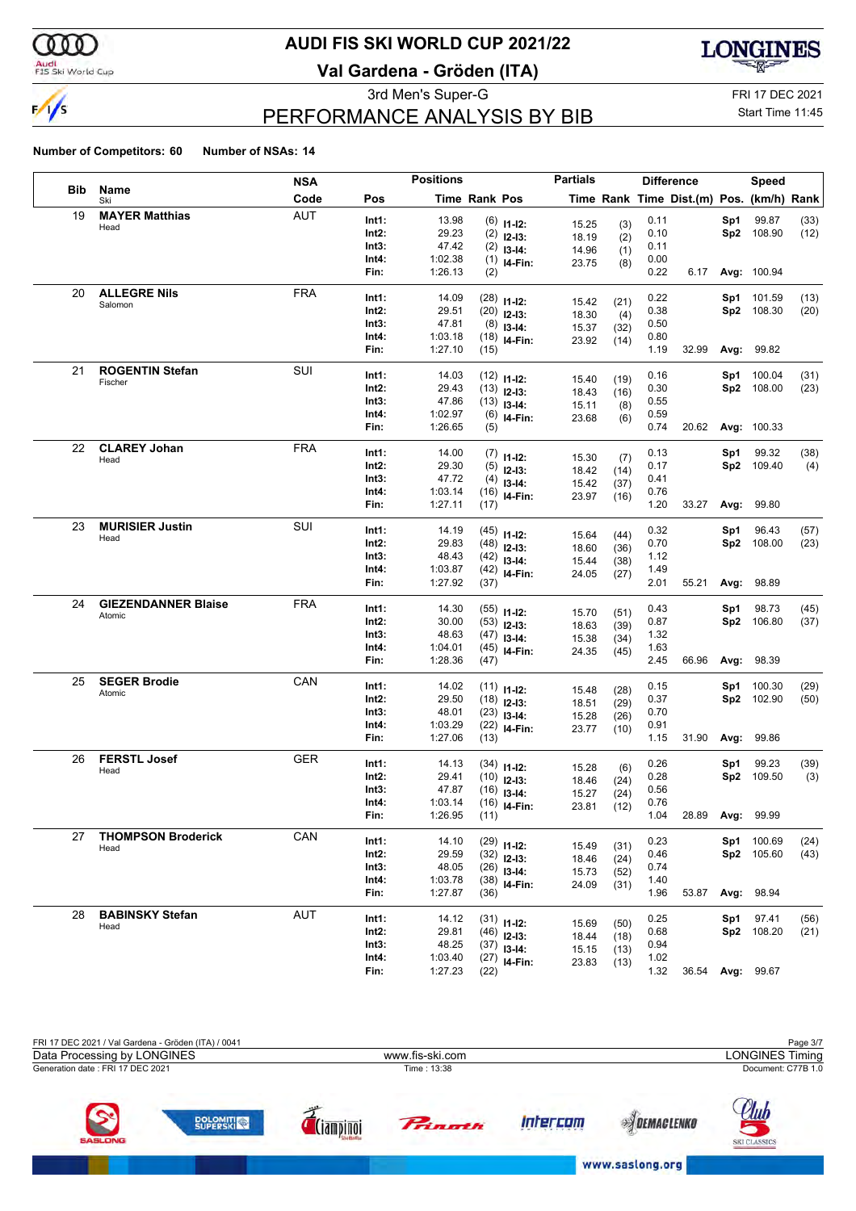# AUDI FIS SKI WORLD CUP 2021/22

## Val Gardena - Gröden (ITA)

3rd Men's Super-G

FRI 17 DEC 2021

Start Time 11:45

## PERFORMANCE ANALYSIS BY BIB

**Number of Competitors: 60** **Number of NSAs: 14**

| Bib | Name / Ski | NSA Code | Pos | Time | Rank | Pos | Partials Time | Rank | Difference Time | Dist.(m) | Speed Pos. | (km/h) | Rank |
|---|---|---|---|---|---|---|---|---|---|---|---|---|---|
| 19 | **MAYER Matthias** Head | AUT | Int1: | 13.98 | (6) | I1-I2: | 15.25 | (3) | 0.11 | | Sp1 | 99.87 | (33) |
| | | | Int2: | 29.23 | (2) | I2-I3: | 18.19 | (2) | 0.10 | | Sp2 | 108.90 | (12) |
| | | | Int3: | 47.42 | (2) | I3-I4: | 14.96 | (1) | 0.11 | | | | |
| | | | Int4: | 1:02.38 | (1) | I4-Fin: | 23.75 | (8) | 0.00 | | | | |
| | | | Fin: | 1:26.13 | (2) | | | | 0.22 | 6.17 | Avg: | 100.94 | |
| 20 | **ALLEGRE Nils** Salomon | FRA | Int1: | 14.09 | (28) | I1-I2: | 15.42 | (21) | 0.22 | | Sp1 | 101.59 | (13) |
| | | | Int2: | 29.51 | (20) | I2-I3: | 18.30 | (4) | 0.38 | | Sp2 | 108.30 | (20) |
| | | | Int3: | 47.81 | (8) | I3-I4: | 15.37 | (32) | 0.50 | | | | |
| | | | Int4: | 1:03.18 | (18) | I4-Fin: | 23.92 | (14) | 0.80 | | | | |
| | | | Fin: | 1:27.10 | (15) | | | | 1.19 | 32.99 | Avg: | 99.82 | |
| 21 | **ROGENTIN Stefan** Fischer | SUI | Int1: | 14.03 | (12) | I1-I2: | 15.40 | (19) | 0.16 | | Sp1 | 100.04 | (31) |
| | | | Int2: | 29.43 | (13) | I2-I3: | 18.43 | (16) | 0.30 | | Sp2 | 108.00 | (23) |
| | | | Int3: | 47.86 | (13) | I3-I4: | 15.11 | (8) | 0.55 | | | | |
| | | | Int4: | 1:02.97 | (6) | I4-Fin: | 23.68 | (6) | 0.59 | | | | |
| | | | Fin: | 1:26.65 | (5) | | | | 0.74 | 20.62 | Avg: | 100.33 | |
| 22 | **CLAREY Johan** Head | FRA | Int1: | 14.00 | (7) | I1-I2: | 15.30 | (7) | 0.13 | | Sp1 | 99.32 | (38) |
| | | | Int2: | 29.30 | (5) | I2-I3: | 18.42 | (14) | 0.17 | | Sp2 | 109.40 | (4) |
| | | | Int3: | 47.72 | (4) | I3-I4: | 15.42 | (37) | 0.41 | | | | |
| | | | Int4: | 1:03.14 | (16) | I4-Fin: | 23.97 | (16) | 0.76 | | | | |
| | | | Fin: | 1:27.11 | (17) | | | | 1.20 | 33.27 | Avg: | 99.80 | |
| 23 | **MURISIER Justin** Head | SUI | Int1: | 14.19 | (45) | I1-I2: | 15.64 | (44) | 0.32 | | Sp1 | 96.43 | (57) |
| | | | Int2: | 29.83 | (48) | I2-I3: | 18.60 | (36) | 0.70 | | Sp2 | 108.00 | (23) |
| | | | Int3: | 48.43 | (42) | I3-I4: | 15.44 | (38) | 1.12 | | | | |
| | | | Int4: | 1:03.87 | (42) | I4-Fin: | 24.05 | (27) | 1.49 | | | | |
| | | | Fin: | 1:27.92 | (37) | | | | 2.01 | 55.21 | Avg: | 98.89 | |
| 24 | **GIEZENDANNER Blaise** Atomic | FRA | Int1: | 14.30 | (55) | I1-I2: | 15.70 | (51) | 0.43 | | Sp1 | 98.73 | (45) |
| | | | Int2: | 30.00 | (53) | I2-I3: | 18.63 | (39) | 0.87 | | Sp2 | 106.80 | (37) |
| | | | Int3: | 48.63 | (47) | I3-I4: | 15.38 | (34) | 1.32 | | | | |
| | | | Int4: | 1:04.01 | (45) | I4-Fin: | 24.35 | (45) | 1.63 | | | | |
| | | | Fin: | 1:28.36 | (47) | | | | 2.45 | 66.96 | Avg: | 98.39 | |
| 25 | **SEGER Brodie** Atomic | CAN | Int1: | 14.02 | (11) | I1-I2: | 15.48 | (28) | 0.15 | | Sp1 | 100.30 | (29) |
| | | | Int2: | 29.50 | (18) | I2-I3: | 18.51 | (29) | 0.37 | | Sp2 | 102.90 | (50) |
| | | | Int3: | 48.01 | (23) | I3-I4: | 15.28 | (26) | 0.70 | | | | |
| | | | Int4: | 1:03.29 | (22) | I4-Fin: | 23.77 | (10) | 0.91 | | | | |
| | | | Fin: | 1:27.06 | (13) | | | | 1.15 | 31.90 | Avg: | 99.86 | |
| 26 | **FERSTL Josef** Head | GER | Int1: | 14.13 | (34) | I1-I2: | 15.28 | (6) | 0.26 | | Sp1 | 99.23 | (39) |
| | | | Int2: | 29.41 | (10) | I2-I3: | 18.46 | (24) | 0.28 | | Sp2 | 109.50 | (3) |
| | | | Int3: | 47.87 | (16) | I3-I4: | 15.27 | (24) | 0.56 | | | | |
| | | | Int4: | 1:03.14 | (16) | I4-Fin: | 23.81 | (12) | 0.76 | | | | |
| | | | Fin: | 1:26.95 | (11) | | | | 1.04 | 28.89 | Avg: | 99.99 | |
| 27 | **THOMPSON Broderick** Head | CAN | Int1: | 14.10 | (29) | I1-I2: | 15.49 | (31) | 0.23 | | Sp1 | 100.69 | (24) |
| | | | Int2: | 29.59 | (32) | I2-I3: | 18.46 | (24) | 0.46 | | Sp2 | 105.60 | (43) |
| | | | Int3: | 48.05 | (26) | I3-I4: | 15.73 | (52) | 0.74 | | | | |
| | | | Int4: | 1:03.78 | (38) | I4-Fin: | 24.09 | (31) | 1.40 | | | | |
| | | | Fin: | 1:27.87 | (36) | | | | 1.96 | 53.87 | Avg: | 98.94 | |
| 28 | **BABINSKY Stefan** Head | AUT | Int1: | 14.12 | (31) | I1-I2: | 15.69 | (50) | 0.25 | | Sp1 | 97.41 | (56) |
| | | | Int2: | 29.81 | (46) | I2-I3: | 18.44 | (18) | 0.68 | | Sp2 | 108.20 | (21) |
| | | | Int3: | 48.25 | (37) | I3-I4: | 15.15 | (13) | 0.94 | | | | |
| | | | Int4: | 1:03.40 | (27) | I4-Fin: | 23.83 | (13) | 1.02 | | | | |
| | | | Fin: | 1:27.23 | (22) | | | | 1.32 | 36.54 | Avg: | 99.67 | |

FRI 17 DEC 2021 / Val Gardena - Gröden (ITA) / 0041

Data Processing by LONGINES — www.fis-ski.com — LONGINES Timing

Generation date : FRI 17 DEC 2021 — Time : 13:38 — Document: C77B 1.0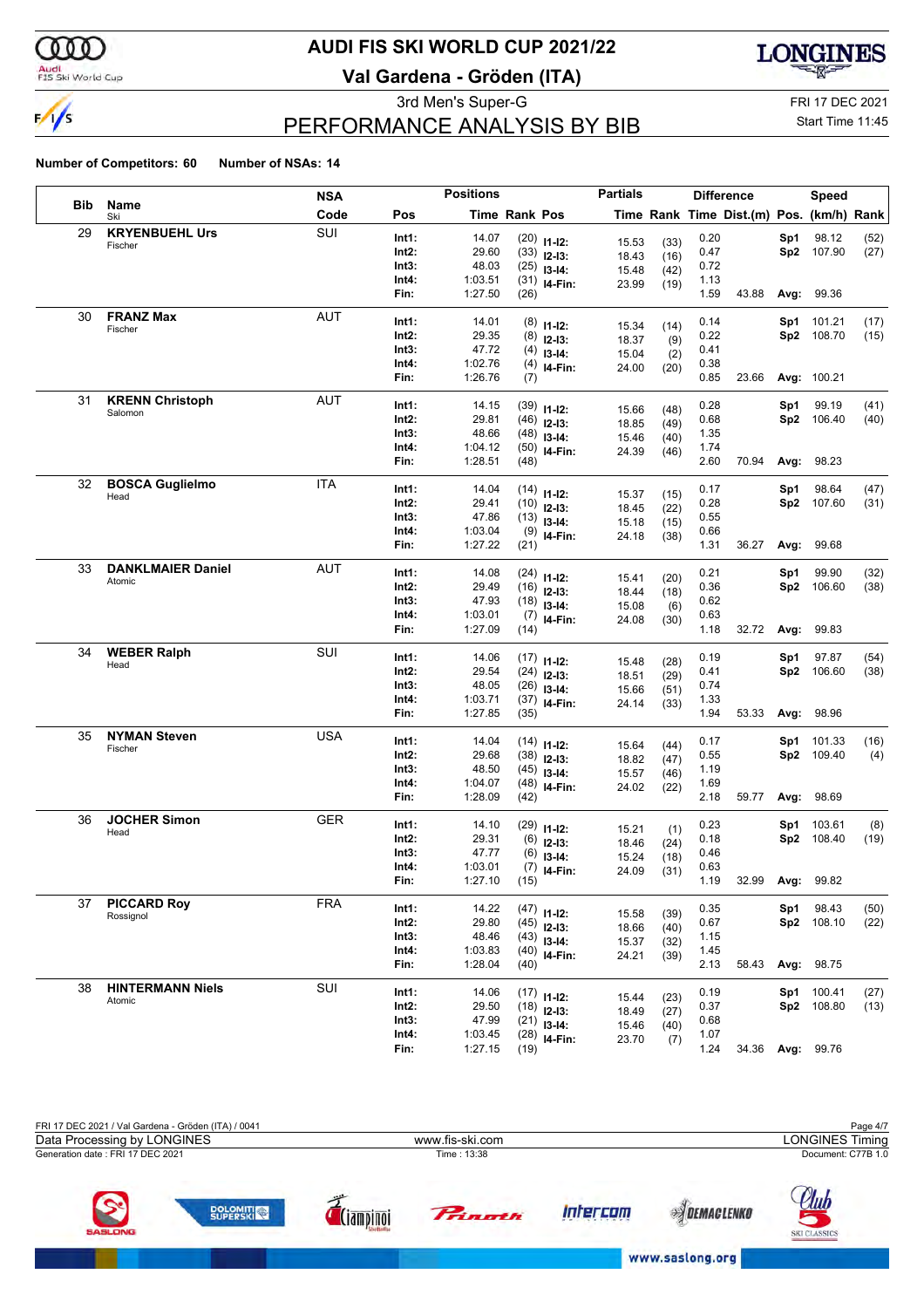# AUDI FIS SKI WORLD CUP 2021/22

**Val Gardena - Gröden (ITA)**

3rd Men's Super-G

FRI 17 DEC 2021

Start Time 11:45

## PERFORMANCE ANALYSIS BY BIB

**Number of Competitors: 60** **Number of NSAs: 14**

| Bib | Name / Ski | NSA Code | Pos | Time | Rank | Pos | Partials Time | Partials Rank | Difference Time | Dist.(m) | Speed Pos. | Speed (km/h) | Speed Rank |
|---|---|---|---|---|---|---|---|---|---|---|---|---|---|
| 29 | **KRYENBUEHL Urs** Fischer | SUI | Int1: | 14.07 | (20) | I1-I2: | 15.53 | (33) | 0.20 | | Sp1 | 98.12 | (52) |
| | | | Int2: | 29.60 | (33) | I2-I3: | 18.43 | (16) | 0.47 | | Sp2 | 107.90 | (27) |
| | | | Int3: | 48.03 | (25) | I3-I4: | 15.48 | (42) | 0.72 | | | | |
| | | | Int4: | 1:03.51 | (31) | I4-Fin: | 23.99 | (19) | 1.13 | | | | |
| | | | Fin: | 1:27.50 | (26) | | | | 1.59 | 43.88 | Avg: | 99.36 | |
| 30 | **FRANZ Max** Fischer | AUT | Int1: | 14.01 | (8) | I1-I2: | 15.34 | (14) | 0.14 | | Sp1 | 101.21 | (17) |
| | | | Int2: | 29.35 | (8) | I2-I3: | 18.37 | (9) | 0.22 | | Sp2 | 108.70 | (15) |
| | | | Int3: | 47.72 | (4) | I3-I4: | 15.04 | (2) | 0.41 | | | | |
| | | | Int4: | 1:02.76 | (4) | I4-Fin: | 24.00 | (20) | 0.38 | | | | |
| | | | Fin: | 1:26.76 | (7) | | | | 0.85 | 23.66 | Avg: | 100.21 | |
| 31 | **KRENN Christoph** Salomon | AUT | Int1: | 14.15 | (39) | I1-I2: | 15.66 | (48) | 0.28 | | Sp1 | 99.19 | (41) |
| | | | Int2: | 29.81 | (46) | I2-I3: | 18.85 | (49) | 0.68 | | Sp2 | 106.40 | (40) |
| | | | Int3: | 48.66 | (48) | I3-I4: | 15.46 | (40) | 1.35 | | | | |
| | | | Int4: | 1:04.12 | (50) | I4-Fin: | 24.39 | (46) | 1.74 | | | | |
| | | | Fin: | 1:28.51 | (48) | | | | 2.60 | 70.94 | Avg: | 98.23 | |
| 32 | **BOSCA Guglielmo** Head | ITA | Int1: | 14.04 | (14) | I1-I2: | 15.37 | (15) | 0.17 | | Sp1 | 98.64 | (47) |
| | | | Int2: | 29.41 | (10) | I2-I3: | 18.45 | (22) | 0.28 | | Sp2 | 107.60 | (31) |
| | | | Int3: | 47.86 | (13) | I3-I4: | 15.18 | (15) | 0.55 | | | | |
| | | | Int4: | 1:03.04 | (9) | I4-Fin: | 24.18 | (38) | 0.66 | | | | |
| | | | Fin: | 1:27.22 | (21) | | | | 1.31 | 36.27 | Avg: | 99.68 | |
| 33 | **DANKLMAIER Daniel** Atomic | AUT | Int1: | 14.08 | (24) | I1-I2: | 15.41 | (20) | 0.21 | | Sp1 | 99.90 | (32) |
| | | | Int2: | 29.49 | (16) | I2-I3: | 18.44 | (18) | 0.36 | | Sp2 | 106.60 | (38) |
| | | | Int3: | 47.93 | (18) | I3-I4: | 15.08 | (6) | 0.62 | | | | |
| | | | Int4: | 1:03.01 | (7) | I4-Fin: | 24.08 | (30) | 0.63 | | | | |
| | | | Fin: | 1:27.09 | (14) | | | | 1.18 | 32.72 | Avg: | 99.83 | |
| 34 | **WEBER Ralph** Head | SUI | Int1: | 14.06 | (17) | I1-I2: | 15.48 | (28) | 0.19 | | Sp1 | 97.87 | (54) |
| | | | Int2: | 29.54 | (24) | I2-I3: | 18.51 | (29) | 0.41 | | Sp2 | 106.60 | (38) |
| | | | Int3: | 48.05 | (26) | I3-I4: | 15.66 | (51) | 0.74 | | | | |
| | | | Int4: | 1:03.71 | (37) | I4-Fin: | 24.14 | (33) | 1.33 | | | | |
| | | | Fin: | 1:27.85 | (35) | | | | 1.94 | 53.33 | Avg: | 98.96 | |
| 35 | **NYMAN Steven** Fischer | USA | Int1: | 14.04 | (14) | I1-I2: | 15.64 | (44) | 0.17 | | Sp1 | 101.33 | (16) |
| | | | Int2: | 29.68 | (38) | I2-I3: | 18.82 | (47) | 0.55 | | Sp2 | 109.40 | (4) |
| | | | Int3: | 48.50 | (45) | I3-I4: | 15.57 | (46) | 1.19 | | | | |
| | | | Int4: | 1:04.07 | (48) | I4-Fin: | 24.02 | (22) | 1.69 | | | | |
| | | | Fin: | 1:28.09 | (42) | | | | 2.18 | 59.77 | Avg: | 98.69 | |
| 36 | **JOCHER Simon** Head | GER | Int1: | 14.10 | (29) | I1-I2: | 15.21 | (1) | 0.23 | | Sp1 | 103.61 | (8) |
| | | | Int2: | 29.31 | (6) | I2-I3: | 18.46 | (24) | 0.18 | | Sp2 | 108.40 | (19) |
| | | | Int3: | 47.77 | (6) | I3-I4: | 15.24 | (18) | 0.46 | | | | |
| | | | Int4: | 1:03.01 | (7) | I4-Fin: | 24.09 | (31) | 0.63 | | | | |
| | | | Fin: | 1:27.10 | (15) | | | | 1.19 | 32.99 | Avg: | 99.82 | |
| 37 | **PICCARD Roy** Rossignol | FRA | Int1: | 14.22 | (47) | I1-I2: | 15.58 | (39) | 0.35 | | Sp1 | 98.43 | (50) |
| | | | Int2: | 29.80 | (45) | I2-I3: | 18.66 | (40) | 0.67 | | Sp2 | 108.10 | (22) |
| | | | Int3: | 48.46 | (43) | I3-I4: | 15.37 | (32) | 1.15 | | | | |
| | | | Int4: | 1:03.83 | (40) | I4-Fin: | 24.21 | (39) | 1.45 | | | | |
| | | | Fin: | 1:28.04 | (40) | | | | 2.13 | 58.43 | Avg: | 98.75 | |
| 38 | **HINTERMANN Niels** Atomic | SUI | Int1: | 14.06 | (17) | I1-I2: | 15.44 | (23) | 0.19 | | Sp1 | 100.41 | (27) |
| | | | Int2: | 29.50 | (18) | I2-I3: | 18.49 | (27) | 0.37 | | Sp2 | 108.80 | (13) |
| | | | Int3: | 47.99 | (21) | I3-I4: | 15.46 | (40) | 0.68 | | | | |
| | | | Int4: | 1:03.45 | (28) | I4-Fin: | 23.70 | (7) | 1.07 | | | | |
| | | | Fin: | 1:27.15 | (19) | | | | 1.24 | 34.36 | Avg: | 99.76 | |

FRI 17 DEC 2021 / Val Gardena - Gröden (ITA) / 0041

Data Processing by LONGINES — www.fis-ski.com — LONGINES Timing

Generation date : FRI 17 DEC 2021 — Time : 13:38 — Document: C77B 1.0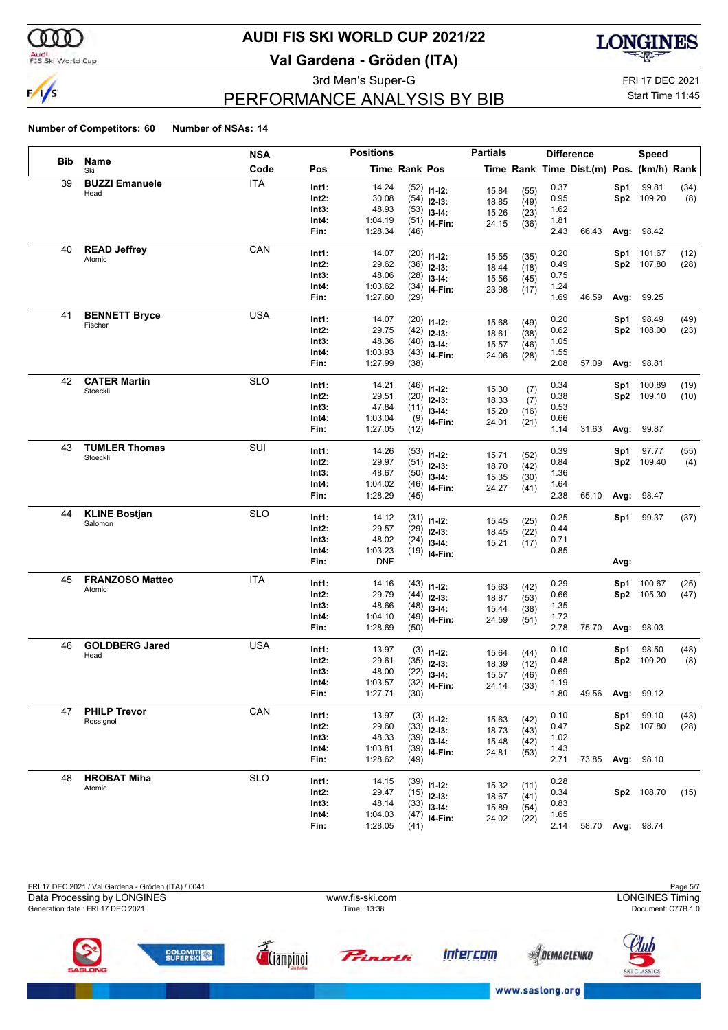# AUDI FIS SKI WORLD CUP 2021/22

## Val Gardena - Gröden (ITA)

3rd Men's Super-G

FRI 17 DEC 2021

Start Time 11:45

## PERFORMANCE ANALYSIS BY BIB

**Number of Competitors: 60** **Number of NSAs: 14**

| Bib | Name / Ski | NSA Code | Pos | Time | Rank | Pos | Partials Time | Rank | Difference Time | Dist.(m) | Speed Pos. | (km/h) | Rank |
|---|---|---|---|---|---|---|---|---|---|---|---|---|---|
| 39 | **BUZZI Emanuele** | ITA | Int1: | 14.24 | (52) | I1-I2: | 15.84 | (55) | 0.37 | | Sp1 | 99.81 | (34) |
| | Head | | Int2: | 30.08 | (54) | I2-I3: | 18.85 | (49) | 0.95 | | Sp2 | 109.20 | (8) |
| | | | Int3: | 48.93 | (53) | I3-I4: | 15.26 | (23) | 1.62 | | | | |
| | | | Int4: | 1:04.19 | (51) | I4-Fin: | 24.15 | (36) | 1.81 | | | | |
| | | | Fin: | 1:28.34 | (46) | | | | 2.43 | 66.43 | Avg: | 98.42 | |
| 40 | **READ Jeffrey** | CAN | Int1: | 14.07 | (20) | I1-I2: | 15.55 | (35) | 0.20 | | Sp1 | 101.67 | (12) |
| | Atomic | | Int2: | 29.62 | (36) | I2-I3: | 18.44 | (18) | 0.49 | | Sp2 | 107.80 | (28) |
| | | | Int3: | 48.06 | (28) | I3-I4: | 15.56 | (45) | 0.75 | | | | |
| | | | Int4: | 1:03.62 | (34) | I4-Fin: | 23.98 | (17) | 1.24 | | | | |
| | | | Fin: | 1:27.60 | (29) | | | | 1.69 | 46.59 | Avg: | 99.25 | |
| 41 | **BENNETT Bryce** | USA | Int1: | 14.07 | (20) | I1-I2: | 15.68 | (49) | 0.20 | | Sp1 | 98.49 | (49) |
| | Fischer | | Int2: | 29.75 | (42) | I2-I3: | 18.61 | (38) | 0.62 | | Sp2 | 108.00 | (23) |
| | | | Int3: | 48.36 | (40) | I3-I4: | 15.57 | (46) | 1.05 | | | | |
| | | | Int4: | 1:03.93 | (43) | I4-Fin: | 24.06 | (28) | 1.55 | | | | |
| | | | Fin: | 1:27.99 | (38) | | | | 2.08 | 57.09 | Avg: | 98.81 | |
| 42 | **CATER Martin** | SLO | Int1: | 14.21 | (46) | I1-I2: | 15.30 | (7) | 0.34 | | Sp1 | 100.89 | (19) |
| | Stoeckli | | Int2: | 29.51 | (20) | I2-I3: | 18.33 | (7) | 0.38 | | Sp2 | 109.10 | (10) |
| | | | Int3: | 47.84 | (11) | I3-I4: | 15.20 | (16) | 0.53 | | | | |
| | | | Int4: | 1:03.04 | (9) | I4-Fin: | 24.01 | (21) | 0.66 | | | | |
| | | | Fin: | 1:27.05 | (12) | | | | 1.14 | 31.63 | Avg: | 99.87 | |
| 43 | **TUMLER Thomas** | SUI | Int1: | 14.26 | (53) | I1-I2: | 15.71 | (52) | 0.39 | | Sp1 | 97.77 | (55) |
| | Stoeckli | | Int2: | 29.97 | (51) | I2-I3: | 18.70 | (42) | 0.84 | | Sp2 | 109.40 | (4) |
| | | | Int3: | 48.67 | (50) | I3-I4: | 15.35 | (30) | 1.36 | | | | |
| | | | Int4: | 1:04.02 | (46) | I4-Fin: | 24.27 | (41) | 1.64 | | | | |
| | | | Fin: | 1:28.29 | (45) | | | | 2.38 | 65.10 | Avg: | 98.47 | |
| 44 | **KLINE Bostjan** | SLO | Int1: | 14.12 | (31) | I1-I2: | 15.45 | (25) | 0.25 | | Sp1 | 99.37 | (37) |
| | Salomon | | Int2: | 29.57 | (29) | I2-I3: | 18.45 | (22) | 0.44 | | | | |
| | | | Int3: | 48.02 | (24) | I3-I4: | 15.21 | (17) | 0.71 | | | | |
| | | | Int4: | 1:03.23 | (19) | I4-Fin: | | | 0.85 | | | | |
| | | | Fin: | DNF | | | | | | | Avg: | | |
| 45 | **FRANZOSO Matteo** | ITA | Int1: | 14.16 | (43) | I1-I2: | 15.63 | (42) | 0.29 | | Sp1 | 100.67 | (25) |
| | Atomic | | Int2: | 29.79 | (44) | I2-I3: | 18.87 | (53) | 0.66 | | Sp2 | 105.30 | (47) |
| | | | Int3: | 48.66 | (48) | I3-I4: | 15.44 | (38) | 1.35 | | | | |
| | | | Int4: | 1:04.10 | (49) | I4-Fin: | 24.59 | (51) | 1.72 | | | | |
| | | | Fin: | 1:28.69 | (50) | | | | 2.78 | 75.70 | Avg: | 98.03 | |
| 46 | **GOLDBERG Jared** | USA | Int1: | 13.97 | (3) | I1-I2: | 15.64 | (44) | 0.10 | | Sp1 | 98.50 | (48) |
| | Head | | Int2: | 29.61 | (35) | I2-I3: | 18.39 | (12) | 0.48 | | Sp2 | 109.20 | (8) |
| | | | Int3: | 48.00 | (22) | I3-I4: | 15.57 | (46) | 0.69 | | | | |
| | | | Int4: | 1:03.57 | (32) | I4-Fin: | 24.14 | (33) | 1.19 | | | | |
| | | | Fin: | 1:27.71 | (30) | | | | 1.80 | 49.56 | Avg: | 99.12 | |
| 47 | **PHILP Trevor** | CAN | Int1: | 13.97 | (3) | I1-I2: | 15.63 | (42) | 0.10 | | Sp1 | 99.10 | (43) |
| | Rossignol | | Int2: | 29.60 | (33) | I2-I3: | 18.73 | (43) | 0.47 | | Sp2 | 107.80 | (28) |
| | | | Int3: | 48.33 | (39) | I3-I4: | 15.48 | (42) | 1.02 | | | | |
| | | | Int4: | 1:03.81 | (39) | I4-Fin: | 24.81 | (53) | 1.43 | | | | |
| | | | Fin: | 1:28.62 | (49) | | | | 2.71 | 73.85 | Avg: | 98.10 | |
| 48 | **HROBAT Miha** | SLO | Int1: | 14.15 | (39) | I1-I2: | 15.32 | (11) | 0.28 | | | | |
| | Atomic | | Int2: | 29.47 | (15) | I2-I3: | 18.67 | (41) | 0.34 | | Sp2 | 108.70 | (15) |
| | | | Int3: | 48.14 | (33) | I3-I4: | 15.89 | (54) | 0.83 | | | | |
| | | | Int4: | 1:04.03 | (47) | I4-Fin: | 24.02 | (22) | 1.65 | | | | |
| | | | Fin: | 1:28.05 | (41) | | | | 2.14 | 58.70 | Avg: | 98.74 | |

FRI 17 DEC 2021 / Val Gardena - Gröden (ITA) / 0041

Data Processing by LONGINES | www.fis-ski.com | LONGINES Timing

Generation date : FRI 17 DEC 2021 | Time : 13:38 | Document: C77B 1.0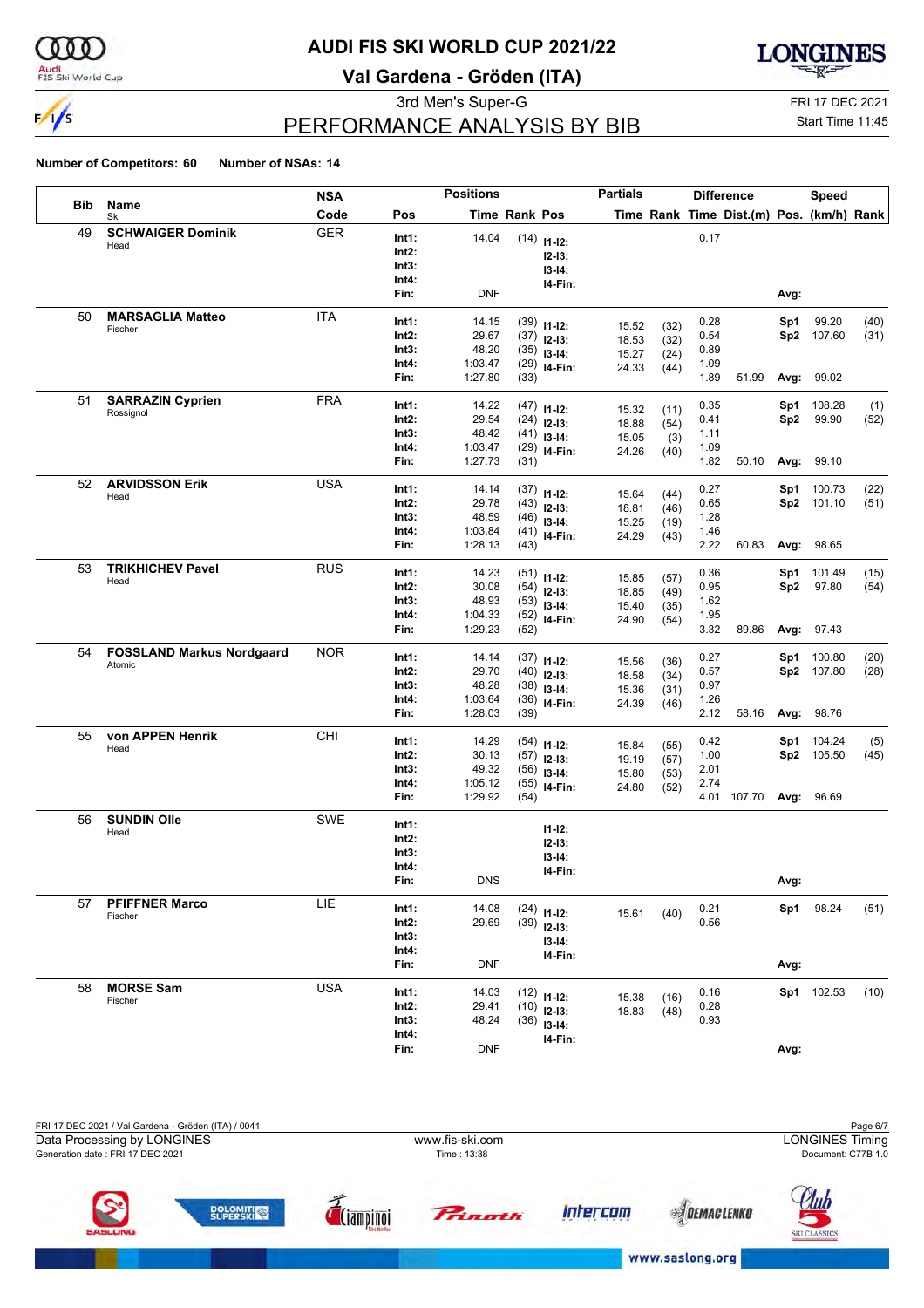# AUDI FIS SKI WORLD CUP 2021/22

## Val Gardena - Gröden (ITA)

3rd Men's Super-G

FRI 17 DEC 2021

Start Time 11:45

## PERFORMANCE ANALYSIS BY BIB

**Number of Competitors: 60** **Number of NSAs: 14**

| Bib | Name / Ski | NSA Code | Pos | Time | Rank | Pos | Partial Time | Partial Rank | Diff. Time | Dist.(m) | Speed Pos. | Speed (km/h) | Speed Rank |
|---|---|---|---|---|---|---|---|---|---|---|---|---|---|
| 49 | **SCHWAIGER Dominik** Head | GER | Int1: | 14.04 | (14) | I1-I2: | | | 0.17 | | | | |
| | | | Int2: | | | I2-I3: | | | | | | | |
| | | | Int3: | | | I3-I4: | | | | | | | |
| | | | Int4: | | | I4-Fin: | | | | | | | |
| | | | Fin: | DNF | | | | | | | Avg: | | |
| 50 | **MARSAGLIA Matteo** Fischer | ITA | Int1: | 14.15 | (39) | I1-I2: | 15.52 | (32) | 0.28 | | Sp1 | 99.20 | (40) |
| | | | Int2: | 29.67 | (37) | I2-I3: | 18.53 | (32) | 0.54 | | Sp2 | 107.60 | (31) |
| | | | Int3: | 48.20 | (35) | I3-I4: | 15.27 | (24) | 0.89 | | | | |
| | | | Int4: | 1:03.47 | (29) | I4-Fin: | 24.33 | (44) | 1.09 | | | | |
| | | | Fin: | 1:27.80 | (33) | | | | 1.89 | 51.99 | Avg: | 99.02 | |
| 51 | **SARRAZIN Cyprien** Rossignol | FRA | Int1: | 14.22 | (47) | I1-I2: | 15.32 | (11) | 0.35 | | Sp1 | 108.28 | (1) |
| | | | Int2: | 29.54 | (24) | I2-I3: | 18.88 | (54) | 0.41 | | Sp2 | 99.90 | (52) |
| | | | Int3: | 48.42 | (41) | I3-I4: | 15.05 | (3) | 1.11 | | | | |
| | | | Int4: | 1:03.47 | (29) | I4-Fin: | 24.26 | (40) | 1.09 | | | | |
| | | | Fin: | 1:27.73 | (31) | | | | 1.82 | 50.10 | Avg: | 99.10 | |
| 52 | **ARVIDSSON Erik** Head | USA | Int1: | 14.14 | (37) | I1-I2: | 15.64 | (44) | 0.27 | | Sp1 | 100.73 | (22) |
| | | | Int2: | 29.78 | (43) | I2-I3: | 18.81 | (46) | 0.65 | | Sp2 | 101.10 | (51) |
| | | | Int3: | 48.59 | (46) | I3-I4: | 15.25 | (19) | 1.28 | | | | |
| | | | Int4: | 1:03.84 | (41) | I4-Fin: | 24.29 | (43) | 1.46 | | | | |
| | | | Fin: | 1:28.13 | (43) | | | | 2.22 | 60.83 | Avg: | 98.65 | |
| 53 | **TRIKHICHEV Pavel** Head | RUS | Int1: | 14.23 | (51) | I1-I2: | 15.85 | (57) | 0.36 | | Sp1 | 101.49 | (15) |
| | | | Int2: | 30.08 | (54) | I2-I3: | 18.85 | (49) | 0.95 | | Sp2 | 97.80 | (54) |
| | | | Int3: | 48.93 | (53) | I3-I4: | 15.40 | (35) | 1.62 | | | | |
| | | | Int4: | 1:04.33 | (52) | I4-Fin: | 24.90 | (54) | 1.95 | | | | |
| | | | Fin: | 1:29.23 | (52) | | | | 3.32 | 89.86 | Avg: | 97.43 | |
| 54 | **FOSSLAND Markus Nordgaard** Atomic | NOR | Int1: | 14.14 | (37) | I1-I2: | 15.56 | (36) | 0.27 | | Sp1 | 100.80 | (20) |
| | | | Int2: | 29.70 | (40) | I2-I3: | 18.58 | (34) | 0.57 | | Sp2 | 107.80 | (28) |
| | | | Int3: | 48.28 | (38) | I3-I4: | 15.36 | (31) | 0.97 | | | | |
| | | | Int4: | 1:03.64 | (36) | I4-Fin: | 24.39 | (46) | 1.26 | | | | |
| | | | Fin: | 1:28.03 | (39) | | | | 2.12 | 58.16 | Avg: | 98.76 | |
| 55 | **von APPEN Henrik** Head | CHI | Int1: | 14.29 | (54) | I1-I2: | 15.84 | (55) | 0.42 | | Sp1 | 104.24 | (5) |
| | | | Int2: | 30.13 | (57) | I2-I3: | 19.19 | (57) | 1.00 | | Sp2 | 105.50 | (45) |
| | | | Int3: | 49.32 | (56) | I3-I4: | 15.80 | (53) | 2.01 | | | | |
| | | | Int4: | 1:05.12 | (55) | I4-Fin: | 24.80 | (52) | 2.74 | | | | |
| | | | Fin: | 1:29.92 | (54) | | | | 4.01 | 107.70 | Avg: | 96.69 | |
| 56 | **SUNDIN Olle** Head | SWE | Int1: | | | I1-I2: | | | | | | | |
| | | | Int2: | | | I2-I3: | | | | | | | |
| | | | Int3: | | | I3-I4: | | | | | | | |
| | | | Int4: | | | I4-Fin: | | | | | | | |
| | | | Fin: | DNS | | | | | | | Avg: | | |
| 57 | **PFIFFNER Marco** Fischer | LIE | Int1: | 14.08 | (24) | I1-I2: | 15.61 | (40) | 0.21 | | Sp1 | 98.24 | (51) |
| | | | Int2: | 29.69 | (39) | I2-I3: | | | 0.56 | | | | |
| | | | Int3: | | | I3-I4: | | | | | | | |
| | | | Int4: | | | I4-Fin: | | | | | | | |
| | | | Fin: | DNF | | | | | | | Avg: | | |
| 58 | **MORSE Sam** Fischer | USA | Int1: | 14.03 | (12) | I1-I2: | 15.38 | (16) | 0.16 | | Sp1 | 102.53 | (10) |
| | | | Int2: | 29.41 | (10) | I2-I3: | 18.83 | (48) | 0.28 | | | | |
| | | | Int3: | 48.24 | (36) | I3-I4: | | | 0.93 | | | | |
| | | | Int4: | | | I4-Fin: | | | | | | | |
| | | | Fin: | DNF | | | | | | | Avg: | | |

FRI 17 DEC 2021 / Val Gardena - Gröden (ITA) / 0041

Data Processing by LONGINES — www.fis-ski.com — LONGINES Timing

Generation date : FRI 17 DEC 2021 — Time : 13:38 — Document: C77B 1.0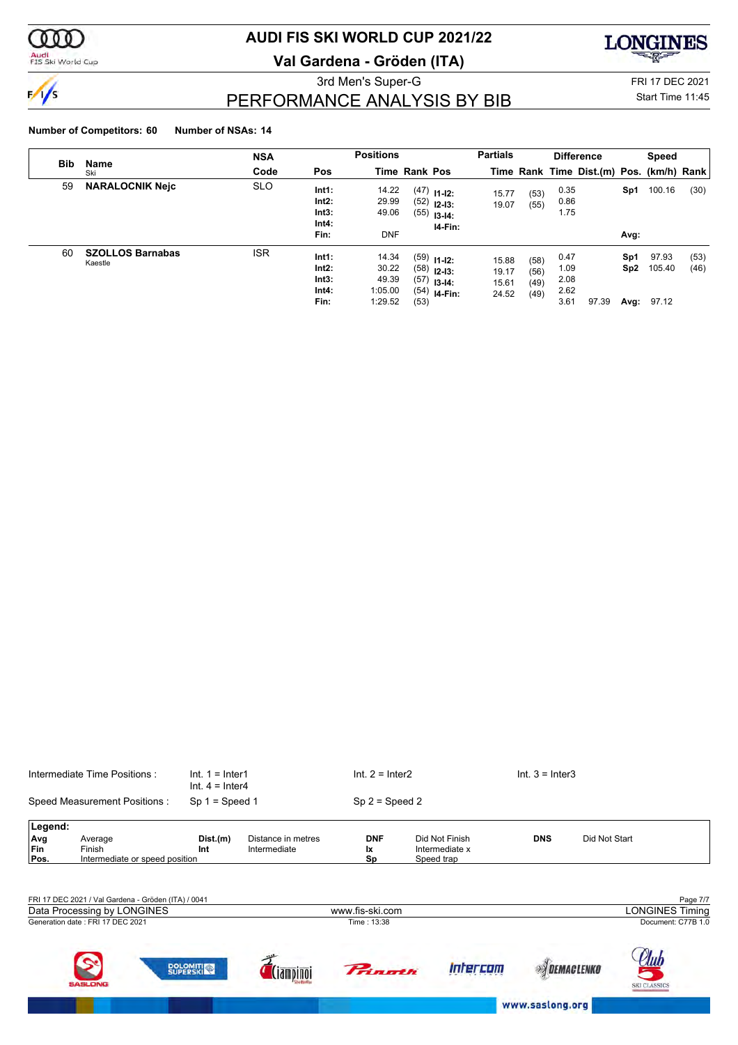# AUDI FIS SKI WORLD CUP 2021/22

## Val Gardena - Gröden (ITA)

### 3rd Men's Super-G

## PERFORMANCE ANALYSIS BY BIB

FRI 17 DEC 2021
Start Time 11:45

**Number of Competitors: 60** **Number of NSAs: 14**

| Bib | Name / Ski | NSA Code | Pos | Positions Time | Positions Rank | Pos | Partials Time | Partials Rank | Difference Time | Dist.(m) | Pos. | Speed (km/h) | Rank |
|---|---|---|---|---|---|---|---|---|---|---|---|---|---|
| 59 | **NARALOCNIK Nejc** | SLO | **Int1:** | 14.22 | (47) | **I1-I2:** | 15.77 | (53) | 0.35 | | **Sp1** | 100.16 | (30) |
| | | | **Int2:** | 29.99 | (52) | **I2-I3:** | 19.07 | (55) | 0.86 | | | | |
| | | | **Int3:** | 49.06 | (55) | **I3-I4:** | | | 1.75 | | | | |
| | | | **Int4:** | | | **I4-Fin:** | | | | | | | |
| | | | **Fin:** | DNF | | | | | | | **Avg:** | | |
| 60 | **SZOLLOS Barnabas** Kaestle | ISR | **Int1:** | 14.34 | (59) | **I1-I2:** | 15.88 | (58) | 0.47 | | **Sp1** | 97.93 | (53) |
| | | | **Int2:** | 30.22 | (58) | **I2-I3:** | 19.17 | (56) | 1.09 | | **Sp2** | 105.40 | (46) |
| | | | **Int3:** | 49.39 | (57) | **I3-I4:** | 15.61 | (49) | 2.08 | | | | |
| | | | **Int4:** | 1:05.00 | (54) | **I4-Fin:** | 24.52 | (49) | 2.62 | | | | |
| | | | **Fin:** | 1:29.52 | (53) | | | | 3.61 | 97.39 | **Avg:** | 97.12 | |

Intermediate Time Positions : Int. 1 = Inter1, Int. 2 = Inter2, Int. 3 = Inter3, Int. 4 = Inter4

Speed Measurement Positions : Sp 1 = Speed 1, Sp 2 = Speed 2

**Legend:**

| | | | | | | | |
|---|---|---|---|---|---|---|---|
| **Avg** | Average | **Dist.(m)** | Distance in metres | **DNF** | Did Not Finish | **DNS** | Did Not Start |
| **Fin** | Finish | **Int** | Intermediate | **Ix** | Intermediate x | | |
| **Pos.** | Intermediate or speed position | | | **Sp** | Speed trap | | |

FRI 17 DEC 2021 / Val Gardena - Gröden (ITA) / 0041

Data Processing by LONGINES — www.fis-ski.com — LONGINES Timing

Generation date : FRI 17 DEC 2021 — Time : 13:38 — Document: C77B 1.0

www.saslong.org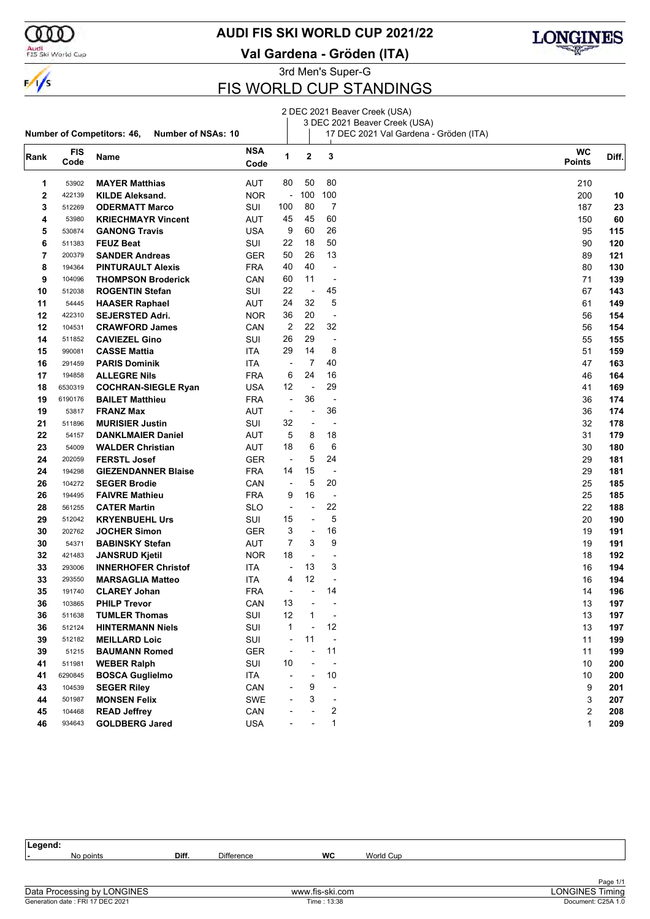# AUDI FIS SKI WORLD CUP 2021/22

## Val Gardena - Gröden (ITA)

### 3rd Men's Super-G

## FIS WORLD CUP STANDINGS

**Number of Competitors: 46, Number of NSAs: 10**

1: 2 DEC 2021 Beaver Creek (USA)
2: 3 DEC 2021 Beaver Creek (USA)
3: 17 DEC 2021 Val Gardena - Gröden (ITA)

| Rank | FIS Code | Name | NSA Code | 1 | 2 | 3 | WC Points | Diff. |
|---|---|---|---|---|---|---|---|---|
| 1 | 53902 | **MAYER Matthias** | AUT | 80 | 50 | 80 | 210 | |
| 2 | 422139 | **KILDE Aleksand.** | NOR | - | 100 | 100 | 200 | **10** |
| 3 | 512269 | **ODERMATT Marco** | SUI | 100 | 80 | 7 | 187 | **23** |
| 4 | 53980 | **KRIECHMAYR Vincent** | AUT | 45 | 45 | 60 | 150 | **60** |
| 5 | 530874 | **GANONG Travis** | USA | 9 | 60 | 26 | 95 | **115** |
| 6 | 511383 | **FEUZ Beat** | SUI | 22 | 18 | 50 | 90 | **120** |
| 7 | 200379 | **SANDER Andreas** | GER | 50 | 26 | 13 | 89 | **121** |
| 8 | 194364 | **PINTURAULT Alexis** | FRA | 40 | 40 | - | 80 | **130** |
| 9 | 104096 | **THOMPSON Broderick** | CAN | 60 | 11 | - | 71 | **139** |
| 10 | 512038 | **ROGENTIN Stefan** | SUI | 22 | - | 45 | 67 | **143** |
| 11 | 54445 | **HAASER Raphael** | AUT | 24 | 32 | 5 | 61 | **149** |
| 12 | 422310 | **SEJERSTED Adri.** | NOR | 36 | 20 | - | 56 | **154** |
| 12 | 104531 | **CRAWFORD James** | CAN | 2 | 22 | 32 | 56 | **154** |
| 14 | 511852 | **CAVIEZEL Gino** | SUI | 26 | 29 | - | 55 | **155** |
| 15 | 990081 | **CASSE Mattia** | ITA | 29 | 14 | 8 | 51 | **159** |
| 16 | 291459 | **PARIS Dominik** | ITA | - | 7 | 40 | 47 | **163** |
| 17 | 194858 | **ALLEGRE Nils** | FRA | 6 | 24 | 16 | 46 | **164** |
| 18 | 6530319 | **COCHRAN-SIEGLE Ryan** | USA | 12 | - | 29 | 41 | **169** |
| 19 | 6190176 | **BAILET Matthieu** | FRA | - | 36 | - | 36 | **174** |
| 19 | 53817 | **FRANZ Max** | AUT | - | - | 36 | 36 | **174** |
| 21 | 511896 | **MURISIER Justin** | SUI | 32 | - | - | 32 | **178** |
| 22 | 54157 | **DANKLMAIER Daniel** | AUT | 5 | 8 | 18 | 31 | **179** |
| 23 | 54009 | **WALDER Christian** | AUT | 18 | 6 | 6 | 30 | **180** |
| 24 | 202059 | **FERSTL Josef** | GER | - | 5 | 24 | 29 | **181** |
| 24 | 194298 | **GIEZENDANNER Blaise** | FRA | 14 | 15 | - | 29 | **181** |
| 26 | 104272 | **SEGER Brodie** | CAN | - | 5 | 20 | 25 | **185** |
| 26 | 194495 | **FAIVRE Mathieu** | FRA | 9 | 16 | - | 25 | **185** |
| 28 | 561255 | **CATER Martin** | SLO | - | - | 22 | 22 | **188** |
| 29 | 512042 | **KRYENBUEHL Urs** | SUI | 15 | - | 5 | 20 | **190** |
| 30 | 202762 | **JOCHER Simon** | GER | 3 | - | 16 | 19 | **191** |
| 30 | 54371 | **BABINSKY Stefan** | AUT | 7 | 3 | 9 | 19 | **191** |
| 32 | 421483 | **JANSRUD Kjetil** | NOR | 18 | - | - | 18 | **192** |
| 33 | 293006 | **INNERHOFER Christof** | ITA | - | 13 | 3 | 16 | **194** |
| 33 | 293550 | **MARSAGLIA Matteo** | ITA | 4 | 12 | - | 16 | **194** |
| 35 | 191740 | **CLAREY Johan** | FRA | - | - | 14 | 14 | **196** |
| 36 | 103865 | **PHILP Trevor** | CAN | 13 | - | - | 13 | **197** |
| 36 | 511638 | **TUMLER Thomas** | SUI | 12 | 1 | - | 13 | **197** |
| 36 | 512124 | **HINTERMANN Niels** | SUI | 1 | - | 12 | 13 | **197** |
| 39 | 512182 | **MEILLARD Loic** | SUI | - | 11 | - | 11 | **199** |
| 39 | 51215 | **BAUMANN Romed** | GER | - | - | 11 | 11 | **199** |
| 41 | 511981 | **WEBER Ralph** | SUI | 10 | - | - | 10 | **200** |
| 41 | 6290845 | **BOSCA Guglielmo** | ITA | - | - | 10 | 10 | **200** |
| 43 | 104539 | **SEGER Riley** | CAN | - | 9 | - | 9 | **201** |
| 44 | 501987 | **MONSEN Felix** | SWE | - | 3 | - | 3 | **207** |
| 45 | 104468 | **READ Jeffrey** | CAN | - | - | 2 | 2 | **208** |
| 46 | 934643 | **GOLDBERG Jared** | USA | - | - | 1 | 1 | **209** |

**Legend:**

| - | No points | **Diff.** | Difference | **WC** | World Cup |
|---|---|---|---|---|---|

Data Processing by LONGINES — www.fis-ski.com — LONGINES Timing

Generation date : FRI 17 DEC 2021 — Time : 13:38 — Document: C25A 1.0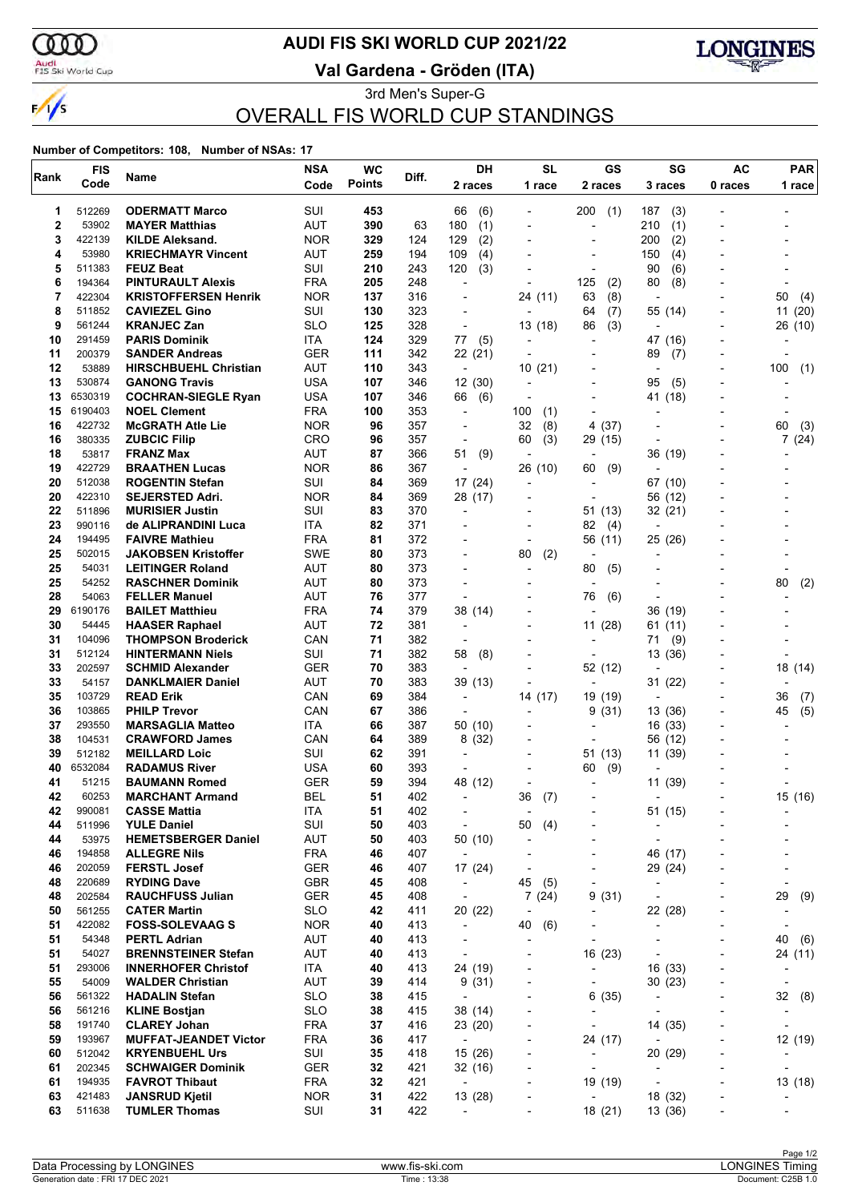# AUDI FIS SKI WORLD CUP 2021/22

## Val Gardena - Gröden (ITA)

### 3rd Men's Super-G

## OVERALL FIS WORLD CUP STANDINGS

**Number of Competitors: 108, Number of NSAs: 17**

| Rank | FIS Code | Name | NSA Code | WC Points | Diff. | DH 2 races | SL 1 race | GS 2 races | SG 3 races | AC 0 races | PAR 1 race |
|---|---|---|---|---|---|---|---|---|---|---|---|
| 1 | 512269 | **ODERMATT Marco** | SUI | **453** | | 66 (6) | - | 200 (1) | 187 (3) | - | - |
| 2 | 53902 | **MAYER Matthias** | AUT | **390** | 63 | 180 (1) | - | - | 210 (1) | - | - |
| 3 | 422139 | **KILDE Aleksand.** | NOR | **329** | 124 | 129 (2) | - | - | 200 (2) | - | - |
| 4 | 53980 | **KRIECHMAYR Vincent** | AUT | **259** | 194 | 109 (4) | - | - | 150 (4) | - | - |
| 5 | 511383 | **FEUZ Beat** | SUI | **210** | 243 | 120 (3) | - | - | 90 (6) | - | - |
| 6 | 194364 | **PINTURAULT Alexis** | FRA | **205** | 248 | - | - | 125 (2) | 80 (8) | - | - |
| 7 | 422304 | **KRISTOFFERSEN Henrik** | NOR | **137** | 316 | - | 24 (11) | 63 (8) | - | - | 50 (4) |
| 8 | 511852 | **CAVIEZEL Gino** | SUI | **130** | 323 | - | - | 64 (7) | 55 (14) | - | 11 (20) |
| 9 | 561244 | **KRANJEC Zan** | SLO | **125** | 328 | - | 13 (18) | 86 (3) | - | - | 26 (10) |
| 10 | 291459 | **PARIS Dominik** | ITA | **124** | 329 | 77 (5) | - | - | 47 (16) | - | - |
| 11 | 200379 | **SANDER Andreas** | GER | **111** | 342 | 22 (21) | - | - | 89 (7) | - | - |
| 12 | 53889 | **HIRSCHBUEHL Christian** | AUT | **110** | 343 | - | 10 (21) | - | - | - | 100 (1) |
| 13 | 530874 | **GANONG Travis** | USA | **107** | 346 | 12 (30) | - | - | 95 (5) | - | - |
| 13 | 6530319 | **COCHRAN-SIEGLE Ryan** | USA | **107** | 346 | 66 (6) | - | - | 41 (18) | - | - |
| 15 | 6190403 | **NOEL Clement** | FRA | **100** | 353 | - | 100 (1) | - | - | - | - |
| 16 | 422732 | **McGRATH Atle Lie** | NOR | **96** | 357 | - | 32 (8) | 4 (37) | - | - | 60 (3) |
| 16 | 380335 | **ZUBCIC Filip** | CRO | **96** | 357 | - | 60 (3) | 29 (15) | - | - | 7 (24) |
| 18 | 53817 | **FRANZ Max** | AUT | **87** | 366 | 51 (9) | - | - | 36 (19) | - | - |
| 19 | 422729 | **BRAATHEN Lucas** | NOR | **86** | 367 | - | 26 (10) | 60 (9) | - | - | - |
| 20 | 512038 | **ROGENTIN Stefan** | SUI | **84** | 369 | 17 (24) | - | - | 67 (10) | - | - |
| 20 | 422310 | **SEJERSTED Adri.** | NOR | **84** | 369 | 28 (17) | - | - | 56 (12) | - | - |
| 22 | 511896 | **MURISIER Justin** | SUI | **83** | 370 | - | - | 51 (13) | 32 (21) | - | - |
| 23 | 990116 | **de ALIPRANDINI Luca** | ITA | **82** | 371 | - | - | 82 (4) | - | - | - |
| 24 | 194495 | **FAIVRE Mathieu** | FRA | **81** | 372 | - | - | 56 (11) | 25 (26) | - | - |
| 25 | 502015 | **JAKOBSEN Kristoffer** | SWE | **80** | 373 | - | 80 (2) | - | - | - | - |
| 25 | 54031 | **LEITINGER Roland** | AUT | **80** | 373 | - | - | 80 (5) | - | - | - |
| 25 | 54252 | **RASCHNER Dominik** | AUT | **80** | 373 | - | - | - | - | - | 80 (2) |
| 28 | 54063 | **FELLER Manuel** | AUT | **76** | 377 | - | - | 76 (6) | - | - | - |
| 29 | 6190176 | **BAILET Matthieu** | FRA | **74** | 379 | 38 (14) | - | - | 36 (19) | - | - |
| 30 | 54445 | **HAASER Raphael** | AUT | **72** | 381 | - | - | 11 (28) | 61 (11) | - | - |
| 31 | 104096 | **THOMPSON Broderick** | CAN | **71** | 382 | - | - | - | 71 (9) | - | - |
| 31 | 512124 | **HINTERMANN Niels** | SUI | **71** | 382 | 58 (8) | - | - | 13 (36) | - | - |
| 33 | 202597 | **SCHMID Alexander** | GER | **70** | 383 | - | - | 52 (12) | - | - | 18 (14) |
| 33 | 54157 | **DANKLMAIER Daniel** | AUT | **70** | 383 | 39 (13) | - | - | 31 (22) | - | - |
| 35 | 103729 | **READ Erik** | CAN | **69** | 384 | - | 14 (17) | 19 (19) | - | - | 36 (7) |
| 36 | 103865 | **PHILP Trevor** | CAN | **67** | 386 | - | - | 9 (31) | 13 (36) | - | 45 (5) |
| 37 | 293550 | **MARSAGLIA Matteo** | ITA | **66** | 387 | 50 (10) | - | - | 16 (33) | - | - |
| 38 | 104531 | **CRAWFORD James** | CAN | **64** | 389 | 8 (32) | - | - | 56 (12) | - | - |
| 39 | 512182 | **MEILLARD Loic** | SUI | **62** | 391 | - | - | 51 (13) | 11 (39) | - | - |
| 40 | 6532084 | **RADAMUS River** | USA | **60** | 393 | - | - | 60 (9) | - | - | - |
| 41 | 51215 | **BAUMANN Romed** | GER | **59** | 394 | 48 (12) | - | - | 11 (39) | - | - |
| 42 | 60253 | **MARCHANT Armand** | BEL | **51** | 402 | - | 36 (7) | - | - | - | 15 (16) |
| 42 | 990081 | **CASSE Mattia** | ITA | **51** | 402 | - | - | - | 51 (15) | - | - |
| 44 | 511996 | **YULE Daniel** | SUI | **50** | 403 | - | 50 (4) | - | - | - | - |
| 44 | 53975 | **HEMETSBERGER Daniel** | AUT | **50** | 403 | 50 (10) | - | - | - | - | - |
| 46 | 194858 | **ALLEGRE Nils** | FRA | **46** | 407 | - | - | - | 46 (17) | - | - |
| 46 | 202059 | **FERSTL Josef** | GER | **46** | 407 | 17 (24) | - | - | 29 (24) | - | - |
| 48 | 220689 | **RYDING Dave** | GBR | **45** | 408 | - | 45 (5) | - | - | - | - |
| 48 | 202584 | **RAUCHFUSS Julian** | GER | **45** | 408 | - | 7 (24) | 9 (31) | - | - | 29 (9) |
| 50 | 561255 | **CATER Martin** | SLO | **42** | 411 | 20 (22) | - | - | 22 (28) | - | - |
| 51 | 422082 | **FOSS-SOLEVAAG S** | NOR | **40** | 413 | - | 40 (6) | - | - | - | - |
| 51 | 54348 | **PERTL Adrian** | AUT | **40** | 413 | - | - | - | - | - | 40 (6) |
| 51 | 54027 | **BRENNSTEINER Stefan** | AUT | **40** | 413 | - | - | 16 (23) | - | - | 24 (11) |
| 51 | 293006 | **INNERHOFER Christof** | ITA | **40** | 413 | 24 (19) | - | - | 16 (33) | - | - |
| 55 | 54009 | **WALDER Christian** | AUT | **39** | 414 | 9 (31) | - | - | 30 (23) | - | - |
| 56 | 561322 | **HADALIN Stefan** | SLO | **38** | 415 | - | - | 6 (35) | - | - | 32 (8) |
| 56 | 561216 | **KLINE Bostjan** | SLO | **38** | 415 | 38 (14) | - | - | - | - | - |
| 58 | 191740 | **CLAREY Johan** | FRA | **37** | 416 | 23 (20) | - | - | 14 (35) | - | - |
| 59 | 193967 | **MUFFAT-JEANDET Victor** | FRA | **36** | 417 | - | - | 24 (17) | - | - | 12 (19) |
| 60 | 512042 | **KRYENBUEHL Urs** | SUI | **35** | 418 | 15 (26) | - | - | 20 (29) | - | - |
| 61 | 202345 | **SCHWAIGER Dominik** | GER | **32** | 421 | 32 (16) | - | - | - | - | - |
| 61 | 194935 | **FAVROT Thibaut** | FRA | **32** | 421 | - | - | 19 (19) | - | - | 13 (18) |
| 63 | 421483 | **JANSRUD Kjetil** | NOR | **31** | 422 | 13 (28) | - | - | 18 (32) | - | - |
| 63 | 511638 | **TUMLER Thomas** | SUI | **31** | 422 | - | - | 18 (21) | 13 (36) | - | - |

Data Processing by LONGINES | www.fis-ski.com | LONGINES Timing
Generation date : FRI 17 DEC 2021 | Time : 13:38 | Document: C25B 1.0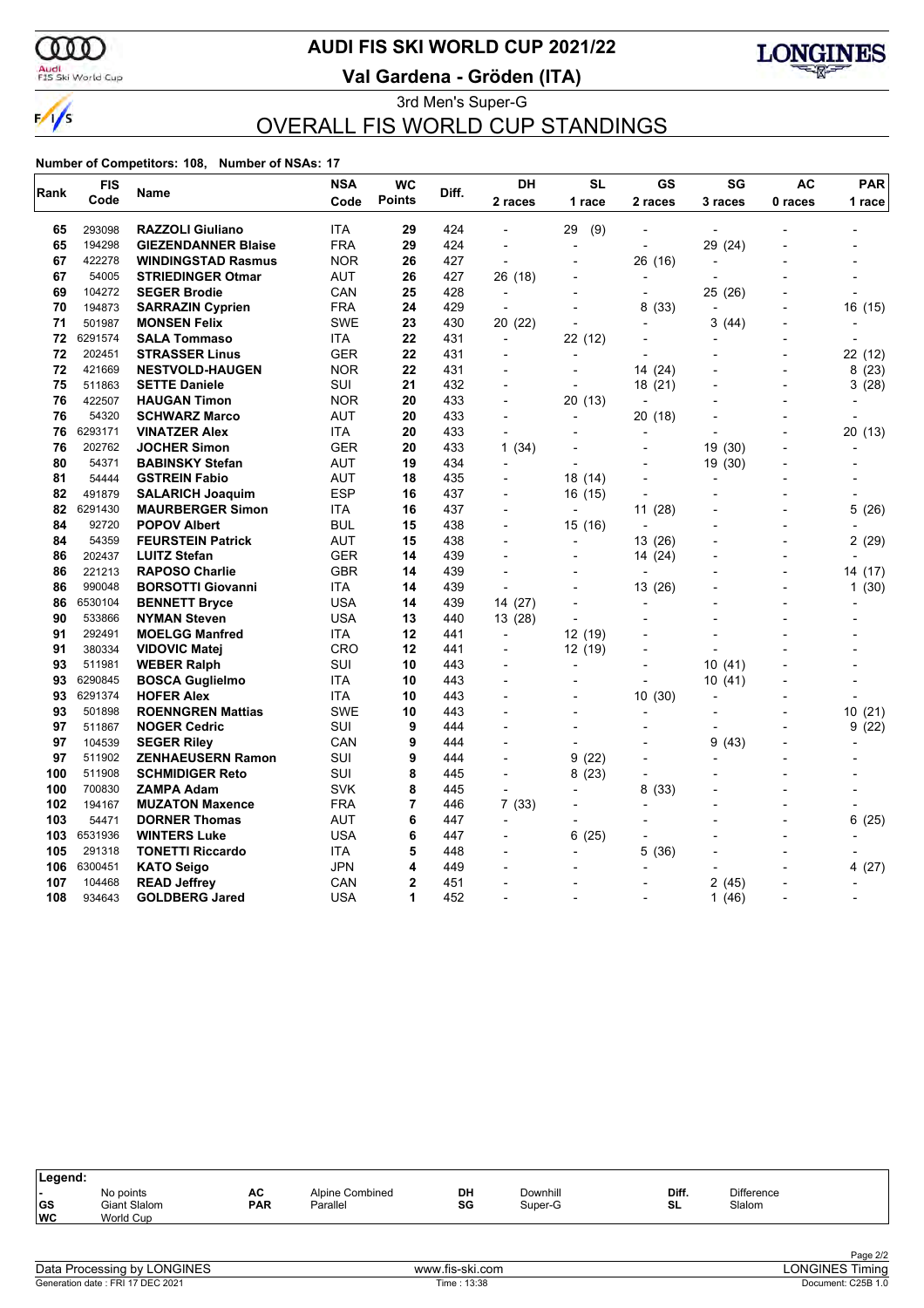# AUDI FIS SKI WORLD CUP 2021/22

## Val Gardena - Gröden (ITA)

### 3rd Men's Super-G

## OVERALL FIS WORLD CUP STANDINGS

**Number of Competitors: 108, Number of NSAs: 17**

| Rank | FIS Code | Name | NSA Code | WC Points | Diff. | DH 2 races | SL 1 race | GS 2 races | SG 3 races | AC 0 races | PAR 1 race |
|---|---|---|---|---|---|---|---|---|---|---|---|
| 65 | 293098 | **RAZZOLI Giuliano** | ITA | **29** | 424 | - | 29 (9) | - | - | - | - |
| 65 | 194298 | **GIEZENDANNER Blaise** | FRA | **29** | 424 | - | - | - | 29 (24) | - | - |
| 67 | 422278 | **WINDINGSTAD Rasmus** | NOR | **26** | 427 | - | - | 26 (16) | - | - | - |
| 67 | 54005 | **STRIEDINGER Otmar** | AUT | **26** | 427 | 26 (18) | - | - | - | - | - |
| 69 | 104272 | **SEGER Brodie** | CAN | **25** | 428 | - | - | - | 25 (26) | - | - |
| 70 | 194873 | **SARRAZIN Cyprien** | FRA | **24** | 429 | - | - | 8 (33) | - | - | 16 (15) |
| 71 | 501987 | **MONSEN Felix** | SWE | **23** | 430 | 20 (22) | - | - | 3 (44) | - | - |
| 72 | 6291574 | **SALA Tommaso** | ITA | **22** | 431 | - | 22 (12) | - | - | - | - |
| 72 | 202451 | **STRASSER Linus** | GER | **22** | 431 | - | - | - | - | - | 22 (12) |
| 72 | 421669 | **NESTVOLD-HAUGEN** | NOR | **22** | 431 | - | - | 14 (24) | - | - | 8 (23) |
| 75 | 511863 | **SETTE Daniele** | SUI | **21** | 432 | - | - | 18 (21) | - | - | 3 (28) |
| 76 | 422507 | **HAUGAN Timon** | NOR | **20** | 433 | - | 20 (13) | - | - | - | - |
| 76 | 54320 | **SCHWARZ Marco** | AUT | **20** | 433 | - | - | 20 (18) | - | - | - |
| 76 | 6293171 | **VINATZER Alex** | ITA | **20** | 433 | - | - | - | - | - | 20 (13) |
| 76 | 202762 | **JOCHER Simon** | GER | **20** | 433 | 1 (34) | - | - | 19 (30) | - | - |
| 80 | 54371 | **BABINSKY Stefan** | AUT | **19** | 434 | - | - | - | 19 (30) | - | - |
| 81 | 54444 | **GSTREIN Fabio** | AUT | **18** | 435 | - | 18 (14) | - | - | - | - |
| 82 | 491879 | **SALARICH Joaquim** | ESP | **16** | 437 | - | 16 (15) | - | - | - | - |
| 82 | 6291430 | **MAURBERGER Simon** | ITA | **16** | 437 | - | - | 11 (28) | - | - | 5 (26) |
| 84 | 92720 | **POPOV Albert** | BUL | **15** | 438 | - | 15 (16) | - | - | - | - |
| 84 | 54359 | **FEURSTEIN Patrick** | AUT | **15** | 438 | - | - | 13 (26) | - | - | 2 (29) |
| 86 | 202437 | **LUITZ Stefan** | GER | **14** | 439 | - | - | 14 (24) | - | - | - |
| 86 | 221213 | **RAPOSO Charlie** | GBR | **14** | 439 | - | - | - | - | - | 14 (17) |
| 86 | 990048 | **BORSOTTI Giovanni** | ITA | **14** | 439 | - | - | 13 (26) | - | - | 1 (30) |
| 86 | 6530104 | **BENNETT Bryce** | USA | **14** | 439 | 14 (27) | - | - | - | - | - |
| 90 | 533866 | **NYMAN Steven** | USA | **13** | 440 | 13 (28) | - | - | - | - | - |
| 91 | 292491 | **MOELGG Manfred** | ITA | **12** | 441 | - | 12 (19) | - | - | - | - |
| 91 | 380334 | **VIDOVIC Matej** | CRO | **12** | 441 | - | 12 (19) | - | - | - | - |
| 93 | 511981 | **WEBER Ralph** | SUI | **10** | 443 | - | - | - | 10 (41) | - | - |
| 93 | 6290845 | **BOSCA Guglielmo** | ITA | **10** | 443 | - | - | - | 10 (41) | - | - |
| 93 | 6291374 | **HOFER Alex** | ITA | **10** | 443 | - | - | 10 (30) | - | - | - |
| 93 | 501898 | **ROENNGREN Mattias** | SWE | **10** | 443 | - | - | - | - | - | 10 (21) |
| 97 | 511867 | **NOGER Cedric** | SUI | **9** | 444 | - | - | - | - | - | 9 (22) |
| 97 | 104539 | **SEGER Riley** | CAN | **9** | 444 | - | - | - | 9 (43) | - | - |
| 97 | 511902 | **ZENHAEUSERN Ramon** | SUI | **9** | 444 | - | 9 (22) | - | - | - | - |
| 100 | 511908 | **SCHMIDIGER Reto** | SUI | **8** | 445 | - | 8 (23) | - | - | - | - |
| 100 | 700830 | **ZAMPA Adam** | SVK | **8** | 445 | - | - | 8 (33) | - | - | - |
| 102 | 194167 | **MUZATON Maxence** | FRA | **7** | 446 | 7 (33) | - | - | - | - | - |
| 103 | 54471 | **DORNER Thomas** | AUT | **6** | 447 | - | - | - | - | - | 6 (25) |
| 103 | 6531936 | **WINTERS Luke** | USA | **6** | 447 | - | 6 (25) | - | - | - | - |
| 105 | 291318 | **TONETTI Riccardo** | ITA | **5** | 448 | - | - | 5 (36) | - | - | - |
| 106 | 6300451 | **KATO Seigo** | JPN | **4** | 449 | - | - | - | - | - | 4 (27) |
| 107 | 104468 | **READ Jeffrey** | CAN | **2** | 451 | - | - | - | 2 (45) | - | - |
| 108 | 934643 | **GOLDBERG Jared** | USA | **1** | 452 | - | - | - | 1 (46) | - | - |

**Legend:**

| | | | | | | | |
|---|---|---|---|---|---|---|---|
| - | No points | AC | Alpine Combined | DH | Downhill | Diff. | Difference |
| GS | Giant Slalom | PAR | Parallel | SG | Super-G | SL | Slalom |
| WC | World Cup | | | | | | |

Data Processing by LONGINES — www.fis-ski.com — LONGINES Timing
Generation date : FRI 17 DEC 2021 — Time : 13:38 — Document: C25B 1.0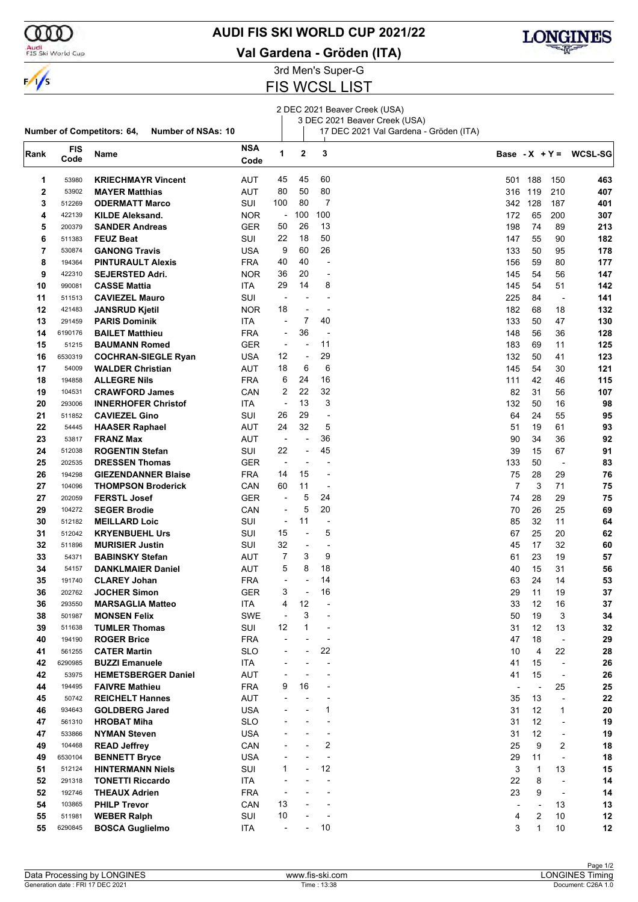# AUDI FIS SKI WORLD CUP 2021/22

## Val Gardena - Gröden (ITA)

### 3rd Men's Super-G

## FIS WCSL LIST

Number of Competitors: 64, Number of NSAs: 10

1. 2 DEC 2021 Beaver Creek (USA)
2. 3 DEC 2021 Beaver Creek (USA)
3. 17 DEC 2021 Val Gardena - Gröden (ITA)

| Rank | FIS Code | Name | NSA Code | 1 | 2 | 3 | Base | -X | +Y = | WCSL-SG |
|---|---|---|---|---|---|---|---|---|---|---|
| 1 | 53980 | **KRIECHMAYR Vincent** | AUT | 45 | 45 | 60 | 501 | 188 | 150 | **463** |
| 2 | 53902 | **MAYER Matthias** | AUT | 80 | 50 | 80 | 316 | 119 | 210 | **407** |
| 3 | 512269 | **ODERMATT Marco** | SUI | 100 | 80 | 7 | 342 | 128 | 187 | **401** |
| 4 | 422139 | **KILDE Aleksand.** | NOR | - | 100 | 100 | 172 | 65 | 200 | **307** |
| 5 | 200379 | **SANDER Andreas** | GER | 50 | 26 | 13 | 198 | 74 | 89 | **213** |
| 6 | 511383 | **FEUZ Beat** | SUI | 22 | 18 | 50 | 147 | 55 | 90 | **182** |
| 7 | 530874 | **GANONG Travis** | USA | 9 | 60 | 26 | 133 | 50 | 95 | **178** |
| 8 | 194364 | **PINTURAULT Alexis** | FRA | 40 | 40 | - | 156 | 59 | 80 | **177** |
| 9 | 422310 | **SEJERSTED Adri.** | NOR | 36 | 20 | - | 145 | 54 | 56 | **147** |
| 10 | 990081 | **CASSE Mattia** | ITA | 29 | 14 | 8 | 145 | 54 | 51 | **142** |
| 11 | 511513 | **CAVIEZEL Mauro** | SUI | - | - | - | 225 | 84 | - | **141** |
| 12 | 421483 | **JANSRUD Kjetil** | NOR | 18 | - | - | 182 | 68 | 18 | **132** |
| 13 | 291459 | **PARIS Dominik** | ITA | - | 7 | 40 | 133 | 50 | 47 | **130** |
| 14 | 6190176 | **BAILET Matthieu** | FRA | - | 36 | - | 148 | 56 | 36 | **128** |
| 15 | 51215 | **BAUMANN Romed** | GER | - | - | 11 | 183 | 69 | 11 | **125** |
| 16 | 6530319 | **COCHRAN-SIEGLE Ryan** | USA | 12 | - | 29 | 132 | 50 | 41 | **123** |
| 17 | 54009 | **WALDER Christian** | AUT | 18 | 6 | 6 | 145 | 54 | 30 | **121** |
| 18 | 194858 | **ALLEGRE Nils** | FRA | 6 | 24 | 16 | 111 | 42 | 46 | **115** |
| 19 | 104531 | **CRAWFORD James** | CAN | 2 | 22 | 32 | 82 | 31 | 56 | **107** |
| 20 | 293006 | **INNERHOFER Christof** | ITA | - | 13 | 3 | 132 | 50 | 16 | **98** |
| 21 | 511852 | **CAVIEZEL Gino** | SUI | 26 | 29 | - | 64 | 24 | 55 | **95** |
| 22 | 54445 | **HAASER Raphael** | AUT | 24 | 32 | 5 | 51 | 19 | 61 | **93** |
| 23 | 53817 | **FRANZ Max** | AUT | - | - | 36 | 90 | 34 | 36 | **92** |
| 24 | 512038 | **ROGENTIN Stefan** | SUI | 22 | - | 45 | 39 | 15 | 67 | **91** |
| 25 | 202535 | **DRESSEN Thomas** | GER | - | - | - | 133 | 50 | - | **83** |
| 26 | 194298 | **GIEZENDANNER Blaise** | FRA | 14 | 15 | - | 75 | 28 | 29 | **76** |
| 27 | 104096 | **THOMPSON Broderick** | CAN | 60 | 11 | - | 7 | 3 | 71 | **75** |
| 27 | 202059 | **FERSTL Josef** | GER | - | 5 | 24 | 74 | 28 | 29 | **75** |
| 29 | 104272 | **SEGER Brodie** | CAN | - | 5 | 20 | 70 | 26 | 25 | **69** |
| 30 | 512182 | **MEILLARD Loic** | SUI | - | 11 | - | 85 | 32 | 11 | **64** |
| 31 | 512042 | **KRYENBUEHL Urs** | SUI | 15 | - | 5 | 67 | 25 | 20 | **62** |
| 32 | 511896 | **MURISIER Justin** | SUI | 32 | - | - | 45 | 17 | 32 | **60** |
| 33 | 54371 | **BABINSKY Stefan** | AUT | 7 | 3 | 9 | 61 | 23 | 19 | **57** |
| 34 | 54157 | **DANKLMAIER Daniel** | AUT | 5 | 8 | 18 | 40 | 15 | 31 | **56** |
| 35 | 191740 | **CLAREY Johan** | FRA | - | - | 14 | 63 | 24 | 14 | **53** |
| 36 | 202762 | **JOCHER Simon** | GER | 3 | - | 16 | 29 | 11 | 19 | **37** |
| 36 | 293550 | **MARSAGLIA Matteo** | ITA | 4 | 12 | - | 33 | 12 | 16 | **37** |
| 38 | 501987 | **MONSEN Felix** | SWE | - | 3 | - | 50 | 19 | 3 | **34** |
| 39 | 511638 | **TUMLER Thomas** | SUI | 12 | 1 | - | 31 | 12 | 13 | **32** |
| 40 | 194190 | **ROGER Brice** | FRA | - | - | - | 47 | 18 | - | **29** |
| 41 | 561255 | **CATER Martin** | SLO | - | - | 22 | 10 | 4 | 22 | **28** |
| 42 | 6290985 | **BUZZI Emanuele** | ITA | - | - | - | 41 | 15 | - | **26** |
| 42 | 53975 | **HEMETSBERGER Daniel** | AUT | - | - | - | 41 | 15 | - | **26** |
| 44 | 194495 | **FAIVRE Mathieu** | FRA | 9 | 16 | - | - | - | 25 | **25** |
| 45 | 50742 | **REICHELT Hannes** | AUT | - | - | - | 35 | 13 | - | **22** |
| 46 | 934643 | **GOLDBERG Jared** | USA | - | - | 1 | 31 | 12 | 1 | **20** |
| 47 | 561310 | **HROBAT Miha** | SLO | - | - | - | 31 | 12 | - | **19** |
| 47 | 533866 | **NYMAN Steven** | USA | - | - | - | 31 | 12 | - | **19** |
| 49 | 104468 | **READ Jeffrey** | CAN | - | - | 2 | 25 | 9 | 2 | **18** |
| 49 | 6530104 | **BENNETT Bryce** | USA | - | - | - | 29 | 11 | - | **18** |
| 51 | 512124 | **HINTERMANN Niels** | SUI | 1 | - | 12 | 3 | 1 | 13 | **15** |
| 52 | 291318 | **TONETTI Riccardo** | ITA | - | - | - | 22 | 8 | - | **14** |
| 52 | 192746 | **THEAUX Adrien** | FRA | - | - | - | 23 | 9 | - | **14** |
| 54 | 103865 | **PHILP Trevor** | CAN | 13 | - | - | - | - | 13 | **13** |
| 55 | 511981 | **WEBER Ralph** | SUI | 10 | - | - | 4 | 2 | 10 | **12** |
| 55 | 6290845 | **BOSCA Guglielmo** | ITA | - | - | 10 | 3 | 1 | 10 | **12** |

Data Processing by LONGINES — www.fis-ski.com — LONGINES Timing

Generation date : FRI 17 DEC 2021 — Time : 13:38 — Document: C26A 1.0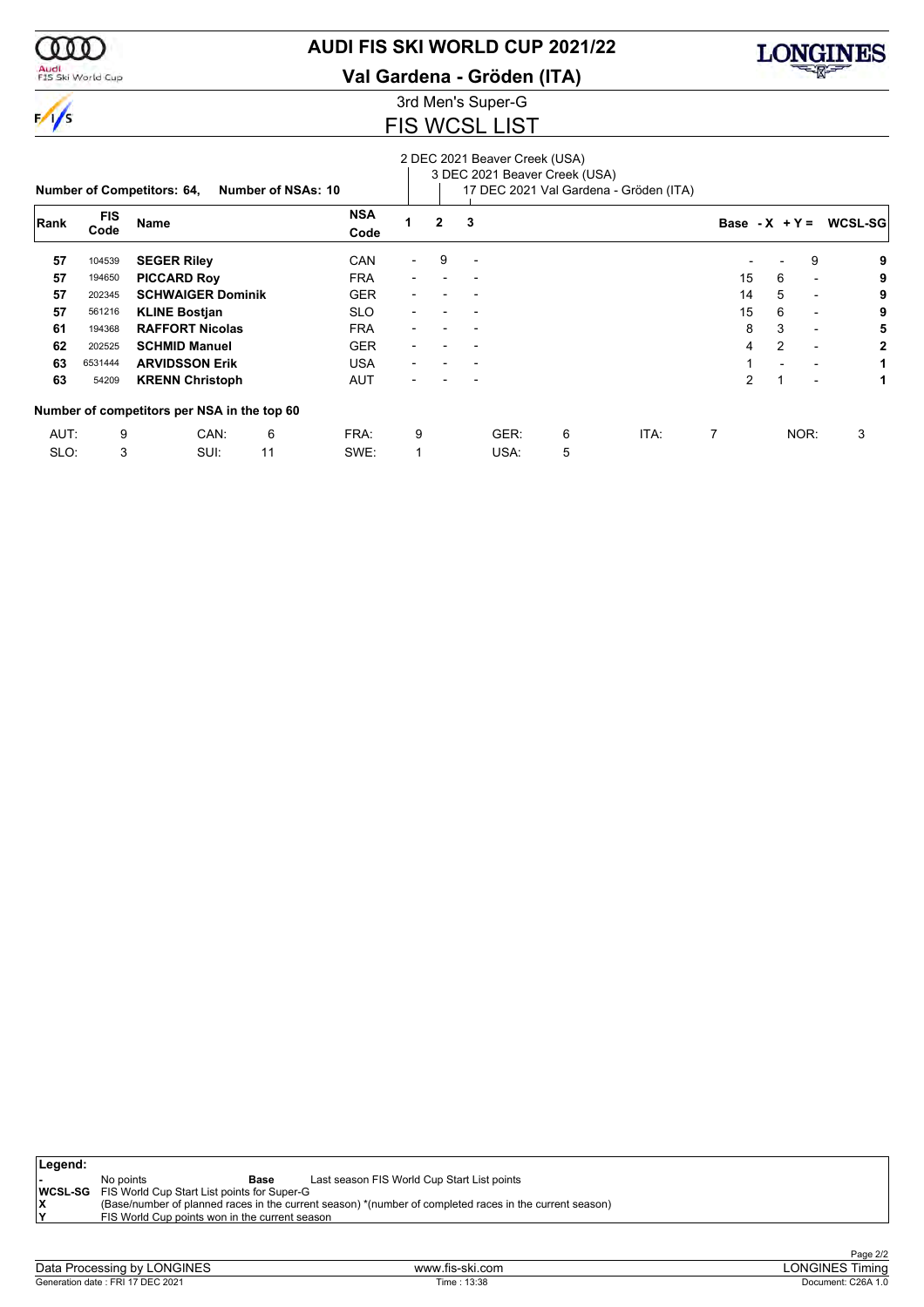# AUDI FIS SKI WORLD CUP 2021/22

## Val Gardena - Gröden (ITA)

### 3rd Men's Super-G

## FIS WCSL LIST

Number of Competitors: 64, Number of NSAs: 10

1: 2 DEC 2021 Beaver Creek (USA)
2: 3 DEC 2021 Beaver Creek (USA)
3: 17 DEC 2021 Val Gardena - Gröden (ITA)

| Rank | FIS Code | Name | NSA Code | 1 | 2 | 3 | Base | -X | +Y = | WCSL-SG |
|---|---|---|---|---|---|---|---|---|---|---|
| 57 | 104539 | **SEGER Riley** | CAN | - | 9 | - | - | - | 9 | **9** |
| 57 | 194650 | **PICCARD Roy** | FRA | - | - | - | 15 | 6 | - | **9** |
| 57 | 202345 | **SCHWAIGER Dominik** | GER | - | - | - | 14 | 5 | - | **9** |
| 57 | 561216 | **KLINE Bostjan** | SLO | - | - | - | 15 | 6 | - | **9** |
| 61 | 194368 | **RAFFORT Nicolas** | FRA | - | - | - | 8 | 3 | - | **5** |
| 62 | 202525 | **SCHMID Manuel** | GER | - | - | - | 4 | 2 | - | **2** |
| 63 | 6531444 | **ARVIDSSON Erik** | USA | - | - | - | 1 | - | - | **1** |
| 63 | 54209 | **KRENN Christoph** | AUT | - | - | - | 2 | 1 | - | **1** |

**Number of competitors per NSA in the top 60**

| | | | | | | | | | | | |
|---|---|---|---|---|---|---|---|---|---|---|---|
| AUT: | 9 | CAN: | 6 | FRA: | 9 | GER: | 6 | ITA: | 7 | NOR: | 3 |
| SLO: | 3 | SUI: | 11 | SWE: | 1 | USA: | 5 | | | | |

**Legend:**

| | | | |
|---|---|---|---|
| - | No points | **Base** | Last season FIS World Cup Start List points |
| **WCSL-SG** | FIS World Cup Start List points for Super-G | | |
| **X** | (Base/number of planned races in the current season) *(number of completed races in the current season) | | |
| **Y** | FIS World Cup points won in the current season | | |

Data Processing by LONGINES | www.fis-ski.com | LONGINES Timing
Generation date : FRI 17 DEC 2021 | Time : 13:38 | Document: C26A 1.0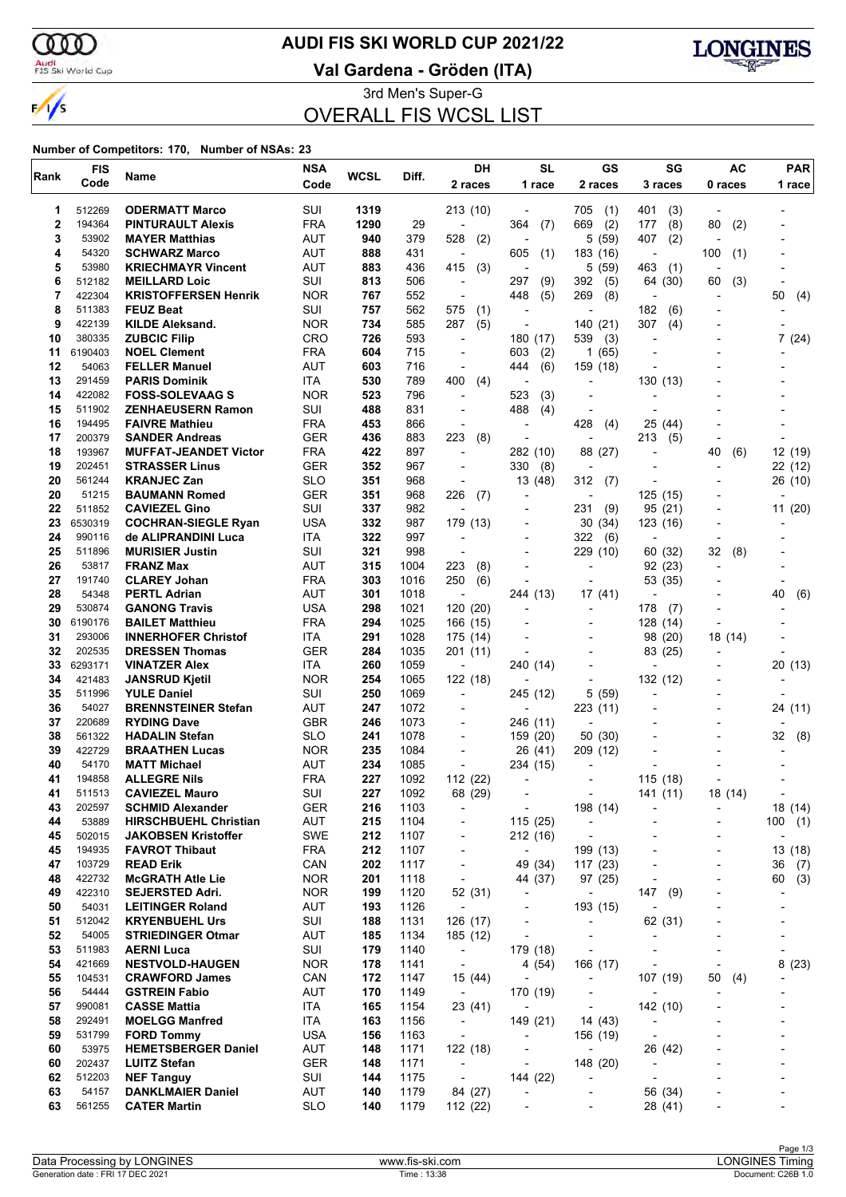# AUDI FIS SKI WORLD CUP 2021/22

**Val Gardena - Gröden (ITA)**

3rd Men's Super-G

## OVERALL FIS WCSL LIST

**Number of Competitors: 170, Number of NSAs: 23**

| Rank | FIS Code | Name | NSA Code | WCSL | Diff. | DH 2 races | SL 1 race | GS 2 races | SG 3 races | AC 0 races | PAR 1 race |
|---|---|---|---|---|---|---|---|---|---|---|---|
| 1 | 512269 | ODERMATT Marco | SUI | 1319 | | 213 (10) | - | 705 (1) | 401 (3) | - | - |
| 2 | 194364 | PINTURAULT Alexis | FRA | 1290 | 29 | - | 364 (7) | 669 (2) | 177 (8) | 80 (2) | - |
| 3 | 53902 | MAYER Matthias | AUT | 940 | 379 | 528 (2) | - | 5 (59) | 407 (2) | - | - |
| 4 | 54320 | SCHWARZ Marco | AUT | 888 | 431 | - | 605 (1) | 183 (16) | - | 100 (1) | - |
| 5 | 53980 | KRIECHMAYR Vincent | AUT | 883 | 436 | 415 (3) | - | 5 (59) | 463 (1) | - | - |
| 6 | 512182 | MEILLARD Loic | SUI | 813 | 506 | - | 297 (9) | 392 (5) | 64 (30) | 60 (3) | - |
| 7 | 422304 | KRISTOFFERSEN Henrik | NOR | 767 | 552 | - | 448 (5) | 269 (8) | - | - | 50 (4) |
| 8 | 511383 | FEUZ Beat | SUI | 757 | 562 | 575 (1) | - | - | 182 (6) | - | - |
| 9 | 422139 | KILDE Aleksand. | NOR | 734 | 585 | 287 (5) | - | 140 (21) | 307 (4) | - | - |
| 10 | 380335 | ZUBCIC Filip | CRO | 726 | 593 | - | 180 (17) | 539 (3) | - | - | 7 (24) |
| 11 | 6190403 | NOEL Clement | FRA | 604 | 715 | - | 603 (2) | 1 (65) | - | - | - |
| 12 | 54063 | FELLER Manuel | AUT | 603 | 716 | - | 444 (6) | 159 (18) | - | - | - |
| 13 | 291459 | PARIS Dominik | ITA | 530 | 789 | 400 (4) | - | - | 130 (13) | - | - |
| 14 | 422082 | FOSS-SOLEVAAG S | NOR | 523 | 796 | - | 523 (3) | - | - | - | - |
| 15 | 511902 | ZENHAEUSERN Ramon | SUI | 488 | 831 | - | 488 (4) | - | - | - | - |
| 16 | 194495 | FAIVRE Mathieu | FRA | 453 | 866 | - | - | 428 (4) | 25 (44) | - | - |
| 17 | 200379 | SANDER Andreas | GER | 436 | 883 | 223 (8) | - | - | 213 (5) | - | - |
| 18 | 193967 | MUFFAT-JEANDET Victor | FRA | 422 | 897 | - | 282 (10) | 88 (27) | - | 40 (6) | 12 (19) |
| 19 | 202451 | STRASSER Linus | GER | 352 | 967 | - | 330 (8) | - | - | - | 22 (12) |
| 20 | 561244 | KRANJEC Zan | SLO | 351 | 968 | - | 13 (48) | 312 (7) | - | - | 26 (10) |
| 20 | 51215 | BAUMANN Romed | GER | 351 | 968 | 226 (7) | - | - | 125 (15) | - | - |
| 22 | 511852 | CAVIEZEL Gino | SUI | 337 | 982 | - | - | 231 (9) | 95 (21) | - | 11 (20) |
| 23 | 6530319 | COCHRAN-SIEGLE Ryan | USA | 332 | 987 | 179 (13) | - | 30 (34) | 123 (16) | - | - |
| 24 | 990116 | de ALIPRANDINI Luca | ITA | 322 | 997 | - | - | 322 (6) | - | - | - |
| 25 | 511896 | MURISIER Justin | SUI | 321 | 998 | - | - | 229 (10) | 60 (32) | 32 (8) | - |
| 26 | 53817 | FRANZ Max | AUT | 315 | 1004 | 223 (8) | - | - | 92 (23) | - | - |
| 27 | 191740 | CLAREY Johan | FRA | 303 | 1016 | 250 (6) | - | - | 53 (35) | - | - |
| 28 | 54348 | PERTL Adrian | AUT | 301 | 1018 | - | 244 (13) | 17 (41) | - | - | 40 (6) |
| 29 | 530874 | GANONG Travis | USA | 298 | 1021 | 120 (20) | - | - | 178 (7) | - | - |
| 30 | 6190176 | BAILET Matthieu | FRA | 294 | 1025 | 166 (15) | - | - | 128 (14) | - | - |
| 31 | 293006 | INNERHOFER Christof | ITA | 291 | 1028 | 175 (14) | - | - | 98 (20) | 18 (14) | - |
| 32 | 202535 | DRESSEN Thomas | GER | 284 | 1035 | 201 (11) | - | - | 83 (25) | - | - |
| 33 | 6293171 | VINATZER Alex | ITA | 260 | 1059 | - | 240 (14) | - | - | - | 20 (13) |
| 34 | 421483 | JANSRUD Kjetil | NOR | 254 | 1065 | 122 (18) | - | - | 132 (12) | - | - |
| 35 | 511996 | YULE Daniel | SUI | 250 | 1069 | - | 245 (12) | 5 (59) | - | - | - |
| 36 | 54027 | BRENNSTEINER Stefan | AUT | 247 | 1072 | - | - | 223 (11) | - | - | 24 (11) |
| 37 | 220689 | RYDING Dave | GBR | 246 | 1073 | - | 246 (11) | - | - | - | - |
| 38 | 561322 | HADALIN Stefan | SLO | 241 | 1078 | - | 159 (20) | 50 (30) | - | - | 32 (8) |
| 39 | 422729 | BRAATHEN Lucas | NOR | 235 | 1084 | - | 26 (41) | 209 (12) | - | - | - |
| 40 | 54170 | MATT Michael | AUT | 234 | 1085 | - | 234 (15) | - | - | - | - |
| 41 | 194858 | ALLEGRE Nils | FRA | 227 | 1092 | 112 (22) | - | - | 115 (18) | - | - |
| 41 | 511513 | CAVIEZEL Mauro | SUI | 227 | 1092 | 68 (29) | - | - | 141 (11) | 18 (14) | - |
| 43 | 202597 | SCHMID Alexander | GER | 216 | 1103 | - | - | 198 (14) | - | - | 18 (14) |
| 44 | 53889 | HIRSCHBUEHL Christian | AUT | 215 | 1104 | - | 115 (25) | - | - | - | 100 (1) |
| 45 | 502015 | JAKOBSEN Kristoffer | SWE | 212 | 1107 | - | 212 (16) | - | - | - | - |
| 45 | 194935 | FAVROT Thibaut | FRA | 212 | 1107 | - | - | 199 (13) | - | - | 13 (18) |
| 47 | 103729 | READ Erik | CAN | 202 | 1117 | - | 49 (34) | 117 (23) | - | - | 36 (7) |
| 48 | 422732 | McGRATH Atle Lie | NOR | 201 | 1118 | - | 44 (37) | 97 (25) | - | - | 60 (3) |
| 49 | 422310 | SEJERSTED Adri. | NOR | 199 | 1120 | 52 (31) | - | - | 147 (9) | - | - |
| 50 | 54031 | LEITINGER Roland | AUT | 193 | 1126 | - | - | 193 (15) | - | - | - |
| 51 | 512042 | KRYENBUEHL Urs | SUI | 188 | 1131 | 126 (17) | - | - | 62 (31) | - | - |
| 52 | 54005 | STRIEDINGER Otmar | AUT | 185 | 1134 | 185 (12) | - | - | - | - | - |
| 53 | 511983 | AERNI Luca | SUI | 179 | 1140 | - | 179 (18) | - | - | - | - |
| 54 | 421669 | NESTVOLD-HAUGEN | NOR | 178 | 1141 | - | 4 (54) | 166 (17) | - | - | 8 (23) |
| 55 | 104531 | CRAWFORD James | CAN | 172 | 1147 | 15 (44) | - | - | 107 (19) | 50 (4) | - |
| 56 | 54444 | GSTREIN Fabio | AUT | 170 | 1149 | - | 170 (19) | - | - | - | - |
| 57 | 990081 | CASSE Mattia | ITA | 165 | 1154 | 23 (41) | - | - | 142 (10) | - | - |
| 58 | 292491 | MOELGG Manfred | ITA | 163 | 1156 | - | 149 (21) | 14 (43) | - | - | - |
| 59 | 531799 | FORD Tommy | USA | 156 | 1163 | - | - | 156 (19) | - | - | - |
| 60 | 53975 | HEMETSBERGER Daniel | AUT | 148 | 1171 | 122 (18) | - | - | 26 (42) | - | - |
| 60 | 202437 | LUITZ Stefan | GER | 148 | 1171 | - | - | 148 (20) | - | - | - |
| 62 | 512203 | NEF Tanguy | SUI | 144 | 1175 | - | 144 (22) | - | - | - | - |
| 63 | 54157 | DANKLMAIER Daniel | AUT | 140 | 1179 | 84 (27) | - | - | 56 (34) | - | - |
| 63 | 561255 | CATER Martin | SLO | 140 | 1179 | 112 (22) | - | - | 28 (41) | - | - |

Data Processing by LONGINES | www.fis-ski.com | LONGINES Timing

Generation date : FRI 17 DEC 2021 | Time : 13:38 | Document: C26B 1.0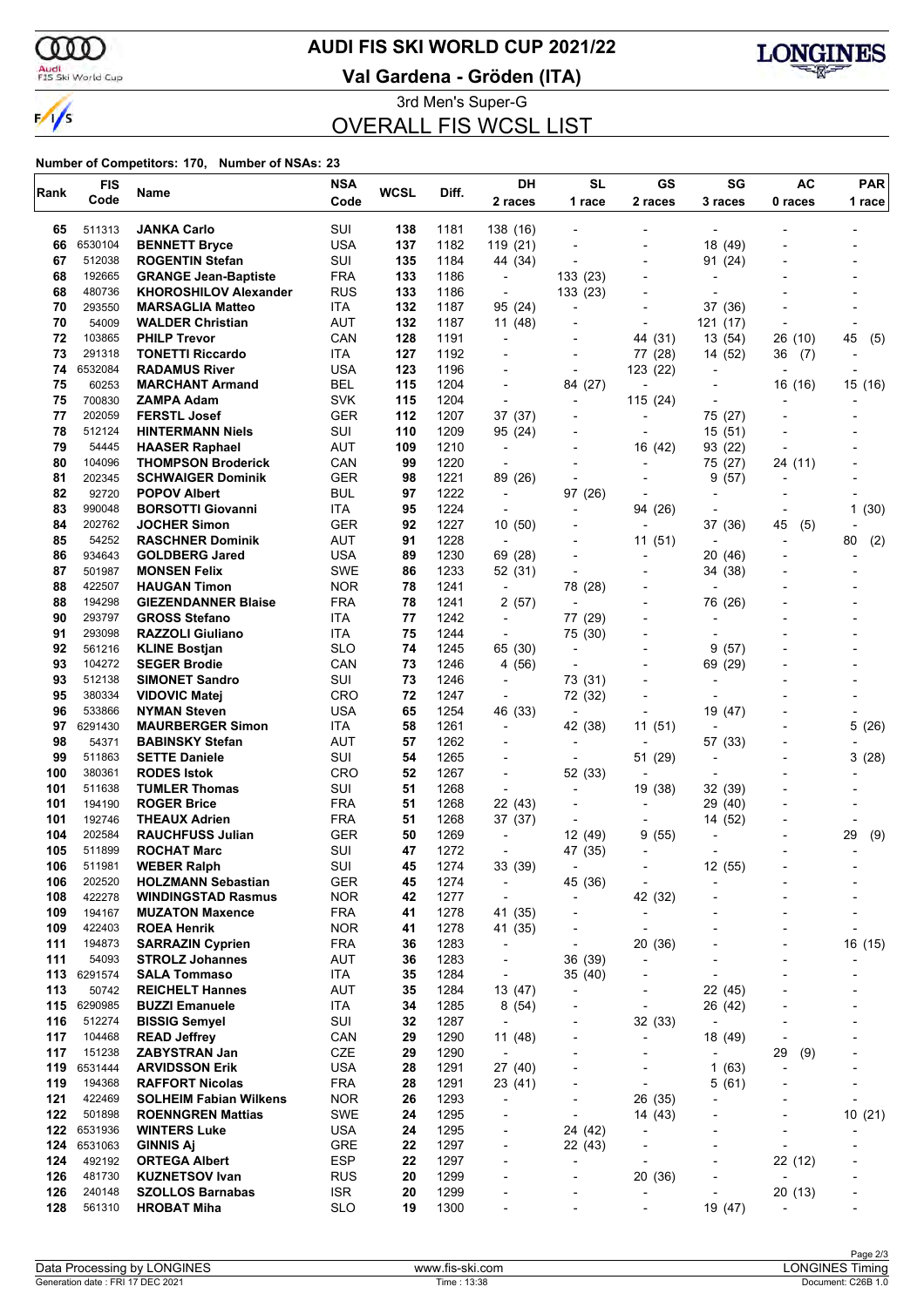# AUDI FIS SKI WORLD CUP 2021/22

## Val Gardena - Gröden (ITA)

### 3rd Men's Super-G

## OVERALL FIS WCSL LIST

**Number of Competitors: 170, Number of NSAs: 23**

| Rank | FIS Code | Name | NSA Code | WCSL | Diff. | DH 2 races | SL 1 race | GS 2 races | SG 3 races | AC 0 races | PAR 1 race |
|---|---|---|---|---|---|---|---|---|---|---|---|
| 65 | 511313 | **JANKA Carlo** | SUI | **138** | 1181 | 138 (16) | - | - | - | - | - |
| 66 | 6530104 | **BENNETT Bryce** | USA | **137** | 1182 | 119 (21) | - | - | 18 (49) | - | - |
| 67 | 512038 | **ROGENTIN Stefan** | SUI | **135** | 1184 | 44 (34) | - | - | 91 (24) | - | - |
| 68 | 192665 | **GRANGE Jean-Baptiste** | FRA | **133** | 1186 | - | 133 (23) | - | - | - | - |
| 68 | 480736 | **KHOROSHILOV Alexander** | RUS | **133** | 1186 | - | 133 (23) | - | - | - | - |
| 70 | 293550 | **MARSAGLIA Matteo** | ITA | **132** | 1187 | 95 (24) | - | - | 37 (36) | - | - |
| 70 | 54009 | **WALDER Christian** | AUT | **132** | 1187 | 11 (48) | - | - | 121 (17) | - | - |
| 72 | 103865 | **PHILP Trevor** | CAN | **128** | 1191 | - | - | 44 (31) | 13 (54) | 26 (10) | 45 (5) |
| 73 | 291318 | **TONETTI Riccardo** | ITA | **127** | 1192 | - | - | 77 (28) | 14 (52) | 36 (7) | - |
| 74 | 6532084 | **RADAMUS River** | USA | **123** | 1196 | - | - | 123 (22) | - | - | - |
| 75 | 60253 | **MARCHANT Armand** | BEL | **115** | 1204 | - | 84 (27) | - | - | 16 (16) | 15 (16) |
| 75 | 700830 | **ZAMPA Adam** | SVK | **115** | 1204 | - | - | 115 (24) | - | - | - |
| 77 | 202059 | **FERSTL Josef** | GER | **112** | 1207 | 37 (37) | - | - | 75 (27) | - | - |
| 78 | 512124 | **HINTERMANN Niels** | SUI | **110** | 1209 | 95 (24) | - | - | 15 (51) | - | - |
| 79 | 54445 | **HAASER Raphael** | AUT | **109** | 1210 | - | - | 16 (42) | 93 (22) | - | - |
| 80 | 104096 | **THOMPSON Broderick** | CAN | **99** | 1220 | - | - | - | 75 (27) | 24 (11) | - |
| 81 | 202345 | **SCHWAIGER Dominik** | GER | **98** | 1221 | 89 (26) | - | - | 9 (57) | - | - |
| 82 | 92720 | **POPOV Albert** | BUL | **97** | 1222 | - | 97 (26) | - | - | - | - |
| 83 | 990048 | **BORSOTTI Giovanni** | ITA | **95** | 1224 | - | - | 94 (26) | - | - | 1 (30) |
| 84 | 202762 | **JOCHER Simon** | GER | **92** | 1227 | 10 (50) | - | - | 37 (36) | 45 (5) | - |
| 85 | 54252 | **RASCHNER Dominik** | AUT | **91** | 1228 | - | - | 11 (51) | - | - | 80 (2) |
| 86 | 934643 | **GOLDBERG Jared** | USA | **89** | 1230 | 69 (28) | - | - | 20 (46) | - | - |
| 87 | 501987 | **MONSEN Felix** | SWE | **86** | 1233 | 52 (31) | - | - | 34 (38) | - | - |
| 88 | 422507 | **HAUGAN Timon** | NOR | **78** | 1241 | - | 78 (28) | - | - | - | - |
| 88 | 194298 | **GIEZENDANNER Blaise** | FRA | **78** | 1241 | 2 (57) | - | - | 76 (26) | - | - |
| 90 | 293797 | **GROSS Stefano** | ITA | **77** | 1242 | - | 77 (29) | - | - | - | - |
| 91 | 293098 | **RAZZOLI Giuliano** | ITA | **75** | 1244 | - | 75 (30) | - | - | - | - |
| 92 | 561216 | **KLINE Bostjan** | SLO | **74** | 1245 | 65 (30) | - | - | 9 (57) | - | - |
| 93 | 104272 | **SEGER Brodie** | CAN | **73** | 1246 | 4 (56) | - | - | 69 (29) | - | - |
| 93 | 512138 | **SIMONET Sandro** | SUI | **73** | 1246 | - | 73 (31) | - | - | - | - |
| 95 | 380334 | **VIDOVIC Matej** | CRO | **72** | 1247 | - | 72 (32) | - | - | - | - |
| 96 | 533866 | **NYMAN Steven** | USA | **65** | 1254 | 46 (33) | - | - | 19 (47) | - | - |
| 97 | 6291430 | **MAURBERGER Simon** | ITA | **58** | 1261 | - | 42 (38) | 11 (51) | - | - | 5 (26) |
| 98 | 54371 | **BABINSKY Stefan** | AUT | **57** | 1262 | - | - | - | 57 (33) | - | - |
| 99 | 511863 | **SETTE Daniele** | SUI | **54** | 1265 | - | - | 51 (29) | - | - | 3 (28) |
| 100 | 380361 | **RODES Istok** | CRO | **52** | 1267 | - | 52 (33) | - | - | - | - |
| 101 | 511638 | **TUMLER Thomas** | SUI | **51** | 1268 | - | - | 19 (38) | 32 (39) | - | - |
| 101 | 194190 | **ROGER Brice** | FRA | **51** | 1268 | 22 (43) | - | - | 29 (40) | - | - |
| 101 | 192746 | **THEAUX Adrien** | FRA | **51** | 1268 | 37 (37) | - | - | 14 (52) | - | - |
| 104 | 202584 | **RAUCHFUSS Julian** | GER | **50** | 1269 | - | 12 (49) | 9 (55) | - | - | 29 (9) |
| 105 | 511899 | **ROCHAT Marc** | SUI | **47** | 1272 | - | 47 (35) | - | - | - | - |
| 106 | 511981 | **WEBER Ralph** | SUI | **45** | 1274 | 33 (39) | - | - | 12 (55) | - | - |
| 106 | 202520 | **HOLZMANN Sebastian** | GER | **45** | 1274 | - | 45 (36) | - | - | - | - |
| 108 | 422278 | **WINDINGSTAD Rasmus** | NOR | **42** | 1277 | - | - | 42 (32) | - | - | - |
| 109 | 194167 | **MUZATON Maxence** | FRA | **41** | 1278 | 41 (35) | - | - | - | - | - |
| 109 | 422403 | **ROEA Henrik** | NOR | **41** | 1278 | 41 (35) | - | - | - | - | - |
| 111 | 194873 | **SARRAZIN Cyprien** | FRA | **36** | 1283 | - | - | 20 (36) | - | - | 16 (15) |
| 111 | 54093 | **STROLZ Johannes** | AUT | **36** | 1283 | - | 36 (39) | - | - | - | - |
| 113 | 6291574 | **SALA Tommaso** | ITA | **35** | 1284 | - | 35 (40) | - | - | - | - |
| 113 | 50742 | **REICHELT Hannes** | AUT | **35** | 1284 | 13 (47) | - | - | 22 (45) | - | - |
| 115 | 6290985 | **BUZZI Emanuele** | ITA | **34** | 1285 | 8 (54) | - | - | 26 (42) | - | - |
| 116 | 512274 | **BISSIG Semyel** | SUI | **32** | 1287 | - | - | 32 (33) | - | - | - |
| 117 | 104468 | **READ Jeffrey** | CAN | **29** | 1290 | 11 (48) | - | - | 18 (49) | - | - |
| 117 | 151238 | **ZABYSTRAN Jan** | CZE | **29** | 1290 | - | - | - | - | 29 (9) | - |
| 119 | 6531444 | **ARVIDSSON Erik** | USA | **28** | 1291 | 27 (40) | - | - | 1 (63) | - | - |
| 119 | 194368 | **RAFFORT Nicolas** | FRA | **28** | 1291 | 23 (41) | - | - | 5 (61) | - | - |
| 121 | 422469 | **SOLHEIM Fabian Wilkens** | NOR | **26** | 1293 | - | - | 26 (35) | - | - | - |
| 122 | 501898 | **ROENNGREN Mattias** | SWE | **24** | 1295 | - | - | 14 (43) | - | - | 10 (21) |
| 122 | 6531936 | **WINTERS Luke** | USA | **24** | 1295 | - | 24 (42) | - | - | - | - |
| 124 | 6531063 | **GINNIS Aj** | GRE | **22** | 1297 | - | 22 (43) | - | - | - | - |
| 124 | 492192 | **ORTEGA Albert** | ESP | **22** | 1297 | - | - | - | - | 22 (12) | - |
| 126 | 481730 | **KUZNETSOV Ivan** | RUS | **20** | 1299 | - | - | 20 (36) | - | - | - |
| 126 | 240148 | **SZOLLOS Barnabas** | ISR | **20** | 1299 | - | - | - | - | 20 (13) | - |
| 128 | 561310 | **HROBAT Miha** | SLO | **19** | 1300 | - | - | - | 19 (47) | - | - |

Data Processing by LONGINES | www.fis-ski.com | LONGINES Timing

Generation date : FRI 17 DEC 2021 | Time : 13:38 | Document: C26B 1.0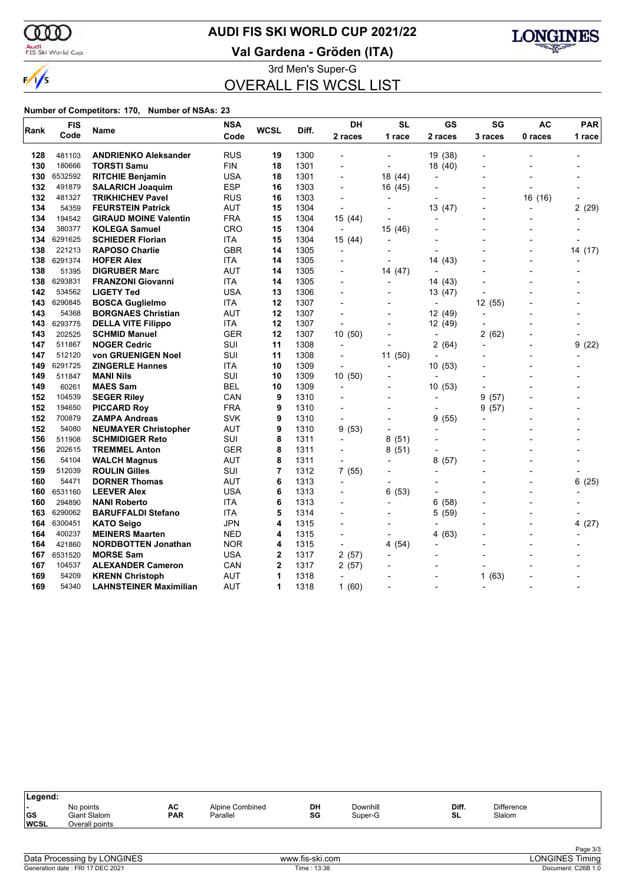# AUDI FIS SKI WORLD CUP 2021/22

## Val Gardena - Gröden (ITA)

### 3rd Men's Super-G

## OVERALL FIS WCSL LIST

**Number of Competitors: 170, Number of NSAs: 23**

| Rank | FIS Code | Name | NSA Code | WCSL | Diff. | DH 2 races | SL 1 race | GS 2 races | SG 3 races | AC 0 races | PAR 1 race |
|---|---|---|---|---|---|---|---|---|---|---|---|
| 128 | 481103 | **ANDRIENKO Aleksander** | RUS | **19** | 1300 | - | - | 19 (38) | - | - | - |
| 130 | 180666 | **TORSTI Samu** | FIN | **18** | 1301 | - | - | 18 (40) | - | - | - |
| 130 | 6532592 | **RITCHIE Benjamin** | USA | **18** | 1301 | - | 18 (44) | - | - | - | - |
| 132 | 491879 | **SALARICH Joaquim** | ESP | **16** | 1303 | - | 16 (45) | - | - | - | - |
| 132 | 481327 | **TRIKHICHEV Pavel** | RUS | **16** | 1303 | - | - | - | - | 16 (16) | - |
| 134 | 54359 | **FEURSTEIN Patrick** | AUT | **15** | 1304 | - | - | 13 (47) | - | - | 2 (29) |
| 134 | 194542 | **GIRAUD MOINE Valentin** | FRA | **15** | 1304 | 15 (44) | - | - | - | - | - |
| 134 | 380377 | **KOLEGA Samuel** | CRO | **15** | 1304 | - | 15 (46) | - | - | - | - |
| 134 | 6291625 | **SCHIEDER Florian** | ITA | **15** | 1304 | 15 (44) | - | - | - | - | - |
| 138 | 221213 | **RAPOSO Charlie** | GBR | **14** | 1305 | - | - | - | - | - | 14 (17) |
| 138 | 6291374 | **HOFER Alex** | ITA | **14** | 1305 | - | - | 14 (43) | - | - | - |
| 138 | 51395 | **DIGRUBER Marc** | AUT | **14** | 1305 | - | 14 (47) | - | - | - | - |
| 138 | 6293831 | **FRANZONI Giovanni** | ITA | **14** | 1305 | - | - | 14 (43) | - | - | - |
| 142 | 534562 | **LIGETY Ted** | USA | **13** | 1306 | - | - | 13 (47) | - | - | - |
| 143 | 6290845 | **BOSCA Guglielmo** | ITA | **12** | 1307 | - | - | - | 12 (55) | - | - |
| 143 | 54368 | **BORGNAES Christian** | AUT | **12** | 1307 | - | - | 12 (49) | - | - | - |
| 143 | 6293775 | **DELLA VITE Filippo** | ITA | **12** | 1307 | - | - | 12 (49) | - | - | - |
| 143 | 202525 | **SCHMID Manuel** | GER | **12** | 1307 | 10 (50) | - | - | 2 (62) | - | - |
| 147 | 511867 | **NOGER Cedric** | SUI | **11** | 1308 | - | - | 2 (64) | - | - | 9 (22) |
| 147 | 512120 | **von GRUENIGEN Noel** | SUI | **11** | 1308 | - | 11 (50) | - | - | - | - |
| 149 | 6291725 | **ZINGERLE Hannes** | ITA | **10** | 1309 | - | - | 10 (53) | - | - | - |
| 149 | 511847 | **MANI Nils** | SUI | **10** | 1309 | 10 (50) | - | - | - | - | - |
| 149 | 60261 | **MAES Sam** | BEL | **10** | 1309 | - | - | 10 (53) | - | - | - |
| 152 | 104539 | **SEGER Riley** | CAN | **9** | 1310 | - | - | - | 9 (57) | - | - |
| 152 | 194650 | **PICCARD Roy** | FRA | **9** | 1310 | - | - | - | 9 (57) | - | - |
| 152 | 700879 | **ZAMPA Andreas** | SVK | **9** | 1310 | - | - | 9 (55) | - | - | - |
| 152 | 54080 | **NEUMAYER Christopher** | AUT | **9** | 1310 | 9 (53) | - | - | - | - | - |
| 156 | 511908 | **SCHMIDIGER Reto** | SUI | **8** | 1311 | - | 8 (51) | - | - | - | - |
| 156 | 202615 | **TREMMEL Anton** | GER | **8** | 1311 | - | 8 (51) | - | - | - | - |
| 156 | 54104 | **WALCH Magnus** | AUT | **8** | 1311 | - | - | 8 (57) | - | - | - |
| 159 | 512039 | **ROULIN Gilles** | SUI | **7** | 1312 | 7 (55) | - | - | - | - | - |
| 160 | 54471 | **DORNER Thomas** | AUT | **6** | 1313 | - | - | - | - | - | 6 (25) |
| 160 | 6531160 | **LEEVER Alex** | USA | **6** | 1313 | - | 6 (53) | - | - | - | - |
| 160 | 294890 | **NANI Roberto** | ITA | **6** | 1313 | - | - | 6 (58) | - | - | - |
| 163 | 6290062 | **BARUFFALDI Stefano** | ITA | **5** | 1314 | - | - | 5 (59) | - | - | - |
| 164 | 6300451 | **KATO Seigo** | JPN | **4** | 1315 | - | - | - | - | - | 4 (27) |
| 164 | 400237 | **MEINERS Maarten** | NED | **4** | 1315 | - | - | 4 (63) | - | - | - |
| 164 | 421860 | **NORDBOTTEN Jonathan** | NOR | **4** | 1315 | - | 4 (54) | - | - | - | - |
| 167 | 6531520 | **MORSE Sam** | USA | **2** | 1317 | 2 (57) | - | - | - | - | - |
| 167 | 104537 | **ALEXANDER Cameron** | CAN | **2** | 1317 | 2 (57) | - | - | - | - | - |
| 169 | 54209 | **KRENN Christoph** | AUT | **1** | 1318 | - | - | - | 1 (63) | - | - |
| 169 | 54340 | **LAHNSTEINER Maximilian** | AUT | **1** | 1318 | 1 (60) | - | - | - | - | - |

**Legend:**

| | | | | | | | |
|---|---|---|---|---|---|---|---|
| - | No points | AC | Alpine Combined | DH | Downhill | Diff. | Difference |
| GS | Giant Slalom | PAR | Parallel | SG | Super-G | SL | Slalom |
| WCSL | Overall points | | | | | | |

Data Processing by LONGINES — www.fis-ski.com — LONGINES Timing

Generation date : FRI 17 DEC 2021 — Time : 13:38 — Document: C26B 1.0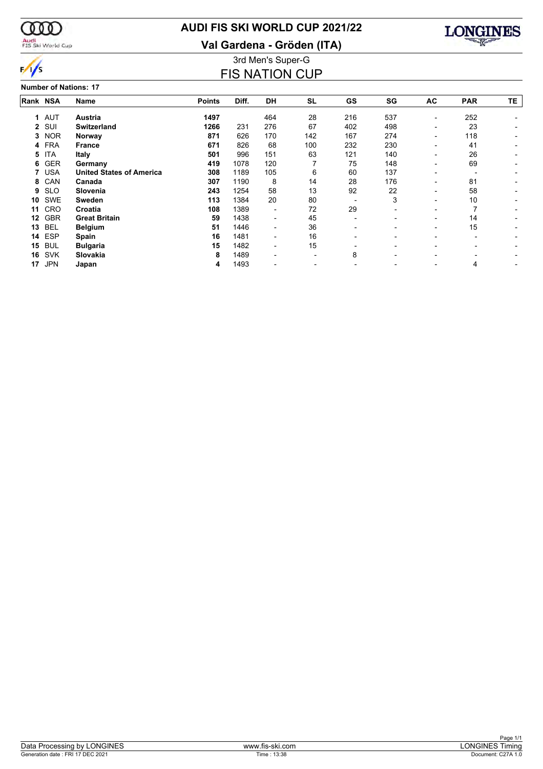# AUDI FIS SKI WORLD CUP 2021/22

## Val Gardena - Gröden (ITA)

### 3rd Men's Super-G

## FIS NATION CUP

**Number of Nations: 17**

| Rank | NSA | Name | Points | Diff. | DH | SL | GS | SG | AC | PAR | TE |
|---|---|---|---|---|---|---|---|---|---|---|---|
| 1 | AUT | **Austria** | **1497** | | 464 | 28 | 216 | 537 | - | 252 | - |
| 2 | SUI | **Switzerland** | **1266** | 231 | 276 | 67 | 402 | 498 | - | 23 | - |
| 3 | NOR | **Norway** | **871** | 626 | 170 | 142 | 167 | 274 | - | 118 | - |
| 4 | FRA | **France** | **671** | 826 | 68 | 100 | 232 | 230 | - | 41 | - |
| 5 | ITA | **Italy** | **501** | 996 | 151 | 63 | 121 | 140 | - | 26 | - |
| 6 | GER | **Germany** | **419** | 1078 | 120 | 7 | 75 | 148 | - | 69 | - |
| 7 | USA | **United States of America** | **308** | 1189 | 105 | 6 | 60 | 137 | - | - | - |
| 8 | CAN | **Canada** | **307** | 1190 | 8 | 14 | 28 | 176 | - | 81 | - |
| 9 | SLO | **Slovenia** | **243** | 1254 | 58 | 13 | 92 | 22 | - | 58 | - |
| 10 | SWE | **Sweden** | **113** | 1384 | 20 | 80 | - | 3 | - | 10 | - |
| 11 | CRO | **Croatia** | **108** | 1389 | - | 72 | 29 | - | - | 7 | - |
| 12 | GBR | **Great Britain** | **59** | 1438 | - | 45 | - | - | - | 14 | - |
| 13 | BEL | **Belgium** | **51** | 1446 | - | 36 | - | - | - | 15 | - |
| 14 | ESP | **Spain** | **16** | 1481 | - | 16 | - | - | - | - | - |
| 15 | BUL | **Bulgaria** | **15** | 1482 | - | 15 | - | - | - | - | - |
| 16 | SVK | **Slovakia** | **8** | 1489 | - | - | 8 | - | - | - | - |
| 17 | JPN | **Japan** | **4** | 1493 | - | - | - | - | - | 4 | - |

Data Processing by LONGINES | www.fis-ski.com | LONGINES Timing

Generation date : FRI 17 DEC 2021 | Time : 13:38 | Document: C27A 1.0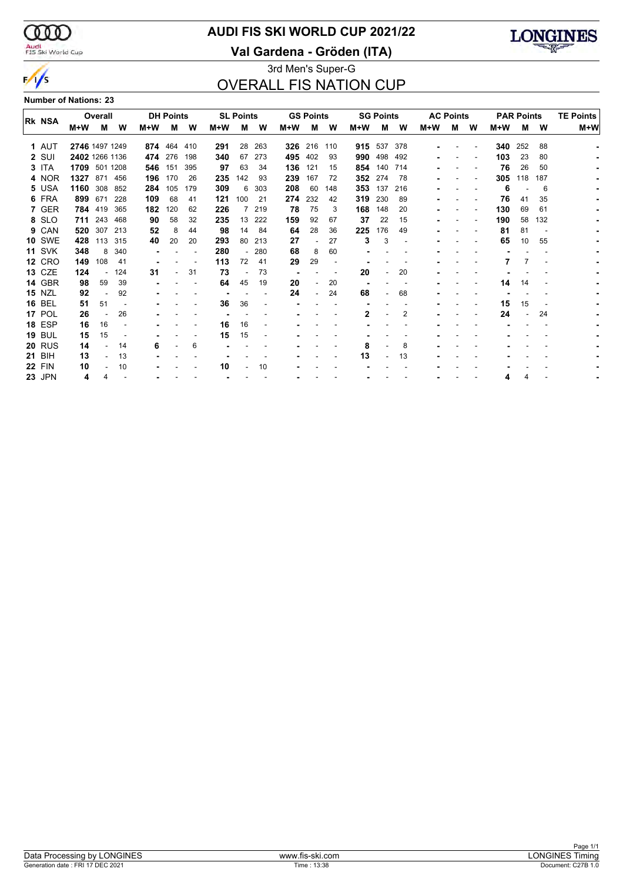# AUDI FIS SKI WORLD CUP 2021/22

## Val Gardena - Gröden (ITA)

3rd Men's Super-G

## OVERALL FIS NATION CUP

**Number of Nations: 23**

| Rk | NSA | Overall | | | DH Points | | | SL Points | | | GS Points | | | SG Points | | | AC Points | | | PAR Points | | | TE Points |
|---|---|---|---|---|---|---|---|---|---|---|---|---|---|---|---|---|---|---|---|---|---|---|---|
| | | M+W | M | W | M+W | M | W | M+W | M | W | M+W | M | W | M+W | M | W | M+W | M | W | M+W | M | W | M+W |
| 1 | AUT | **2746** | 1497 | 1249 | **874** | 464 | 410 | **291** | 28 | 263 | **326** | 216 | 110 | **915** | 537 | 378 | - | - | - | **340** | 252 | 88 | - |
| 2 | SUI | **2402** | 1266 | 1136 | **474** | 276 | 198 | **340** | 67 | 273 | **495** | 402 | 93 | **990** | 498 | 492 | - | - | - | **103** | 23 | 80 | - |
| 3 | ITA | **1709** | 501 | 1208 | **546** | 151 | 395 | **97** | 63 | 34 | **136** | 121 | 15 | **854** | 140 | 714 | - | - | - | **76** | 26 | 50 | - |
| 4 | NOR | **1327** | 871 | 456 | **196** | 170 | 26 | **235** | 142 | 93 | **239** | 167 | 72 | **352** | 274 | 78 | - | - | - | **305** | 118 | 187 | - |
| 5 | USA | **1160** | 308 | 852 | **284** | 105 | 179 | **309** | 6 | 303 | **208** | 60 | 148 | **353** | 137 | 216 | - | - | - | **6** | - | 6 | - |
| 6 | FRA | **899** | 671 | 228 | **109** | 68 | 41 | **121** | 100 | 21 | **274** | 232 | 42 | **319** | 230 | 89 | - | - | - | **76** | 41 | 35 | - |
| 7 | GER | **784** | 419 | 365 | **182** | 120 | 62 | **226** | 7 | 219 | **78** | 75 | 3 | **168** | 148 | 20 | - | - | - | **130** | 69 | 61 | - |
| 8 | SLO | **711** | 243 | 468 | **90** | 58 | 32 | **235** | 13 | 222 | **159** | 92 | 67 | **37** | 22 | 15 | - | - | - | **190** | 58 | 132 | - |
| 9 | CAN | **520** | 307 | 213 | **52** | 8 | 44 | **98** | 14 | 84 | **64** | 28 | 36 | **225** | 176 | 49 | - | - | - | **81** | 81 | - | - |
| 10 | SWE | **428** | 113 | 315 | **40** | 20 | 20 | **293** | 80 | 213 | **27** | - | 27 | **3** | 3 | - | - | - | - | **65** | 10 | 55 | - |
| 11 | SVK | **348** | 8 | 340 | - | - | - | **280** | - | 280 | **68** | 8 | 60 | - | - | - | - | - | - | - | - | - | - |
| 12 | CRO | **149** | 108 | 41 | - | - | - | **113** | 72 | 41 | **29** | 29 | - | - | - | - | - | - | - | **7** | 7 | - | - |
| 13 | CZE | **124** | - | 124 | **31** | - | 31 | **73** | - | 73 | - | - | - | **20** | - | 20 | - | - | - | - | - | - | - |
| 14 | GBR | **98** | 59 | 39 | - | - | - | **64** | 45 | 19 | **20** | - | 20 | - | - | - | - | - | - | **14** | 14 | - | - |
| 15 | NZL | **92** | - | 92 | - | - | - | - | - | - | **24** | - | 24 | **68** | - | 68 | - | - | - | - | - | - | - |
| 16 | BEL | **51** | 51 | - | - | - | - | **36** | 36 | - | - | - | - | - | - | - | - | - | - | **15** | 15 | - | - |
| 17 | POL | **26** | - | 26 | - | - | - | - | - | - | - | - | - | **2** | - | 2 | - | - | - | **24** | - | 24 | - |
| 18 | ESP | **16** | 16 | - | - | - | - | **16** | 16 | - | - | - | - | - | - | - | - | - | - | - | - | - | - |
| 19 | BUL | **15** | 15 | - | - | - | - | **15** | 15 | - | - | - | - | - | - | - | - | - | - | - | - | - | - |
| 20 | RUS | **14** | - | 14 | **6** | - | 6 | - | - | - | - | - | - | **8** | - | 8 | - | - | - | - | - | - | - |
| 21 | BIH | **13** | - | 13 | - | - | - | - | - | - | - | - | - | **13** | - | 13 | - | - | - | - | - | - | - |
| 22 | FIN | **10** | - | 10 | - | - | - | **10** | - | 10 | - | - | - | - | - | - | - | - | - | - | - | - | - |
| 23 | JPN | **4** | 4 | - | - | - | - | - | - | - | - | - | - | - | - | - | - | - | - | **4** | 4 | - | - |

Data Processing by LONGINES | www.fis-ski.com | LONGINES Timing

Generation date : FRI 17 DEC 2021 | Time : 13:38 | Document: C27B 1.0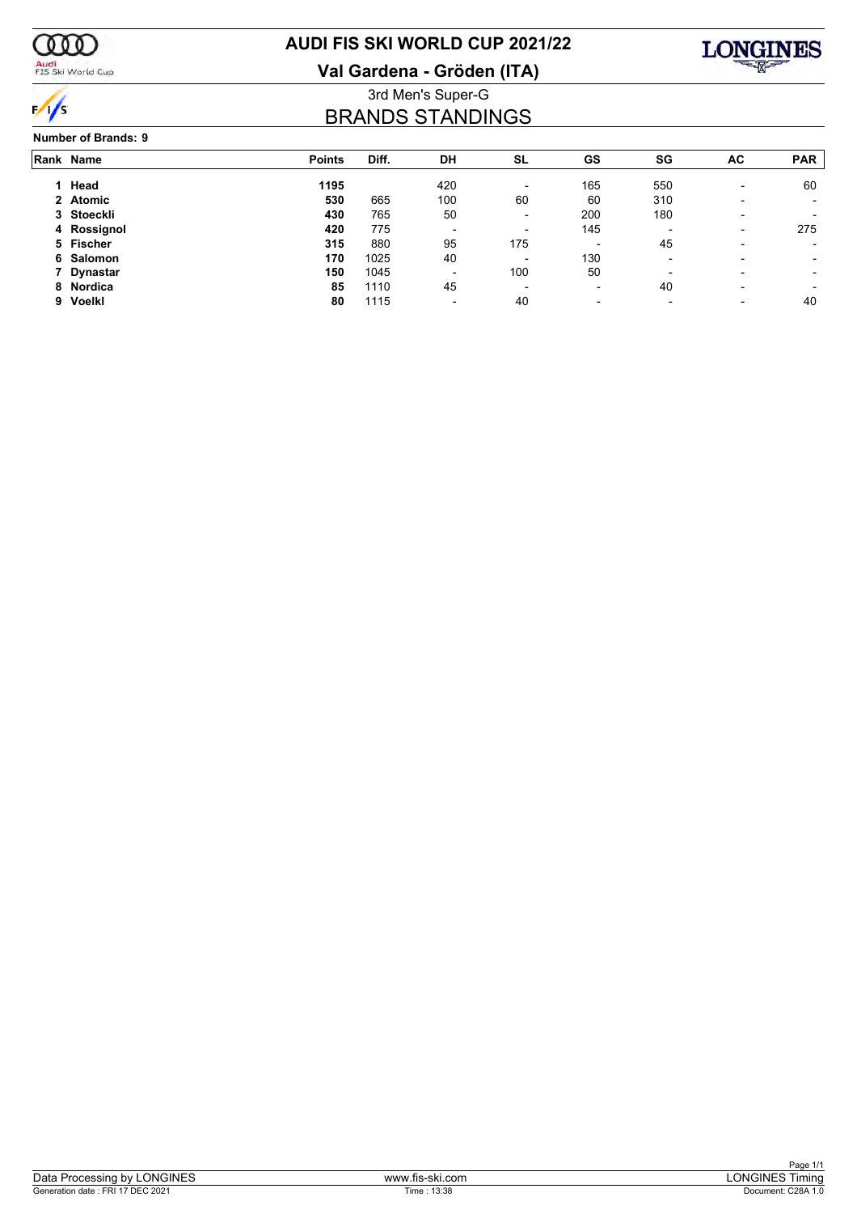# AUDI FIS SKI WORLD CUP 2021/22

## Val Gardena - Gröden (ITA)

3rd Men's Super-G

## BRANDS STANDINGS

**Number of Brands: 9**

| Rank | Name | Points | Diff. | DH | SL | GS | SG | AC | PAR |
|---|---|---|---|---|---|---|---|---|---|
| 1 | **Head** | **1195** | | 420 | - | 165 | 550 | - | 60 |
| 2 | **Atomic** | **530** | 665 | 100 | 60 | 60 | 310 | - | - |
| 3 | **Stoeckli** | **430** | 765 | 50 | - | 200 | 180 | - | - |
| 4 | **Rossignol** | **420** | 775 | - | - | 145 | - | - | 275 |
| 5 | **Fischer** | **315** | 880 | 95 | 175 | - | 45 | - | - |
| 6 | **Salomon** | **170** | 1025 | 40 | - | 130 | - | - | - |
| 7 | **Dynastar** | **150** | 1045 | - | 100 | 50 | - | - | - |
| 8 | **Nordica** | **85** | 1110 | 45 | - | - | 40 | - | - |
| 9 | **Voelkl** | **80** | 1115 | - | 40 | - | - | - | 40 |

Data Processing by LONGINES | www.fis-ski.com | LONGINES Timing

Generation date : FRI 17 DEC 2021 | Time : 13:38 | Document: C28A 1.0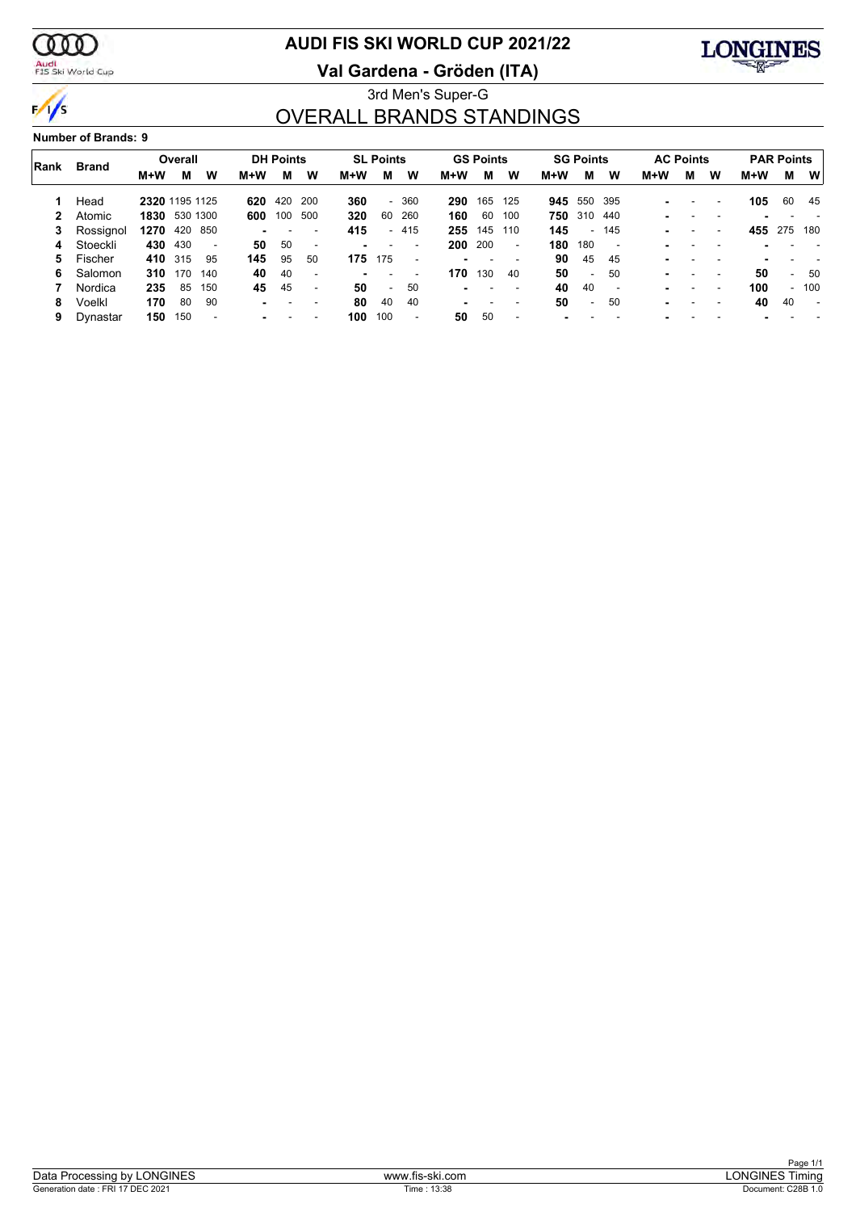# AUDI FIS SKI WORLD CUP 2021/22

## Val Gardena - Gröden (ITA)

3rd Men's Super-G

## OVERALL BRANDS STANDINGS

**Number of Brands: 9**

| Rank | Brand | Overall | | | DH Points | | | SL Points | | | GS Points | | | SG Points | | | AC Points | | | PAR Points | | |
|---|---|---|---|---|---|---|---|---|---|---|---|---|---|---|---|---|---|---|---|---|---|---|
| | | M+W | M | W | M+W | M | W | M+W | M | W | M+W | M | W | M+W | M | W | M+W | M | W | M+W | M | W |
| 1 | Head | **2320** | 1195 | 1125 | **620** | 420 | 200 | **360** | - | 360 | **290** | 165 | 125 | **945** | 550 | 395 | - | - | - | **105** | 60 | 45 |
| 2 | Atomic | **1830** | 530 | 1300 | **600** | 100 | 500 | **320** | 60 | 260 | **160** | 60 | 100 | **750** | 310 | 440 | - | - | - | - | - | - |
| 3 | Rossignol | **1270** | 420 | 850 | - | - | - | **415** | - | 415 | **255** | 145 | 110 | **145** | - | 145 | - | - | - | **455** | 275 | 180 |
| 4 | Stoeckli | **430** | 430 | - | **50** | 50 | - | - | - | - | **200** | 200 | - | **180** | 180 | - | - | - | - | - | - | - |
| 5 | Fischer | **410** | 315 | 95 | **145** | 95 | 50 | **175** | 175 | - | - | - | - | **90** | 45 | 45 | - | - | - | - | - | - |
| 6 | Salomon | **310** | 170 | 140 | **40** | 40 | - | - | - | - | **170** | 130 | 40 | **50** | - | 50 | - | - | - | **50** | - | 50 |
| 7 | Nordica | **235** | 85 | 150 | **45** | 45 | - | **50** | - | 50 | - | - | - | **40** | 40 | - | - | - | - | **100** | - | 100 |
| 8 | Voelkl | **170** | 80 | 90 | - | - | - | **80** | 40 | 40 | - | - | - | **50** | - | 50 | - | - | - | **40** | 40 | - |
| 9 | Dynastar | **150** | 150 | - | - | - | - | **100** | 100 | - | **50** | 50 | - | - | - | - | - | - | - | - | - | - |

Data Processing by LONGINES — www.fis-ski.com — LONGINES Timing

Generation date : FRI 17 DEC 2021 — Time : 13:38 — Document: C28B 1.0